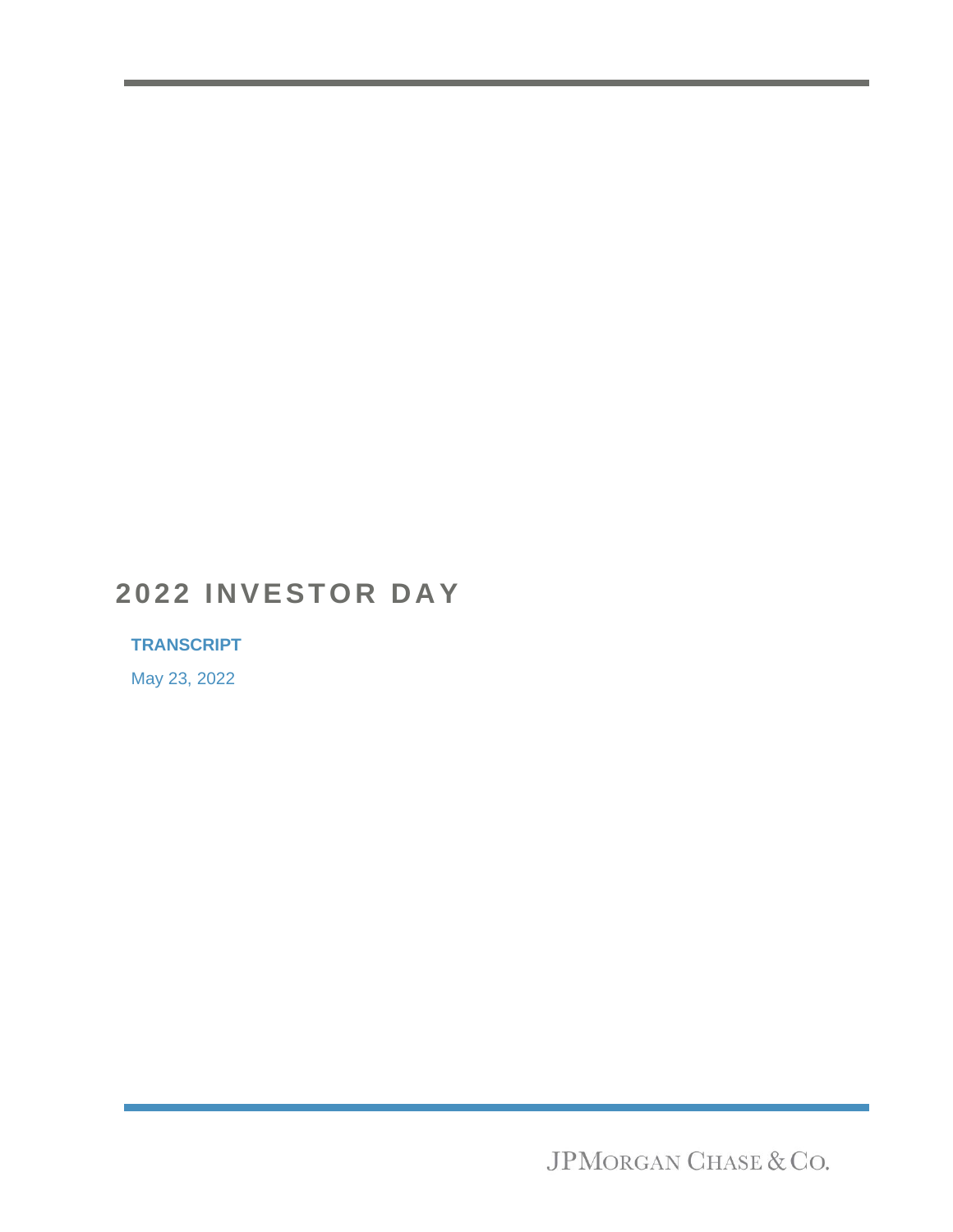# 2022 INVESTOR DAY

**TRANSCRIPT**

May 23, 2022

JPMORGAN CHASE & CO.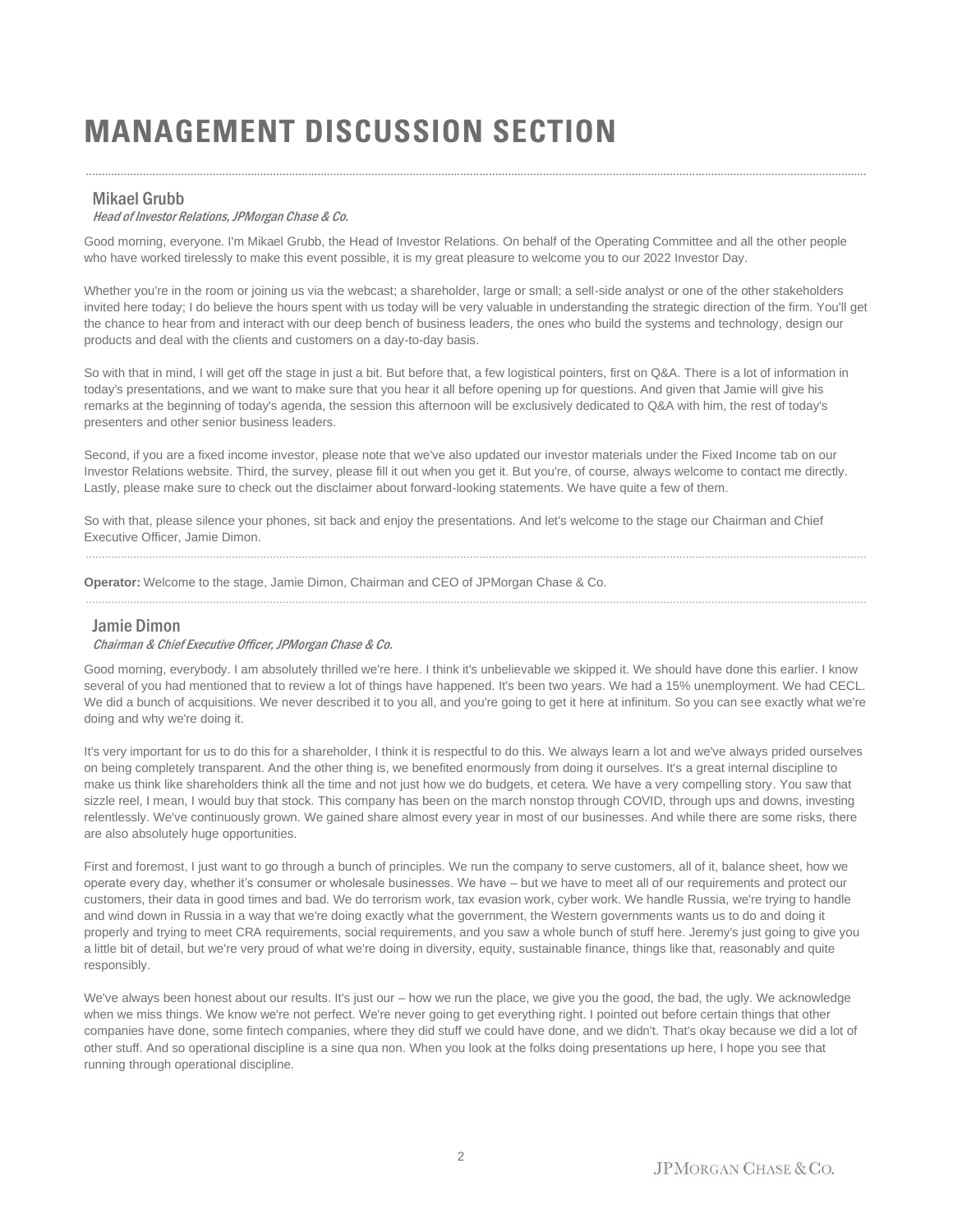# MANAGEMENT DISCUSSION SECTION

---

### Mikael Grubb

*Head of Investor Relations, JPMorgan Chase & Co.*

Good morning, everyone. I'm Mikael Grubb, the Head of Investor Relations. On behalf of the Operating Committee and all the other people who have worked tirelessly to make this event possible, it is my great pleasure to welcome you to our 2022 Investor Day.

Whether you're in the room or joining us via the webcast; a shareholder, large or small; a sell-side analyst or one of the other stakeholders invited here today; I do believe the hours spent with us today will be very valuable in understanding the strategic direction of the firm. You'll get the chance to hear from and interact with our deep bench of business leaders, the ones who build the systems and technology, design our products and deal with the clients and customers on a day-to-day basis.

So with that in mind, I will get off the stage in just a bit. But before that, a few logistical pointers, first on Q&A. There is a lot of information in today's presentations, and we want to make sure that you hear it all before opening up for questions. And given that Jamie will give his remarks at the beginning of today's agenda, the session this afternoon will be exclusively dedicated to Q&A with him, the rest of today's presenters and other senior business leaders.

Second, if you are a fixed income investor, please note that we've also updated our investor materials under the Fixed Income tab on our Investor Relations website. Third, the survey, please fill it out when you get it. But you're, of course, always welcome to contact me directly. Lastly, please make sure to check out the disclaimer about forward-looking statements. We have quite a few of them.

So with that, please silence your phones, sit back and enjoy the presentations. And let's welcome to the stage our Chairman and Chief Executive Officer, Jamie Dimon.

---

**Operator:** Welcome to the stage, Jamie Dimon, Chairman and CEO of JPMorgan Chase & Co.

---

### Jamie Dimon

*Chairman & Chief Executive Officer, JPMorgan Chase & Co.*

Good morning, everybody. I am absolutely thrilled we're here. I think it's unbelievable we skipped it. We should have done this earlier. I know several of you had mentioned that to review a lot of things have happened. It's been two years. We had a 15% unemployment. We had CECL. We did a bunch of acquisitions. We never described it to you all, and you're going to get it here at infinitum. So you can see exactly what we're doing and why we're doing it.

It's very important for us to do this for a shareholder, I think it is respectful to do this. We always learn a lot and we've always prided ourselves on being completely transparent. And the other thing is, we benefited enormously from doing it ourselves. It's a great internal discipline to make us think like shareholders think all the time and not just how we do budgets, et cetera. We have a very compelling story. You saw that sizzle reel, I mean, I would buy that stock. This company has been on the march nonstop through COVID, through ups and downs, investing relentlessly. We've continuously grown. We gained share almost every year in most of our businesses. And while there are some risks, there are also absolutely huge opportunities.

First and foremost, I just want to go through a bunch of principles. We run the company to serve customers, all of it, balance sheet, how we operate every day, whether it's consumer or wholesale businesses. We have – but we have to meet all of our requirements and protect our customers, their data in good times and bad. We do terrorism work, tax evasion work, cyber work. We handle Russia, we're trying to handle and wind down in Russia in a way that we're doing exactly what the government, the Western governments wants us to do and doing it properly and trying to meet CRA requirements, social requirements, and you saw a whole bunch of stuff here. Jeremy's just going to give you a little bit of detail, but we're very proud of what we're doing in diversity, equity, sustainable finance, things like that, reasonably and quite responsibly.

We've always been honest about our results. It's just our – how we run the place, we give you the good, the bad, the ugly. We acknowledge when we miss things. We know we're not perfect. We're never going to get everything right. I pointed out before certain things that other companies have done, some fintech companies, where they did stuff we could have done, and we didn't. That's okay because we did a lot of other stuff. And so operational discipline is a sine qua non. When you look at the folks doing presentations up here, I hope you see that running through operational discipline.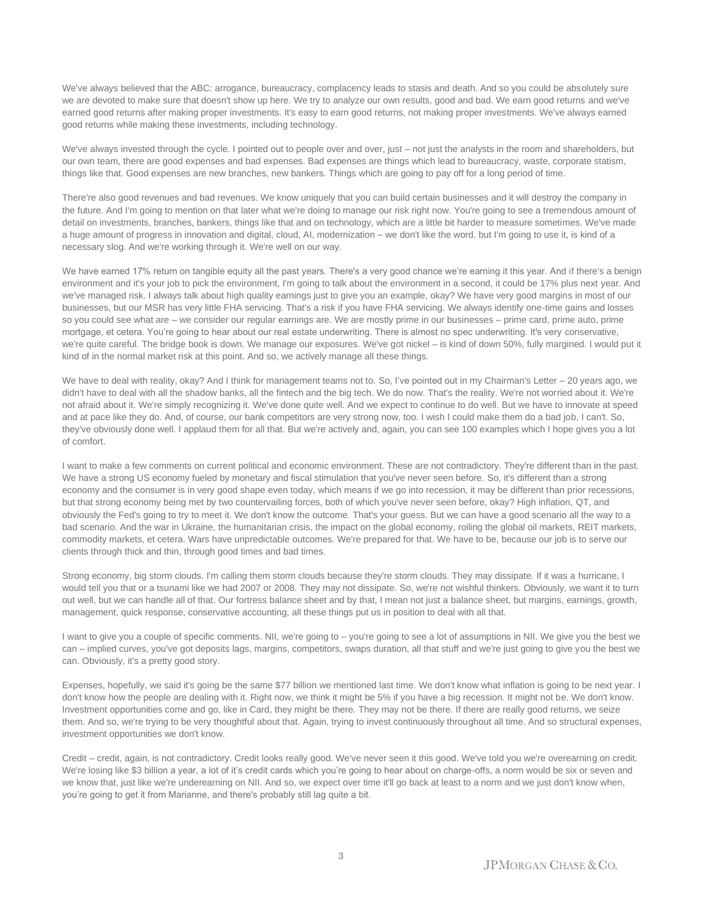We've always believed that the ABC: arrogance, bureaucracy, complacency leads to stasis and death. And so you could be absolutely sure we are devoted to make sure that doesn't show up here. We try to analyze our own results, good and bad. We earn good returns and we've earned good returns after making proper investments. It's easy to earn good returns, not making proper investments. We've always earned good returns while making these investments, including technology.

We've always invested through the cycle. I pointed out to people over and over, just – not just the analysts in the room and shareholders, but our own team, there are good expenses and bad expenses. Bad expenses are things which lead to bureaucracy, waste, corporate statism, things like that. Good expenses are new branches, new bankers. Things which are going to pay off for a long period of time.

There're also good revenues and bad revenues. We know uniquely that you can build certain businesses and it will destroy the company in the future. And I'm going to mention on that later what we're doing to manage our risk right now. You're going to see a tremendous amount of detail on investments, branches, bankers, things like that and on technology, which are a little bit harder to measure sometimes. We've made a huge amount of progress in innovation and digital, cloud, AI, modernization – we don't like the word, but I'm going to use it, is kind of a necessary slog. And we're working through it. We're well on our way.

We have earned 17% return on tangible equity all the past years. There's a very good chance we're earning it this year. And if there's a benign environment and it's your job to pick the environment, I'm going to talk about the environment in a second, it could be 17% plus next year. And we've managed risk. I always talk about high quality earnings just to give you an example, okay? We have very good margins in most of our businesses, but our MSR has very little FHA servicing. That's a risk if you have FHA servicing. We always identify one-time gains and losses so you could see what are – we consider our regular earnings are. We are mostly prime in our businesses – prime card, prime auto, prime mortgage, et cetera. You're going to hear about our real estate underwriting. There is almost no spec underwriting. It's very conservative, we're quite careful. The bridge book is down. We manage our exposures. We've got nickel – is kind of down 50%, fully margined. I would put it kind of in the normal market risk at this point. And so, we actively manage all these things.

We have to deal with reality, okay? And I think for management teams not to. So, I've pointed out in my Chairman's Letter – 20 years ago, we didn't have to deal with all the shadow banks, all the fintech and the big tech. We do now. That's the reality. We're not worried about it. We're not afraid about it. We're simply recognizing it. We've done quite well. And we expect to continue to do well. But we have to innovate at speed and at pace like they do. And, of course, our bank competitors are very strong now, too. I wish I could make them do a bad job, I can't. So, they've obviously done well. I applaud them for all that. But we're actively and, again, you can see 100 examples which I hope gives you a lot of comfort.

I want to make a few comments on current political and economic environment. These are not contradictory. They're different than in the past. We have a strong US economy fueled by monetary and fiscal stimulation that you've never seen before. So, it's different than a strong economy and the consumer is in very good shape even today, which means if we go into recession, it may be different than prior recessions, but that strong economy being met by two countervailing forces, both of which you've never seen before, okay? High inflation, QT, and obviously the Fed's going to try to meet it. We don't know the outcome. That's your guess. But we can have a good scenario all the way to a bad scenario. And the war in Ukraine, the humanitarian crisis, the impact on the global economy, roiling the global oil markets, REIT markets, commodity markets, et cetera. Wars have unpredictable outcomes. We're prepared for that. We have to be, because our job is to serve our clients through thick and thin, through good times and bad times.

Strong economy, big storm clouds. I'm calling them storm clouds because they're storm clouds. They may dissipate. If it was a hurricane, I would tell you that or a tsunami like we had 2007 or 2008. They may not dissipate. So, we're not wishful thinkers. Obviously, we want it to turn out well, but we can handle all of that. Our fortress balance sheet and by that, I mean not just a balance sheet, but margins, earnings, growth, management, quick response, conservative accounting, all these things put us in position to deal with all that.

I want to give you a couple of specific comments. NII, we're going to – you're going to see a lot of assumptions in NII. We give you the best we can – implied curves, you've got deposits lags, margins, competitors, swaps duration, all that stuff and we're just going to give you the best we can. Obviously, it's a pretty good story.

Expenses, hopefully, we said it's going be the same $77 billion we mentioned last time. We don't know what inflation is going to be next year. I don't know how the people are dealing with it. Right now, we think it might be 5% if you have a big recession. It might not be. We don't know. Investment opportunities come and go, like in Card, they might be there. They may not be there. If there are really good returns, we seize them. And so, we're trying to be very thoughtful about that. Again, trying to invest continuously throughout all time. And so structural expenses, investment opportunities we don't know.

Credit – credit, again, is not contradictory. Credit looks really good. We've never seen it this good. We've told you we're overearning on credit. We're losing like $3 billion a year, a lot of it's credit cards which you're going to hear about on charge-offs, a norm would be six or seven and we know that, just like we're underearning on NII. And so, we expect over time it'll go back at least to a norm and we just don't know when, you're going to get it from Marianne, and there's probably still lag quite a bit.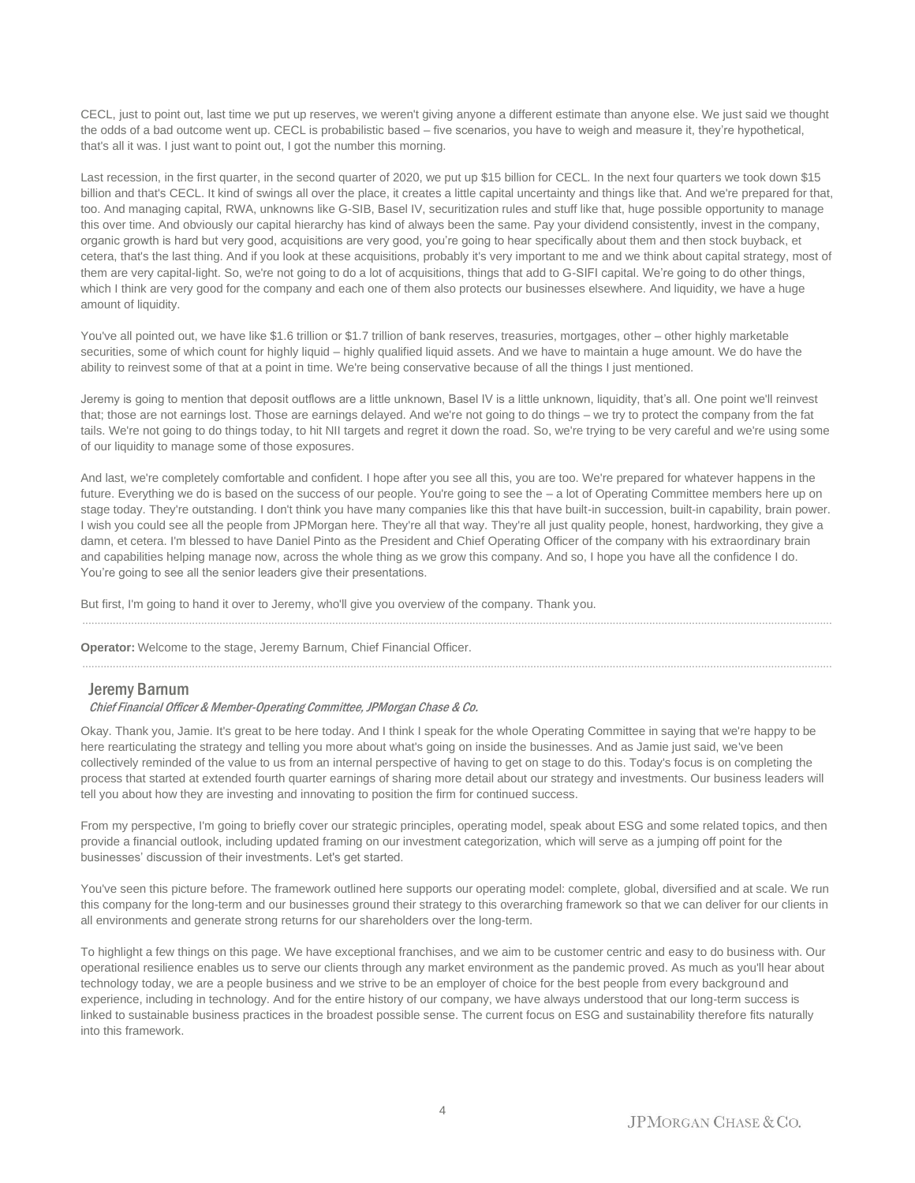CECL, just to point out, last time we put up reserves, we weren't giving anyone a different estimate than anyone else. We just said we thought the odds of a bad outcome went up. CECL is probabilistic based – five scenarios, you have to weigh and measure it, they're hypothetical, that's all it was. I just want to point out, I got the number this morning.

Last recession, in the first quarter, in the second quarter of 2020, we put up $15 billion for CECL. In the next four quarters we took down $15 billion and that's CECL. It kind of swings all over the place, it creates a little capital uncertainty and things like that. And we're prepared for that, too. And managing capital, RWA, unknowns like G-SIB, Basel IV, securitization rules and stuff like that, huge possible opportunity to manage this over time. And obviously our capital hierarchy has kind of always been the same. Pay your dividend consistently, invest in the company, organic growth is hard but very good, acquisitions are very good, you're going to hear specifically about them and then stock buyback, et cetera, that's the last thing. And if you look at these acquisitions, probably it's very important to me and we think about capital strategy, most of them are very capital-light. So, we're not going to do a lot of acquisitions, things that add to G-SIFI capital. We're going to do other things, which I think are very good for the company and each one of them also protects our businesses elsewhere. And liquidity, we have a huge amount of liquidity.

You've all pointed out, we have like $1.6 trillion or $1.7 trillion of bank reserves, treasuries, mortgages, other – other highly marketable securities, some of which count for highly liquid – highly qualified liquid assets. And we have to maintain a huge amount. We do have the ability to reinvest some of that at a point in time. We're being conservative because of all the things I just mentioned.

Jeremy is going to mention that deposit outflows are a little unknown, Basel IV is a little unknown, liquidity, that's all. One point we'll reinvest that; those are not earnings lost. Those are earnings delayed. And we're not going to do things – we try to protect the company from the fat tails. We're not going to do things today, to hit NII targets and regret it down the road. So, we're trying to be very careful and we're using some of our liquidity to manage some of those exposures.

And last, we're completely comfortable and confident. I hope after you see all this, you are too. We're prepared for whatever happens in the future. Everything we do is based on the success of our people. You're going to see the – a lot of Operating Committee members here up on stage today. They're outstanding. I don't think you have many companies like this that have built-in succession, built-in capability, brain power. I wish you could see all the people from JPMorgan here. They're all that way. They're all just quality people, honest, hardworking, they give a damn, et cetera. I'm blessed to have Daniel Pinto as the President and Chief Operating Officer of the company with his extraordinary brain and capabilities helping manage now, across the whole thing as we grow this company. And so, I hope you have all the confidence I do. You're going to see all the senior leaders give their presentations.

But first, I'm going to hand it over to Jeremy, who'll give you overview of the company. Thank you.

---

**Operator:** Welcome to the stage, Jeremy Barnum, Chief Financial Officer.

---

## Jeremy Barnum

*Chief Financial Officer & Member-Operating Committee, JPMorgan Chase & Co.*

Okay. Thank you, Jamie. It's great to be here today. And I think I speak for the whole Operating Committee in saying that we're happy to be here rearticulating the strategy and telling you more about what's going on inside the businesses. And as Jamie just said, we've been collectively reminded of the value to us from an internal perspective of having to get on stage to do this. Today's focus is on completing the process that started at extended fourth quarter earnings of sharing more detail about our strategy and investments. Our business leaders will tell you about how they are investing and innovating to position the firm for continued success.

From my perspective, I'm going to briefly cover our strategic principles, operating model, speak about ESG and some related topics, and then provide a financial outlook, including updated framing on our investment categorization, which will serve as a jumping off point for the businesses' discussion of their investments. Let's get started.

You've seen this picture before. The framework outlined here supports our operating model: complete, global, diversified and at scale. We run this company for the long-term and our businesses ground their strategy to this overarching framework so that we can deliver for our clients in all environments and generate strong returns for our shareholders over the long-term.

To highlight a few things on this page. We have exceptional franchises, and we aim to be customer centric and easy to do business with. Our operational resilience enables us to serve our clients through any market environment as the pandemic proved. As much as you'll hear about technology today, we are a people business and we strive to be an employer of choice for the best people from every background and experience, including in technology. And for the entire history of our company, we have always understood that our long-term success is linked to sustainable business practices in the broadest possible sense. The current focus on ESG and sustainability therefore fits naturally into this framework.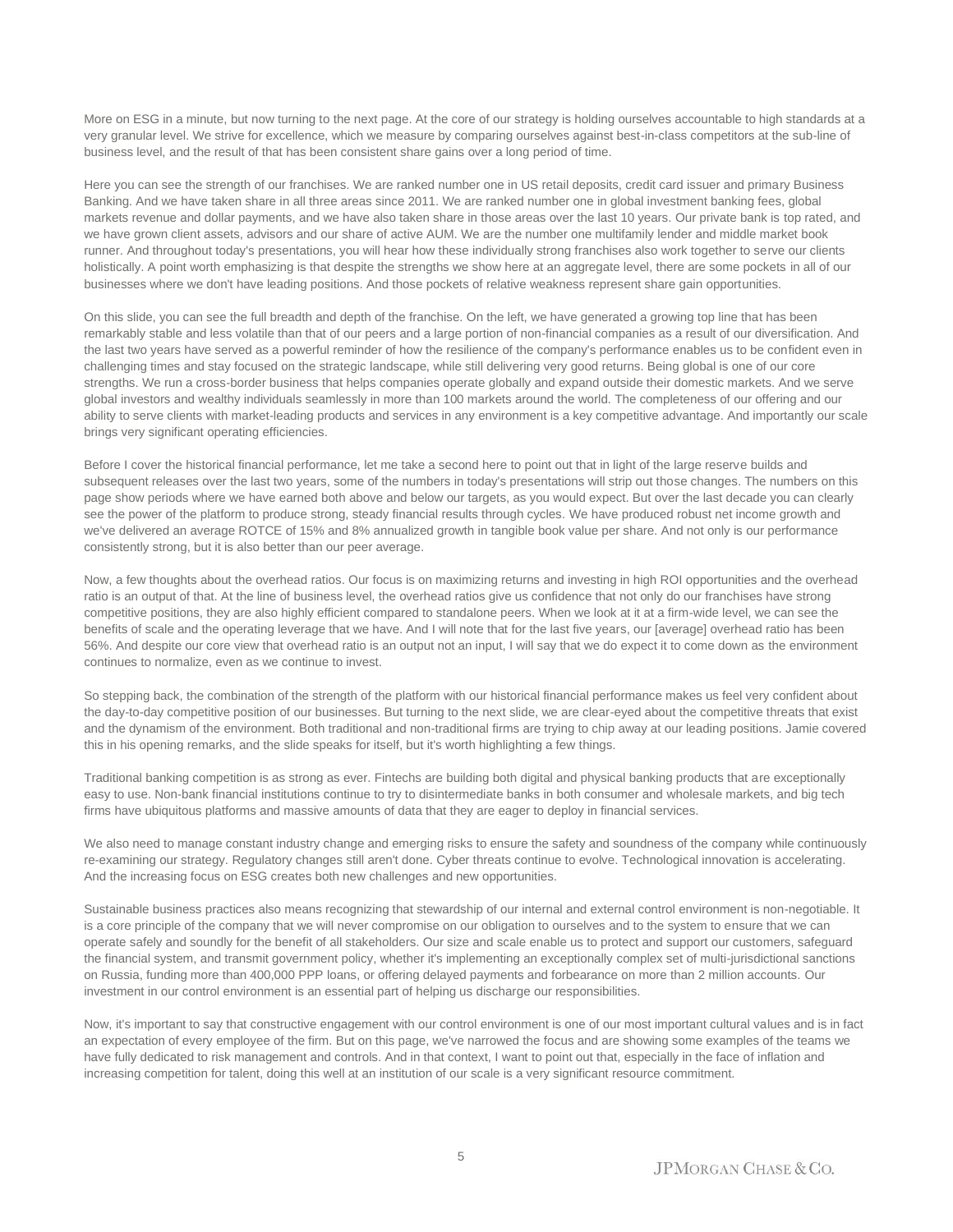More on ESG in a minute, but now turning to the next page. At the core of our strategy is holding ourselves accountable to high standards at a very granular level. We strive for excellence, which we measure by comparing ourselves against best-in-class competitors at the sub-line of business level, and the result of that has been consistent share gains over a long period of time.

Here you can see the strength of our franchises. We are ranked number one in US retail deposits, credit card issuer and primary Business Banking. And we have taken share in all three areas since 2011. We are ranked number one in global investment banking fees, global markets revenue and dollar payments, and we have also taken share in those areas over the last 10 years. Our private bank is top rated, and we have grown client assets, advisors and our share of active AUM. We are the number one multifamily lender and middle market book runner. And throughout today's presentations, you will hear how these individually strong franchises also work together to serve our clients holistically. A point worth emphasizing is that despite the strengths we show here at an aggregate level, there are some pockets in all of our businesses where we don't have leading positions. And those pockets of relative weakness represent share gain opportunities.

On this slide, you can see the full breadth and depth of the franchise. On the left, we have generated a growing top line that has been remarkably stable and less volatile than that of our peers and a large portion of non-financial companies as a result of our diversification. And the last two years have served as a powerful reminder of how the resilience of the company's performance enables us to be confident even in challenging times and stay focused on the strategic landscape, while still delivering very good returns. Being global is one of our core strengths. We run a cross-border business that helps companies operate globally and expand outside their domestic markets. And we serve global investors and wealthy individuals seamlessly in more than 100 markets around the world. The completeness of our offering and our ability to serve clients with market-leading products and services in any environment is a key competitive advantage. And importantly our scale brings very significant operating efficiencies.

Before I cover the historical financial performance, let me take a second here to point out that in light of the large reserve builds and subsequent releases over the last two years, some of the numbers in today's presentations will strip out those changes. The numbers on this page show periods where we have earned both above and below our targets, as you would expect. But over the last decade you can clearly see the power of the platform to produce strong, steady financial results through cycles. We have produced robust net income growth and we've delivered an average ROTCE of 15% and 8% annualized growth in tangible book value per share. And not only is our performance consistently strong, but it is also better than our peer average.

Now, a few thoughts about the overhead ratios. Our focus is on maximizing returns and investing in high ROI opportunities and the overhead ratio is an output of that. At the line of business level, the overhead ratios give us confidence that not only do our franchises have strong competitive positions, they are also highly efficient compared to standalone peers. When we look at it at a firm-wide level, we can see the benefits of scale and the operating leverage that we have. And I will note that for the last five years, our [average] overhead ratio has been 56%. And despite our core view that overhead ratio is an output not an input, I will say that we do expect it to come down as the environment continues to normalize, even as we continue to invest.

So stepping back, the combination of the strength of the platform with our historical financial performance makes us feel very confident about the day-to-day competitive position of our businesses. But turning to the next slide, we are clear-eyed about the competitive threats that exist and the dynamism of the environment. Both traditional and non-traditional firms are trying to chip away at our leading positions. Jamie covered this in his opening remarks, and the slide speaks for itself, but it's worth highlighting a few things.

Traditional banking competition is as strong as ever. Fintechs are building both digital and physical banking products that are exceptionally easy to use. Non-bank financial institutions continue to try to disintermediate banks in both consumer and wholesale markets, and big tech firms have ubiquitous platforms and massive amounts of data that they are eager to deploy in financial services.

We also need to manage constant industry change and emerging risks to ensure the safety and soundness of the company while continuously re-examining our strategy. Regulatory changes still aren't done. Cyber threats continue to evolve. Technological innovation is accelerating. And the increasing focus on ESG creates both new challenges and new opportunities.

Sustainable business practices also means recognizing that stewardship of our internal and external control environment is non-negotiable. It is a core principle of the company that we will never compromise on our obligation to ourselves and to the system to ensure that we can operate safely and soundly for the benefit of all stakeholders. Our size and scale enable us to protect and support our customers, safeguard the financial system, and transmit government policy, whether it's implementing an exceptionally complex set of multi-jurisdictional sanctions on Russia, funding more than 400,000 PPP loans, or offering delayed payments and forbearance on more than 2 million accounts. Our investment in our control environment is an essential part of helping us discharge our responsibilities.

Now, it's important to say that constructive engagement with our control environment is one of our most important cultural values and is in fact an expectation of every employee of the firm. But on this page, we've narrowed the focus and are showing some examples of the teams we have fully dedicated to risk management and controls. And in that context, I want to point out that, especially in the face of inflation and increasing competition for talent, doing this well at an institution of our scale is a very significant resource commitment.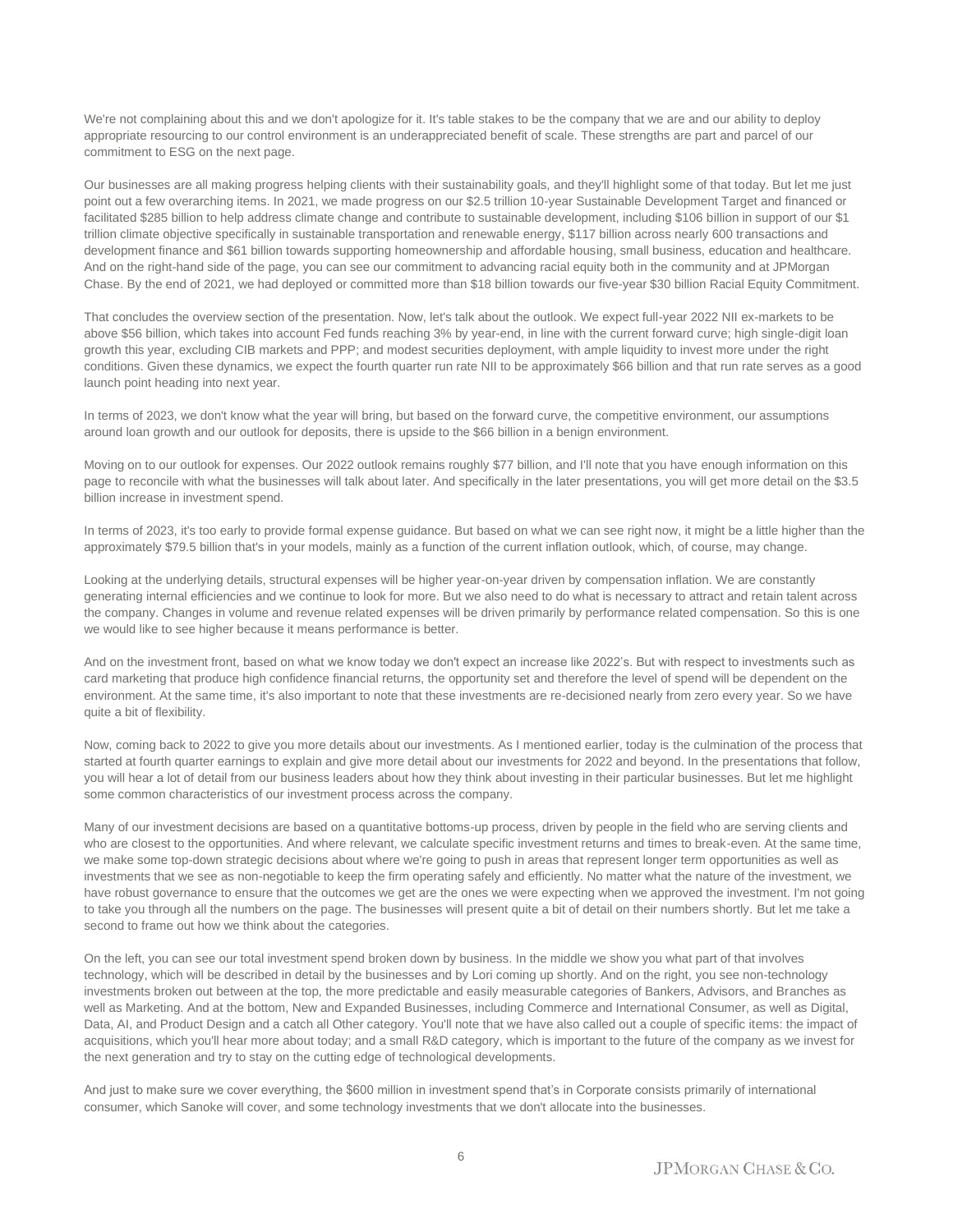We're not complaining about this and we don't apologize for it. It's table stakes to be the company that we are and our ability to deploy appropriate resourcing to our control environment is an underappreciated benefit of scale. These strengths are part and parcel of our commitment to ESG on the next page.

Our businesses are all making progress helping clients with their sustainability goals, and they'll highlight some of that today. But let me just point out a few overarching items. In 2021, we made progress on our $2.5 trillion 10-year Sustainable Development Target and financed or facilitated $285 billion to help address climate change and contribute to sustainable development, including $106 billion in support of our $1 trillion climate objective specifically in sustainable transportation and renewable energy, $117 billion across nearly 600 transactions and development finance and $61 billion towards supporting homeownership and affordable housing, small business, education and healthcare. And on the right-hand side of the page, you can see our commitment to advancing racial equity both in the community and at JPMorgan Chase. By the end of 2021, we had deployed or committed more than $18 billion towards our five-year $30 billion Racial Equity Commitment.

That concludes the overview section of the presentation. Now, let's talk about the outlook. We expect full-year 2022 NII ex-markets to be above $56 billion, which takes into account Fed funds reaching 3% by year-end, in line with the current forward curve; high single-digit loan growth this year, excluding CIB markets and PPP; and modest securities deployment, with ample liquidity to invest more under the right conditions. Given these dynamics, we expect the fourth quarter run rate NII to be approximately $66 billion and that run rate serves as a good launch point heading into next year.

In terms of 2023, we don't know what the year will bring, but based on the forward curve, the competitive environment, our assumptions around loan growth and our outlook for deposits, there is upside to the $66 billion in a benign environment.

Moving on to our outlook for expenses. Our 2022 outlook remains roughly $77 billion, and I'll note that you have enough information on this page to reconcile with what the businesses will talk about later. And specifically in the later presentations, you will get more detail on the $3.5 billion increase in investment spend.

In terms of 2023, it's too early to provide formal expense guidance. But based on what we can see right now, it might be a little higher than the approximately $79.5 billion that's in your models, mainly as a function of the current inflation outlook, which, of course, may change.

Looking at the underlying details, structural expenses will be higher year-on-year driven by compensation inflation. We are constantly generating internal efficiencies and we continue to look for more. But we also need to do what is necessary to attract and retain talent across the company. Changes in volume and revenue related expenses will be driven primarily by performance related compensation. So this is one we would like to see higher because it means performance is better.

And on the investment front, based on what we know today we don't expect an increase like 2022's. But with respect to investments such as card marketing that produce high confidence financial returns, the opportunity set and therefore the level of spend will be dependent on the environment. At the same time, it's also important to note that these investments are re-decisioned nearly from zero every year. So we have quite a bit of flexibility.

Now, coming back to 2022 to give you more details about our investments. As I mentioned earlier, today is the culmination of the process that started at fourth quarter earnings to explain and give more detail about our investments for 2022 and beyond. In the presentations that follow, you will hear a lot of detail from our business leaders about how they think about investing in their particular businesses. But let me highlight some common characteristics of our investment process across the company.

Many of our investment decisions are based on a quantitative bottoms-up process, driven by people in the field who are serving clients and who are closest to the opportunities. And where relevant, we calculate specific investment returns and times to break-even. At the same time, we make some top-down strategic decisions about where we're going to push in areas that represent longer term opportunities as well as investments that we see as non-negotiable to keep the firm operating safely and efficiently. No matter what the nature of the investment, we have robust governance to ensure that the outcomes we get are the ones we were expecting when we approved the investment. I'm not going to take you through all the numbers on the page. The businesses will present quite a bit of detail on their numbers shortly. But let me take a second to frame out how we think about the categories.

On the left, you can see our total investment spend broken down by business. In the middle we show you what part of that involves technology, which will be described in detail by the businesses and by Lori coming up shortly. And on the right, you see non-technology investments broken out between at the top, the more predictable and easily measurable categories of Bankers, Advisors, and Branches as well as Marketing. And at the bottom, New and Expanded Businesses, including Commerce and International Consumer, as well as Digital, Data, AI, and Product Design and a catch all Other category. You'll note that we have also called out a couple of specific items: the impact of acquisitions, which you'll hear more about today; and a small R&D category, which is important to the future of the company as we invest for the next generation and try to stay on the cutting edge of technological developments.

And just to make sure we cover everything, the $600 million in investment spend that's in Corporate consists primarily of international consumer, which Sanoke will cover, and some technology investments that we don't allocate into the businesses.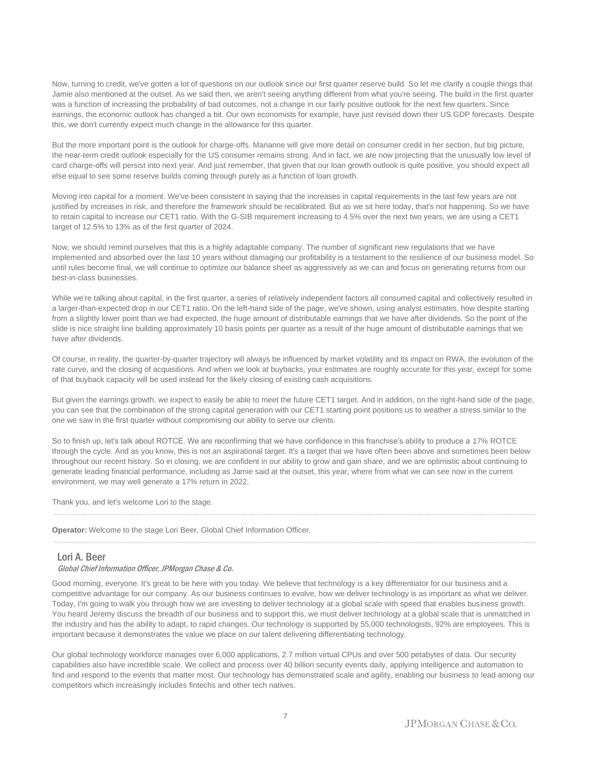Now, turning to credit, we've gotten a lot of questions on our outlook since our first quarter reserve build. So let me clarify a couple things that Jamie also mentioned at the outset. As we said then, we aren't seeing anything different from what you're seeing. The build in the first quarter was a function of increasing the probability of bad outcomes, not a change in our fairly positive outlook for the next few quarters. Since earnings, the economic outlook has changed a bit. Our own economists for example, have just revised down their US GDP forecasts. Despite this, we don't currently expect much change in the allowance for this quarter.

But the more important point is the outlook for charge-offs. Marianne will give more detail on consumer credit in her section, but big picture, the near-term credit outlook especially for the US consumer remains strong. And in fact, we are now projecting that the unusually low level of card charge-offs will persist into next year. And just remember, that given that our loan growth outlook is quite positive, you should expect all else equal to see some reserve builds coming through purely as a function of loan growth.

Moving into capital for a moment. We've been consistent in saying that the increases in capital requirements in the last few years are not justified by increases in risk, and therefore the framework should be recalibrated. But as we sit here today, that's not happening. So we have to retain capital to increase our CET1 ratio. With the G-SIB requirement increasing to 4.5% over the next two years, we are using a CET1 target of 12.5% to 13% as of the first quarter of 2024.

Now, we should remind ourselves that this is a highly adaptable company. The number of significant new regulations that we have implemented and absorbed over the last 10 years without damaging our profitability is a testament to the resilience of our business model. So until rules become final, we will continue to optimize our balance sheet as aggressively as we can and focus on generating returns from our best-in-class businesses.

While we're talking about capital, in the first quarter, a series of relatively independent factors all consumed capital and collectively resulted in a larger-than-expected drop in our CET1 ratio. On the left-hand side of the page, we've shown, using analyst estimates, how despite starting from a slightly lower point than we had expected, the huge amount of distributable earnings that we have after dividends. So the point of the slide is nice straight line building approximately 10 basis points per quarter as a result of the huge amount of distributable earnings that we have after dividends.

Of course, in reality, the quarter-by-quarter trajectory will always be influenced by market volatility and its impact on RWA, the evolution of the rate curve, and the closing of acquisitions. And when we look at buybacks, your estimates are roughly accurate for this year, except for some of that buyback capacity will be used instead for the likely closing of existing cash acquisitions.

But given the earnings growth, we expect to easily be able to meet the future CET1 target. And in addition, on the right-hand side of the page, you can see that the combination of the strong capital generation with our CET1 starting point positions us to weather a stress similar to the one we saw in the first quarter without compromising our ability to serve our clients.

So to finish up, let's talk about ROTCE. We are reconfirming that we have confidence in this franchise's ability to produce a 17% ROTCE through the cycle. And as you know, this is not an aspirational target. It's a target that we have often been above and sometimes been below throughout our recent history. So in closing, we are confident in our ability to grow and gain share, and we are optimistic about continuing to generate leading financial performance, including as Jamie said at the outset, this year, where from what we can see now in the current environment, we may well generate a 17% return in 2022.

Thank you, and let's welcome Lori to the stage.

---

**Operator:** Welcome to the stage Lori Beer, Global Chief Information Officer.

---

## Lori A. Beer

*Global Chief Information Officer, JPMorgan Chase & Co.*

Good morning, everyone. It's great to be here with you today. We believe that technology is a key differentiator for our business and a competitive advantage for our company. As our business continues to evolve, how we deliver technology is as important as what we deliver. Today, I'm going to walk you through how we are investing to deliver technology at a global scale with speed that enables business growth. You heard Jeremy discuss the breadth of our business and to support this, we must deliver technology at a global scale that is unmatched in the industry and has the ability to adapt, to rapid changes. Our technology is supported by 55,000 technologists, 92% are employees. This is important because it demonstrates the value we place on our talent delivering differentiating technology.

Our global technology workforce manages over 6,000 applications, 2.7 million virtual CPUs and over 500 petabytes of data. Our security capabilities also have incredible scale. We collect and process over 40 billion security events daily, applying intelligence and automation to find and respond to the events that matter most. Our technology has demonstrated scale and agility, enabling our business to lead among our competitors which increasingly includes fintechs and other tech natives.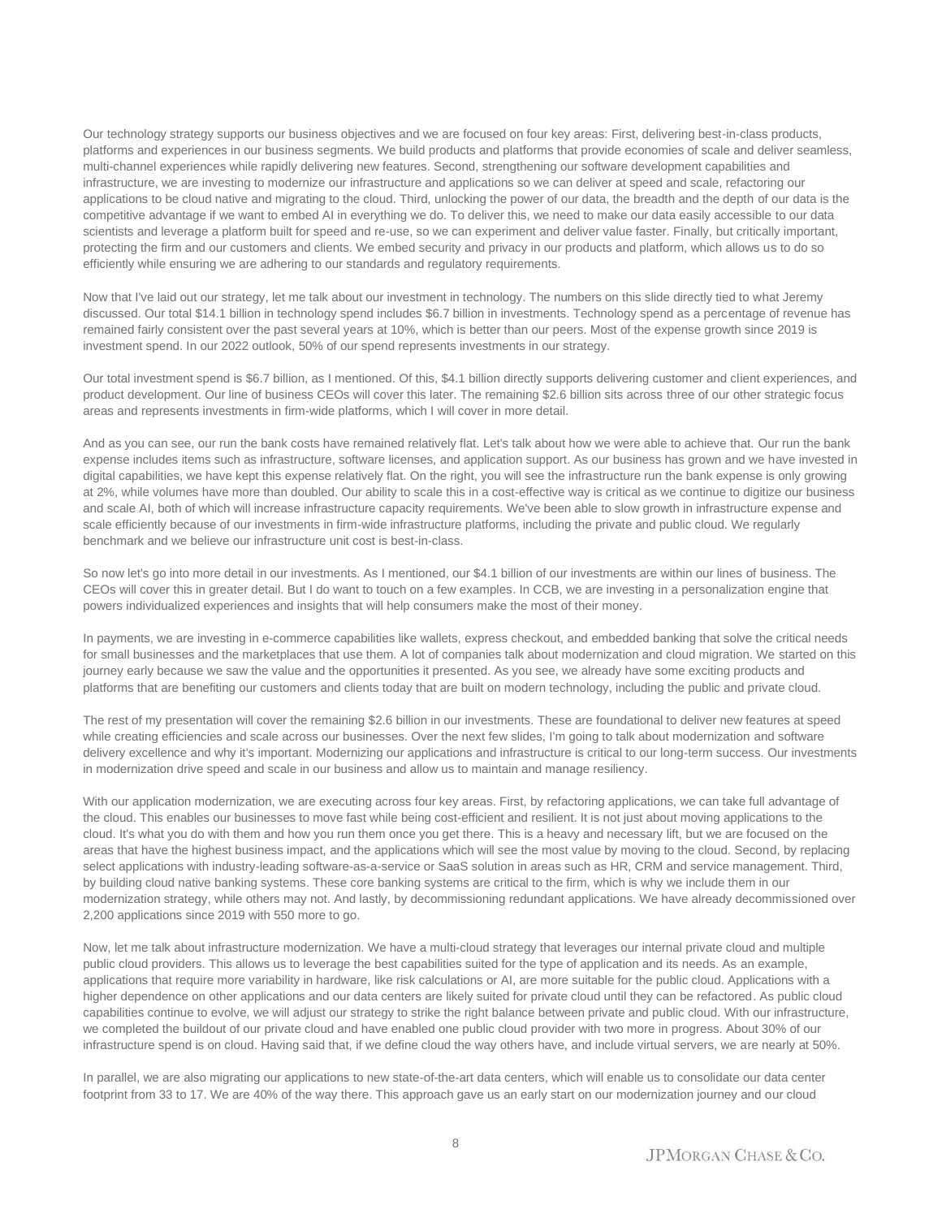Our technology strategy supports our business objectives and we are focused on four key areas: First, delivering best-in-class products, platforms and experiences in our business segments. We build products and platforms that provide economies of scale and deliver seamless, multi-channel experiences while rapidly delivering new features. Second, strengthening our software development capabilities and infrastructure, we are investing to modernize our infrastructure and applications so we can deliver at speed and scale, refactoring our applications to be cloud native and migrating to the cloud. Third, unlocking the power of our data, the breadth and the depth of our data is the competitive advantage if we want to embed AI in everything we do. To deliver this, we need to make our data easily accessible to our data scientists and leverage a platform built for speed and re-use, so we can experiment and deliver value faster. Finally, but critically important, protecting the firm and our customers and clients. We embed security and privacy in our products and platform, which allows us to do so efficiently while ensuring we are adhering to our standards and regulatory requirements.

Now that I've laid out our strategy, let me talk about our investment in technology. The numbers on this slide directly tied to what Jeremy discussed. Our total $14.1 billion in technology spend includes $6.7 billion in investments. Technology spend as a percentage of revenue has remained fairly consistent over the past several years at 10%, which is better than our peers. Most of the expense growth since 2019 is investment spend. In our 2022 outlook, 50% of our spend represents investments in our strategy.

Our total investment spend is $6.7 billion, as I mentioned. Of this, $4.1 billion directly supports delivering customer and client experiences, and product development. Our line of business CEOs will cover this later. The remaining $2.6 billion sits across three of our other strategic focus areas and represents investments in firm-wide platforms, which I will cover in more detail.

And as you can see, our run the bank costs have remained relatively flat. Let's talk about how we were able to achieve that. Our run the bank expense includes items such as infrastructure, software licenses, and application support. As our business has grown and we have invested in digital capabilities, we have kept this expense relatively flat. On the right, you will see the infrastructure run the bank expense is only growing at 2%, while volumes have more than doubled. Our ability to scale this in a cost-effective way is critical as we continue to digitize our business and scale AI, both of which will increase infrastructure capacity requirements. We've been able to slow growth in infrastructure expense and scale efficiently because of our investments in firm-wide infrastructure platforms, including the private and public cloud. We regularly benchmark and we believe our infrastructure unit cost is best-in-class.

So now let's go into more detail in our investments. As I mentioned, our $4.1 billion of our investments are within our lines of business. The CEOs will cover this in greater detail. But I do want to touch on a few examples. In CCB, we are investing in a personalization engine that powers individualized experiences and insights that will help consumers make the most of their money.

In payments, we are investing in e-commerce capabilities like wallets, express checkout, and embedded banking that solve the critical needs for small businesses and the marketplaces that use them. A lot of companies talk about modernization and cloud migration. We started on this journey early because we saw the value and the opportunities it presented. As you see, we already have some exciting products and platforms that are benefiting our customers and clients today that are built on modern technology, including the public and private cloud.

The rest of my presentation will cover the remaining $2.6 billion in our investments. These are foundational to deliver new features at speed while creating efficiencies and scale across our businesses. Over the next few slides, I'm going to talk about modernization and software delivery excellence and why it's important. Modernizing our applications and infrastructure is critical to our long-term success. Our investments in modernization drive speed and scale in our business and allow us to maintain and manage resiliency.

With our application modernization, we are executing across four key areas. First, by refactoring applications, we can take full advantage of the cloud. This enables our businesses to move fast while being cost-efficient and resilient. It is not just about moving applications to the cloud. It's what you do with them and how you run them once you get there. This is a heavy and necessary lift, but we are focused on the areas that have the highest business impact, and the applications which will see the most value by moving to the cloud. Second, by replacing select applications with industry-leading software-as-a-service or SaaS solution in areas such as HR, CRM and service management. Third, by building cloud native banking systems. These core banking systems are critical to the firm, which is why we include them in our modernization strategy, while others may not. And lastly, by decommissioning redundant applications. We have already decommissioned over 2,200 applications since 2019 with 550 more to go.

Now, let me talk about infrastructure modernization. We have a multi-cloud strategy that leverages our internal private cloud and multiple public cloud providers. This allows us to leverage the best capabilities suited for the type of application and its needs. As an example, applications that require more variability in hardware, like risk calculations or AI, are more suitable for the public cloud. Applications with a higher dependence on other applications and our data centers are likely suited for private cloud until they can be refactored. As public cloud capabilities continue to evolve, we will adjust our strategy to strike the right balance between private and public cloud. With our infrastructure, we completed the buildout of our private cloud and have enabled one public cloud provider with two more in progress. About 30% of our infrastructure spend is on cloud. Having said that, if we define cloud the way others have, and include virtual servers, we are nearly at 50%.

In parallel, we are also migrating our applications to new state-of-the-art data centers, which will enable us to consolidate our data center footprint from 33 to 17. We are 40% of the way there. This approach gave us an early start on our modernization journey and our cloud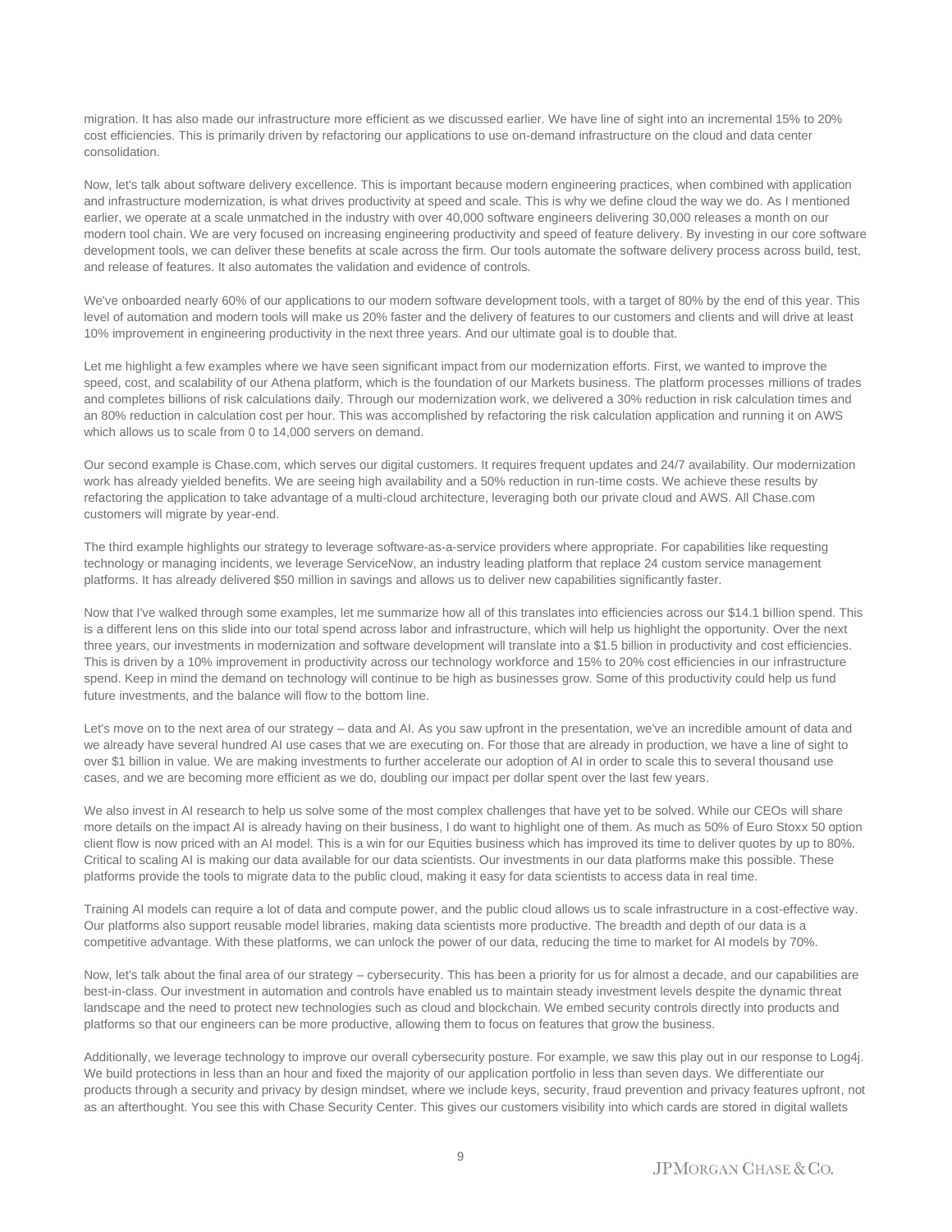migration. It has also made our infrastructure more efficient as we discussed earlier. We have line of sight into an incremental 15% to 20% cost efficiencies. This is primarily driven by refactoring our applications to use on-demand infrastructure on the cloud and data center consolidation.

Now, let's talk about software delivery excellence. This is important because modern engineering practices, when combined with application and infrastructure modernization, is what drives productivity at speed and scale. This is why we define cloud the way we do. As I mentioned earlier, we operate at a scale unmatched in the industry with over 40,000 software engineers delivering 30,000 releases a month on our modern tool chain. We are very focused on increasing engineering productivity and speed of feature delivery. By investing in our core software development tools, we can deliver these benefits at scale across the firm. Our tools automate the software delivery process across build, test, and release of features. It also automates the validation and evidence of controls.

We've onboarded nearly 60% of our applications to our modern software development tools, with a target of 80% by the end of this year. This level of automation and modern tools will make us 20% faster and the delivery of features to our customers and clients and will drive at least 10% improvement in engineering productivity in the next three years. And our ultimate goal is to double that.

Let me highlight a few examples where we have seen significant impact from our modernization efforts. First, we wanted to improve the speed, cost, and scalability of our Athena platform, which is the foundation of our Markets business. The platform processes millions of trades and completes billions of risk calculations daily. Through our modernization work, we delivered a 30% reduction in risk calculation times and an 80% reduction in calculation cost per hour. This was accomplished by refactoring the risk calculation application and running it on AWS which allows us to scale from 0 to 14,000 servers on demand.

Our second example is Chase.com, which serves our digital customers. It requires frequent updates and 24/7 availability. Our modernization work has already yielded benefits. We are seeing high availability and a 50% reduction in run-time costs. We achieve these results by refactoring the application to take advantage of a multi-cloud architecture, leveraging both our private cloud and AWS. All Chase.com customers will migrate by year-end.

The third example highlights our strategy to leverage software-as-a-service providers where appropriate. For capabilities like requesting technology or managing incidents, we leverage ServiceNow, an industry leading platform that replace 24 custom service management platforms. It has already delivered $50 million in savings and allows us to deliver new capabilities significantly faster.

Now that I've walked through some examples, let me summarize how all of this translates into efficiencies across our $14.1 billion spend. This is a different lens on this slide into our total spend across labor and infrastructure, which will help us highlight the opportunity. Over the next three years, our investments in modernization and software development will translate into a $1.5 billion in productivity and cost efficiencies. This is driven by a 10% improvement in productivity across our technology workforce and 15% to 20% cost efficiencies in our infrastructure spend. Keep in mind the demand on technology will continue to be high as businesses grow. Some of this productivity could help us fund future investments, and the balance will flow to the bottom line.

Let's move on to the next area of our strategy – data and AI. As you saw upfront in the presentation, we've an incredible amount of data and we already have several hundred AI use cases that we are executing on. For those that are already in production, we have a line of sight to over $1 billion in value. We are making investments to further accelerate our adoption of AI in order to scale this to several thousand use cases, and we are becoming more efficient as we do, doubling our impact per dollar spent over the last few years.

We also invest in AI research to help us solve some of the most complex challenges that have yet to be solved. While our CEOs will share more details on the impact AI is already having on their business, I do want to highlight one of them. As much as 50% of Euro Stoxx 50 option client flow is now priced with an AI model. This is a win for our Equities business which has improved its time to deliver quotes by up to 80%. Critical to scaling AI is making our data available for our data scientists. Our investments in our data platforms make this possible. These platforms provide the tools to migrate data to the public cloud, making it easy for data scientists to access data in real time.

Training AI models can require a lot of data and compute power, and the public cloud allows us to scale infrastructure in a cost-effective way. Our platforms also support reusable model libraries, making data scientists more productive. The breadth and depth of our data is a competitive advantage. With these platforms, we can unlock the power of our data, reducing the time to market for AI models by 70%.

Now, let's talk about the final area of our strategy – cybersecurity. This has been a priority for us for almost a decade, and our capabilities are best-in-class. Our investment in automation and controls have enabled us to maintain steady investment levels despite the dynamic threat landscape and the need to protect new technologies such as cloud and blockchain. We embed security controls directly into products and platforms so that our engineers can be more productive, allowing them to focus on features that grow the business.

Additionally, we leverage technology to improve our overall cybersecurity posture. For example, we saw this play out in our response to Log4j. We build protections in less than an hour and fixed the majority of our application portfolio in less than seven days. We differentiate our products through a security and privacy by design mindset, where we include keys, security, fraud prevention and privacy features upfront, not as an afterthought. You see this with Chase Security Center. This gives our customers visibility into which cards are stored in digital wallets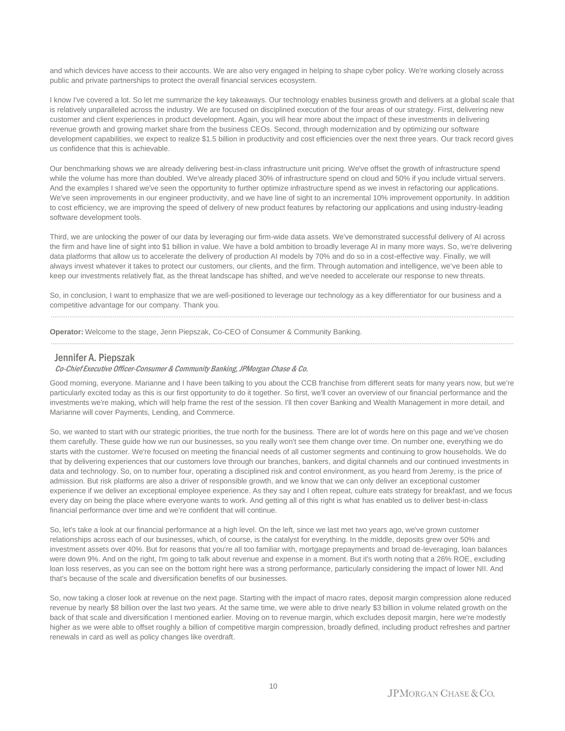and which devices have access to their accounts. We are also very engaged in helping to shape cyber policy. We're working closely across public and private partnerships to protect the overall financial services ecosystem.

I know I've covered a lot. So let me summarize the key takeaways. Our technology enables business growth and delivers at a global scale that is relatively unparalleled across the industry. We are focused on disciplined execution of the four areas of our strategy. First, delivering new customer and client experiences in product development. Again, you will hear more about the impact of these investments in delivering revenue growth and growing market share from the business CEOs. Second, through modernization and by optimizing our software development capabilities, we expect to realize $1.5 billion in productivity and cost efficiencies over the next three years. Our track record gives us confidence that this is achievable.

Our benchmarking shows we are already delivering best-in-class infrastructure unit pricing. We've offset the growth of infrastructure spend while the volume has more than doubled. We've already placed 30% of infrastructure spend on cloud and 50% if you include virtual servers. And the examples I shared we've seen the opportunity to further optimize infrastructure spend as we invest in refactoring our applications. We've seen improvements in our engineer productivity, and we have line of sight to an incremental 10% improvement opportunity. In addition to cost efficiency, we are improving the speed of delivery of new product features by refactoring our applications and using industry-leading software development tools.

Third, we are unlocking the power of our data by leveraging our firm-wide data assets. We've demonstrated successful delivery of AI across the firm and have line of sight into $1 billion in value. We have a bold ambition to broadly leverage AI in many more ways. So, we're delivering data platforms that allow us to accelerate the delivery of production AI models by 70% and do so in a cost-effective way. Finally, we will always invest whatever it takes to protect our customers, our clients, and the firm. Through automation and intelligence, we've been able to keep our investments relatively flat, as the threat landscape has shifted, and we've needed to accelerate our response to new threats.

So, in conclusion, I want to emphasize that we are well-positioned to leverage our technology as a key differentiator for our business and a competitive advantage for our company. Thank you.

---

**Operator:** Welcome to the stage, Jenn Piepszak, Co-CEO of Consumer & Community Banking.

---

## Jennifer A. Piepszak

*Co-Chief Executive Officer-Consumer & Community Banking, JPMorgan Chase & Co.*

Good morning, everyone. Marianne and I have been talking to you about the CCB franchise from different seats for many years now, but we're particularly excited today as this is our first opportunity to do it together. So first, we'll cover an overview of our financial performance and the investments we're making, which will help frame the rest of the session. I'll then cover Banking and Wealth Management in more detail, and Marianne will cover Payments, Lending, and Commerce.

So, we wanted to start with our strategic priorities, the true north for the business. There are lot of words here on this page and we've chosen them carefully. These guide how we run our businesses, so you really won't see them change over time. On number one, everything we do starts with the customer. We're focused on meeting the financial needs of all customer segments and continuing to grow households. We do that by delivering experiences that our customers love through our branches, bankers, and digital channels and our continued investments in data and technology. So, on to number four, operating a disciplined risk and control environment, as you heard from Jeremy, is the price of admission. But risk platforms are also a driver of responsible growth, and we know that we can only deliver an exceptional customer experience if we deliver an exceptional employee experience. As they say and I often repeat, culture eats strategy for breakfast, and we focus every day on being the place where everyone wants to work. And getting all of this right is what has enabled us to deliver best-in-class financial performance over time and we're confident that will continue.

So, let's take a look at our financial performance at a high level. On the left, since we last met two years ago, we've grown customer relationships across each of our businesses, which, of course, is the catalyst for everything. In the middle, deposits grew over 50% and investment assets over 40%. But for reasons that you're all too familiar with, mortgage prepayments and broad de-leveraging, loan balances were down 9%. And on the right, I'm going to talk about revenue and expense in a moment. But it's worth noting that a 26% ROE, excluding loan loss reserves, as you can see on the bottom right here was a strong performance, particularly considering the impact of lower NII. And that's because of the scale and diversification benefits of our businesses.

So, now taking a closer look at revenue on the next page. Starting with the impact of macro rates, deposit margin compression alone reduced revenue by nearly $8 billion over the last two years. At the same time, we were able to drive nearly $3 billion in volume related growth on the back of that scale and diversification I mentioned earlier. Moving on to revenue margin, which excludes deposit margin, here we're modestly higher as we were able to offset roughly a billion of competitive margin compression, broadly defined, including product refreshes and partner renewals in card as well as policy changes like overdraft.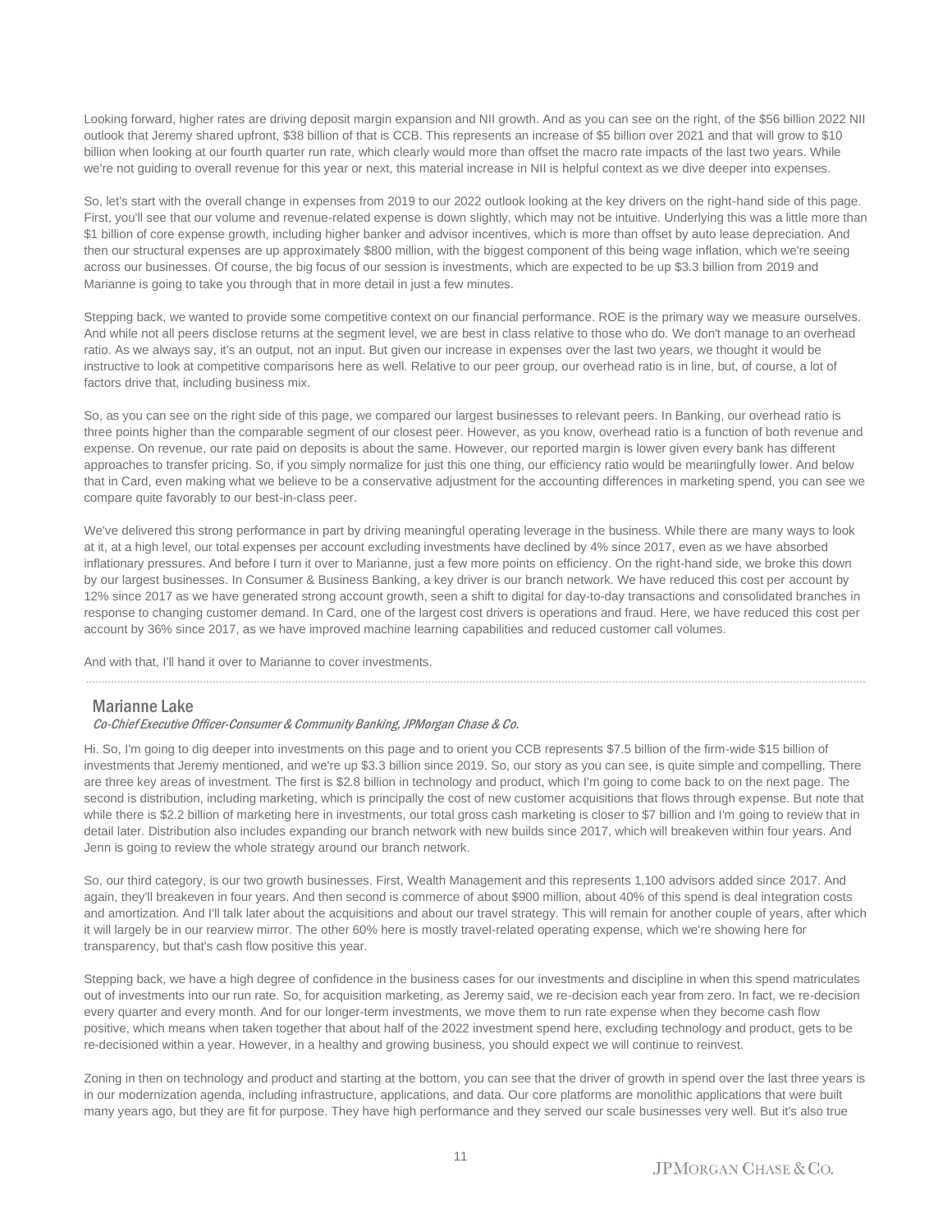Looking forward, higher rates are driving deposit margin expansion and NII growth. And as you can see on the right, of the $56 billion 2022 NII outlook that Jeremy shared upfront, $38 billion of that is CCB. This represents an increase of $5 billion over 2021 and that will grow to $10 billion when looking at our fourth quarter run rate, which clearly would more than offset the macro rate impacts of the last two years. While we're not guiding to overall revenue for this year or next, this material increase in NII is helpful context as we dive deeper into expenses.

So, let's start with the overall change in expenses from 2019 to our 2022 outlook looking at the key drivers on the right-hand side of this page. First, you'll see that our volume and revenue-related expense is down slightly, which may not be intuitive. Underlying this was a little more than $1 billion of core expense growth, including higher banker and advisor incentives, which is more than offset by auto lease depreciation. And then our structural expenses are up approximately $800 million, with the biggest component of this being wage inflation, which we're seeing across our businesses. Of course, the big focus of our session is investments, which are expected to be up $3.3 billion from 2019 and Marianne is going to take you through that in more detail in just a few minutes.

Stepping back, we wanted to provide some competitive context on our financial performance. ROE is the primary way we measure ourselves. And while not all peers disclose returns at the segment level, we are best in class relative to those who do. We don't manage to an overhead ratio. As we always say, it's an output, not an input. But given our increase in expenses over the last two years, we thought it would be instructive to look at competitive comparisons here as well. Relative to our peer group, our overhead ratio is in line, but, of course, a lot of factors drive that, including business mix.

So, as you can see on the right side of this page, we compared our largest businesses to relevant peers. In Banking, our overhead ratio is three points higher than the comparable segment of our closest peer. However, as you know, overhead ratio is a function of both revenue and expense. On revenue, our rate paid on deposits is about the same. However, our reported margin is lower given every bank has different approaches to transfer pricing. So, if you simply normalize for just this one thing, our efficiency ratio would be meaningfully lower. And below that in Card, even making what we believe to be a conservative adjustment for the accounting differences in marketing spend, you can see we compare quite favorably to our best-in-class peer.

We've delivered this strong performance in part by driving meaningful operating leverage in the business. While there are many ways to look at it, at a high level, our total expenses per account excluding investments have declined by 4% since 2017, even as we have absorbed inflationary pressures. And before I turn it over to Marianne, just a few more points on efficiency. On the right-hand side, we broke this down by our largest businesses. In Consumer & Business Banking, a key driver is our branch network. We have reduced this cost per account by 12% since 2017 as we have generated strong account growth, seen a shift to digital for day-to-day transactions and consolidated branches in response to changing customer demand. In Card, one of the largest cost drivers is operations and fraud. Here, we have reduced this cost per account by 36% since 2017, as we have improved machine learning capabilities and reduced customer call volumes.

And with that, I'll hand it over to Marianne to cover investments.

## Marianne Lake

*Co-Chief Executive Officer-Consumer & Community Banking, JPMorgan Chase & Co.*

Hi. So, I'm going to dig deeper into investments on this page and to orient you CCB represents $7.5 billion of the firm-wide $15 billion of investments that Jeremy mentioned, and we're up $3.3 billion since 2019. So, our story as you can see, is quite simple and compelling. There are three key areas of investment. The first is $2.8 billion in technology and product, which I'm going to come back to on the next page. The second is distribution, including marketing, which is principally the cost of new customer acquisitions that flows through expense. But note that while there is $2.2 billion of marketing here in investments, our total gross cash marketing is closer to $7 billion and I'm going to review that in detail later. Distribution also includes expanding our branch network with new builds since 2017, which will breakeven within four years. And Jenn is going to review the whole strategy around our branch network.

So, our third category, is our two growth businesses. First, Wealth Management and this represents 1,100 advisors added since 2017. And again, they'll breakeven in four years. And then second is commerce of about $900 million, about 40% of this spend is deal integration costs and amortization. And I'll talk later about the acquisitions and about our travel strategy. This will remain for another couple of years, after which it will largely be in our rearview mirror. The other 60% here is mostly travel-related operating expense, which we're showing here for transparency, but that's cash flow positive this year.

Stepping back, we have a high degree of confidence in the business cases for our investments and discipline in when this spend matriculates out of investments into our run rate. So, for acquisition marketing, as Jeremy said, we re-decision each year from zero. In fact, we re-decision every quarter and every month. And for our longer-term investments, we move them to run rate expense when they become cash flow positive, which means when taken together that about half of the 2022 investment spend here, excluding technology and product, gets to be re-decisioned within a year. However, in a healthy and growing business, you should expect we will continue to reinvest.

Zoning in then on technology and product and starting at the bottom, you can see that the driver of growth in spend over the last three years is in our modernization agenda, including infrastructure, applications, and data. Our core platforms are monolithic applications that were built many years ago, but they are fit for purpose. They have high performance and they served our scale businesses very well. But it's also true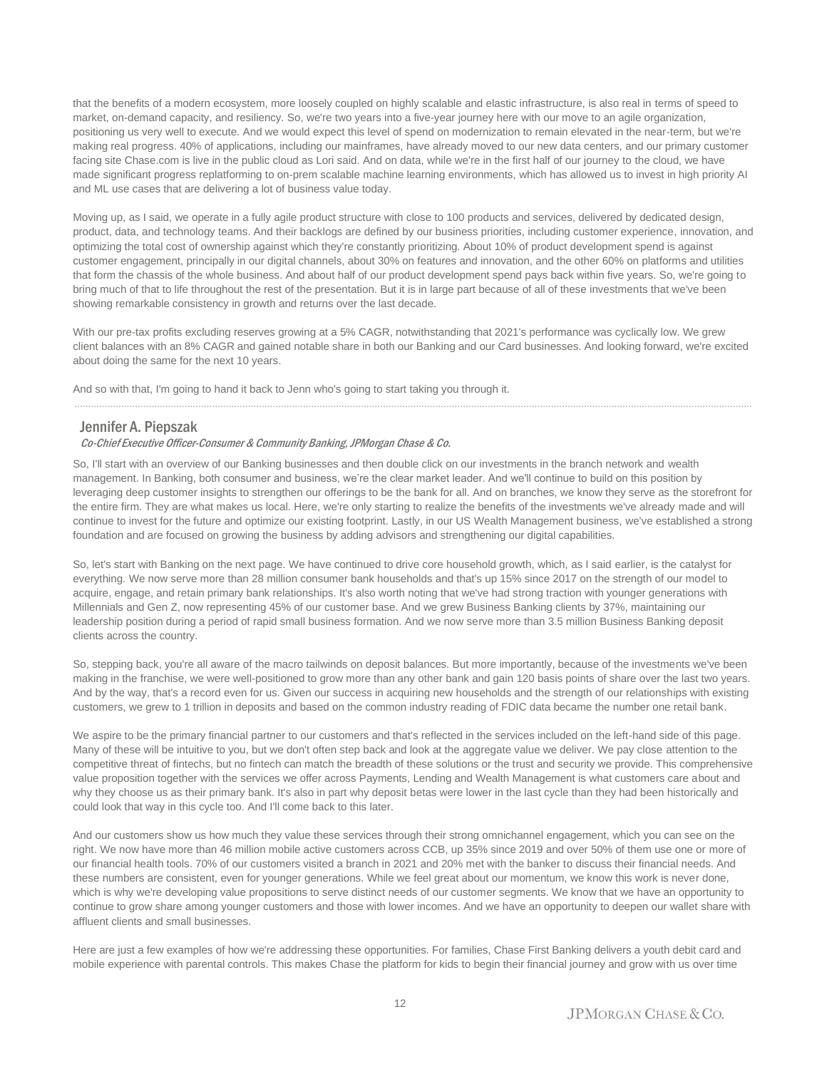that the benefits of a modern ecosystem, more loosely coupled on highly scalable and elastic infrastructure, is also real in terms of speed to market, on-demand capacity, and resiliency. So, we're two years into a five-year journey here with our move to an agile organization, positioning us very well to execute. And we would expect this level of spend on modernization to remain elevated in the near-term, but we're making real progress. 40% of applications, including our mainframes, have already moved to our new data centers, and our primary customer facing site Chase.com is live in the public cloud as Lori said. And on data, while we're in the first half of our journey to the cloud, we have made significant progress replatforming to on-prem scalable machine learning environments, which has allowed us to invest in high priority AI and ML use cases that are delivering a lot of business value today.

Moving up, as I said, we operate in a fully agile product structure with close to 100 products and services, delivered by dedicated design, product, data, and technology teams. And their backlogs are defined by our business priorities, including customer experience, innovation, and optimizing the total cost of ownership against which they're constantly prioritizing. About 10% of product development spend is against customer engagement, principally in our digital channels, about 30% on features and innovation, and the other 60% on platforms and utilities that form the chassis of the whole business. And about half of our product development spend pays back within five years. So, we're going to bring much of that to life throughout the rest of the presentation. But it is in large part because of all of these investments that we've been showing remarkable consistency in growth and returns over the last decade.

With our pre-tax profits excluding reserves growing at a 5% CAGR, notwithstanding that 2021's performance was cyclically low. We grew client balances with an 8% CAGR and gained notable share in both our Banking and our Card businesses. And looking forward, we're excited about doing the same for the next 10 years.

And so with that, I'm going to hand it back to Jenn who's going to start taking you through it.

---

## Jennifer A. Piepszak

*Co-Chief Executive Officer-Consumer & Community Banking, JPMorgan Chase & Co.*

So, I'll start with an overview of our Banking businesses and then double click on our investments in the branch network and wealth management. In Banking, both consumer and business, we're the clear market leader. And we'll continue to build on this position by leveraging deep customer insights to strengthen our offerings to be the bank for all. And on branches, we know they serve as the storefront for the entire firm. They are what makes us local. Here, we're only starting to realize the benefits of the investments we've already made and will continue to invest for the future and optimize our existing footprint. Lastly, in our US Wealth Management business, we've established a strong foundation and are focused on growing the business by adding advisors and strengthening our digital capabilities.

So, let's start with Banking on the next page. We have continued to drive core household growth, which, as I said earlier, is the catalyst for everything. We now serve more than 28 million consumer bank households and that's up 15% since 2017 on the strength of our model to acquire, engage, and retain primary bank relationships. It's also worth noting that we've had strong traction with younger generations with Millennials and Gen Z, now representing 45% of our customer base. And we grew Business Banking clients by 37%, maintaining our leadership position during a period of rapid small business formation. And we now serve more than 3.5 million Business Banking deposit clients across the country.

So, stepping back, you're all aware of the macro tailwinds on deposit balances. But more importantly, because of the investments we've been making in the franchise, we were well-positioned to grow more than any other bank and gain 120 basis points of share over the last two years. And by the way, that's a record even for us. Given our success in acquiring new households and the strength of our relationships with existing customers, we grew to 1 trillion in deposits and based on the common industry reading of FDIC data became the number one retail bank.

We aspire to be the primary financial partner to our customers and that's reflected in the services included on the left-hand side of this page. Many of these will be intuitive to you, but we don't often step back and look at the aggregate value we deliver. We pay close attention to the competitive threat of fintechs, but no fintech can match the breadth of these solutions or the trust and security we provide. This comprehensive value proposition together with the services we offer across Payments, Lending and Wealth Management is what customers care about and why they choose us as their primary bank. It's also in part why deposit betas were lower in the last cycle than they had been historically and could look that way in this cycle too. And I'll come back to this later.

And our customers show us how much they value these services through their strong omnichannel engagement, which you can see on the right. We now have more than 46 million mobile active customers across CCB, up 35% since 2019 and over 50% of them use one or more of our financial health tools. 70% of our customers visited a branch in 2021 and 20% met with the banker to discuss their financial needs. And these numbers are consistent, even for younger generations. While we feel great about our momentum, we know this work is never done, which is why we're developing value propositions to serve distinct needs of our customer segments. We know that we have an opportunity to continue to grow share among younger customers and those with lower incomes. And we have an opportunity to deepen our wallet share with affluent clients and small businesses.

Here are just a few examples of how we're addressing these opportunities. For families, Chase First Banking delivers a youth debit card and mobile experience with parental controls. This makes Chase the platform for kids to begin their financial journey and grow with us over time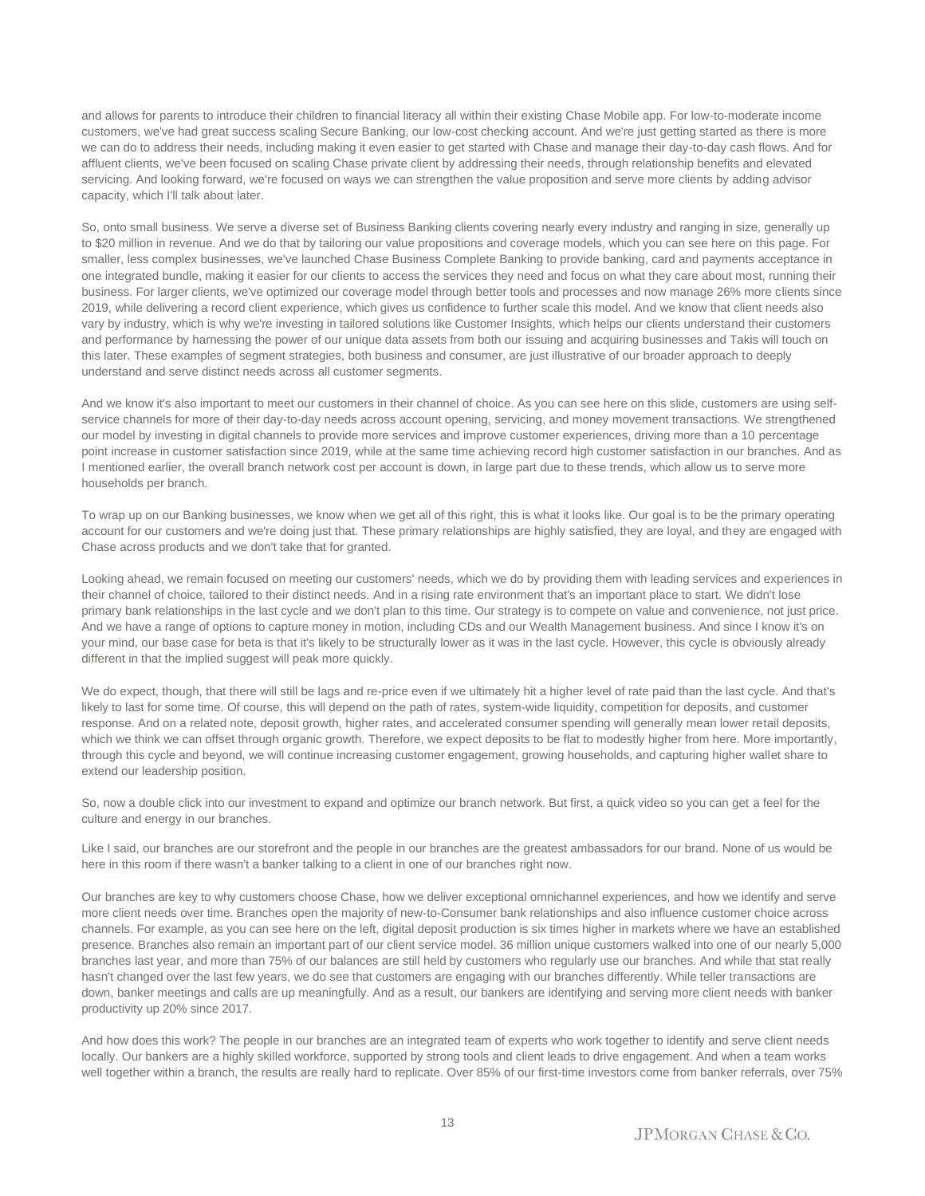and allows for parents to introduce their children to financial literacy all within their existing Chase Mobile app. For low-to-moderate income customers, we've had great success scaling Secure Banking, our low-cost checking account. And we're just getting started as there is more we can do to address their needs, including making it even easier to get started with Chase and manage their day-to-day cash flows. And for affluent clients, we've been focused on scaling Chase private client by addressing their needs, through relationship benefits and elevated servicing. And looking forward, we're focused on ways we can strengthen the value proposition and serve more clients by adding advisor capacity, which I'll talk about later.

So, onto small business. We serve a diverse set of Business Banking clients covering nearly every industry and ranging in size, generally up to $20 million in revenue. And we do that by tailoring our value propositions and coverage models, which you can see here on this page. For smaller, less complex businesses, we've launched Chase Business Complete Banking to provide banking, card and payments acceptance in one integrated bundle, making it easier for our clients to access the services they need and focus on what they care about most, running their business. For larger clients, we've optimized our coverage model through better tools and processes and now manage 26% more clients since 2019, while delivering a record client experience, which gives us confidence to further scale this model. And we know that client needs also vary by industry, which is why we're investing in tailored solutions like Customer Insights, which helps our clients understand their customers and performance by harnessing the power of our unique data assets from both our issuing and acquiring businesses and Takis will touch on this later. These examples of segment strategies, both business and consumer, are just illustrative of our broader approach to deeply understand and serve distinct needs across all customer segments.

And we know it's also important to meet our customers in their channel of choice. As you can see here on this slide, customers are using self-service channels for more of their day-to-day needs across account opening, servicing, and money movement transactions. We strengthened our model by investing in digital channels to provide more services and improve customer experiences, driving more than a 10 percentage point increase in customer satisfaction since 2019, while at the same time achieving record high customer satisfaction in our branches. And as I mentioned earlier, the overall branch network cost per account is down, in large part due to these trends, which allow us to serve more households per branch.

To wrap up on our Banking businesses, we know when we get all of this right, this is what it looks like. Our goal is to be the primary operating account for our customers and we're doing just that. These primary relationships are highly satisfied, they are loyal, and they are engaged with Chase across products and we don't take that for granted.

Looking ahead, we remain focused on meeting our customers' needs, which we do by providing them with leading services and experiences in their channel of choice, tailored to their distinct needs. And in a rising rate environment that's an important place to start. We didn't lose primary bank relationships in the last cycle and we don't plan to this time. Our strategy is to compete on value and convenience, not just price. And we have a range of options to capture money in motion, including CDs and our Wealth Management business. And since I know it's on your mind, our base case for beta is that it's likely to be structurally lower as it was in the last cycle. However, this cycle is obviously already different in that the implied suggest will peak more quickly.

We do expect, though, that there will still be lags and re-price even if we ultimately hit a higher level of rate paid than the last cycle. And that's likely to last for some time. Of course, this will depend on the path of rates, system-wide liquidity, competition for deposits, and customer response. And on a related note, deposit growth, higher rates, and accelerated consumer spending will generally mean lower retail deposits, which we think we can offset through organic growth. Therefore, we expect deposits to be flat to modestly higher from here. More importantly, through this cycle and beyond, we will continue increasing customer engagement, growing households, and capturing higher wallet share to extend our leadership position.

So, now a double click into our investment to expand and optimize our branch network. But first, a quick video so you can get a feel for the culture and energy in our branches.

Like I said, our branches are our storefront and the people in our branches are the greatest ambassadors for our brand. None of us would be here in this room if there wasn't a banker talking to a client in one of our branches right now.

Our branches are key to why customers choose Chase, how we deliver exceptional omnichannel experiences, and how we identify and serve more client needs over time. Branches open the majority of new-to-Consumer bank relationships and also influence customer choice across channels. For example, as you can see here on the left, digital deposit production is six times higher in markets where we have an established presence. Branches also remain an important part of our client service model. 36 million unique customers walked into one of our nearly 5,000 branches last year, and more than 75% of our balances are still held by customers who regularly use our branches. And while that stat really hasn't changed over the last few years, we do see that customers are engaging with our branches differently. While teller transactions are down, banker meetings and calls are up meaningfully. And as a result, our bankers are identifying and serving more client needs with banker productivity up 20% since 2017.

And how does this work? The people in our branches are an integrated team of experts who work together to identify and serve client needs locally. Our bankers are a highly skilled workforce, supported by strong tools and client leads to drive engagement. And when a team works well together within a branch, the results are really hard to replicate. Over 85% of our first-time investors come from banker referrals, over 75%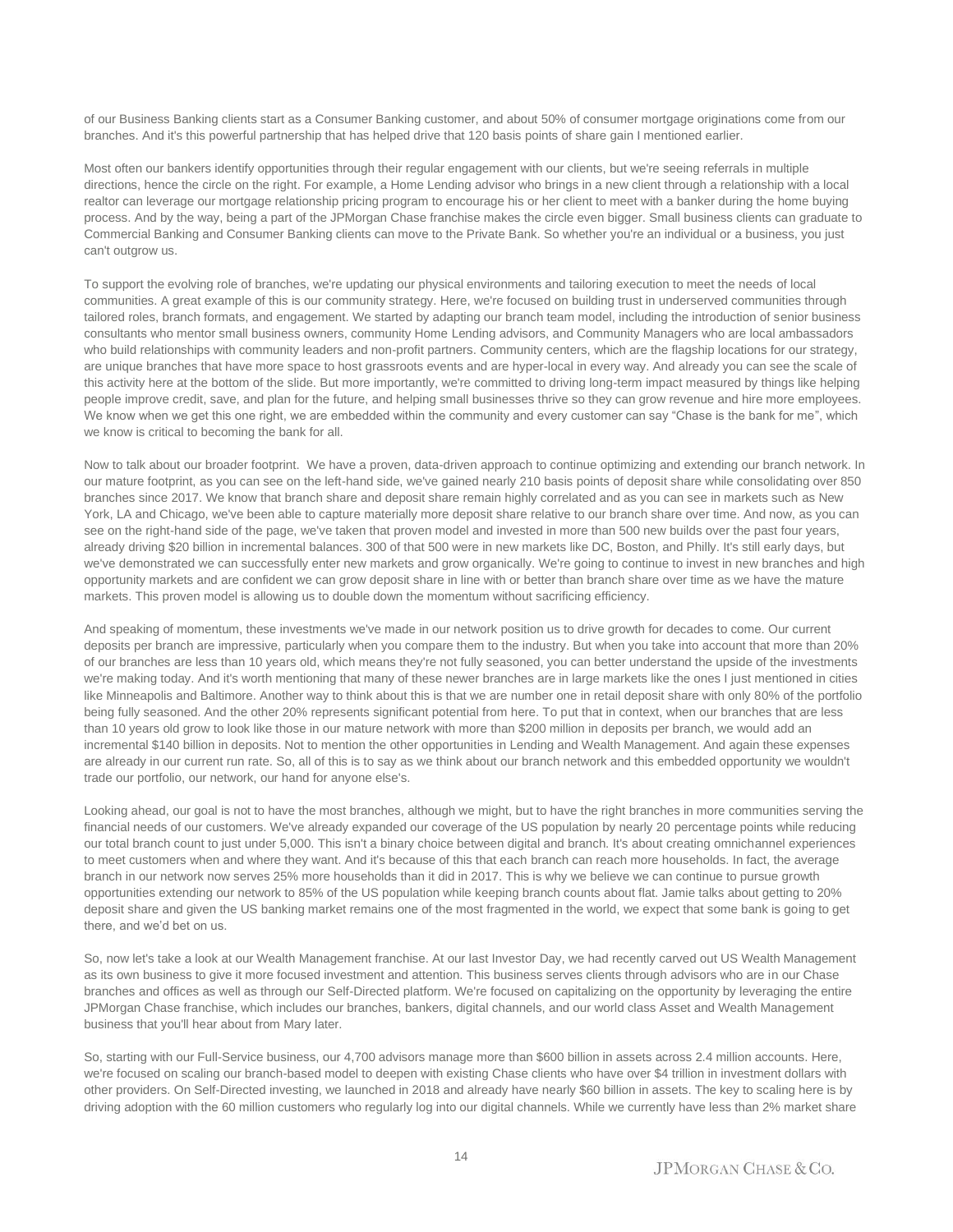of our Business Banking clients start as a Consumer Banking customer, and about 50% of consumer mortgage originations come from our branches. And it's this powerful partnership that has helped drive that 120 basis points of share gain I mentioned earlier.

Most often our bankers identify opportunities through their regular engagement with our clients, but we're seeing referrals in multiple directions, hence the circle on the right. For example, a Home Lending advisor who brings in a new client through a relationship with a local realtor can leverage our mortgage relationship pricing program to encourage his or her client to meet with a banker during the home buying process. And by the way, being a part of the JPMorgan Chase franchise makes the circle even bigger. Small business clients can graduate to Commercial Banking and Consumer Banking clients can move to the Private Bank. So whether you're an individual or a business, you just can't outgrow us.

To support the evolving role of branches, we're updating our physical environments and tailoring execution to meet the needs of local communities. A great example of this is our community strategy. Here, we're focused on building trust in underserved communities through tailored roles, branch formats, and engagement. We started by adapting our branch team model, including the introduction of senior business consultants who mentor small business owners, community Home Lending advisors, and Community Managers who are local ambassadors who build relationships with community leaders and non-profit partners. Community centers, which are the flagship locations for our strategy, are unique branches that have more space to host grassroots events and are hyper-local in every way. And already you can see the scale of this activity here at the bottom of the slide. But more importantly, we're committed to driving long-term impact measured by things like helping people improve credit, save, and plan for the future, and helping small businesses thrive so they can grow revenue and hire more employees. We know when we get this one right, we are embedded within the community and every customer can say "Chase is the bank for me", which we know is critical to becoming the bank for all.

Now to talk about our broader footprint. We have a proven, data-driven approach to continue optimizing and extending our branch network. In our mature footprint, as you can see on the left-hand side, we've gained nearly 210 basis points of deposit share while consolidating over 850 branches since 2017. We know that branch share and deposit share remain highly correlated and as you can see in markets such as New York, LA and Chicago, we've been able to capture materially more deposit share relative to our branch share over time. And now, as you can see on the right-hand side of the page, we've taken that proven model and invested in more than 500 new builds over the past four years, already driving $20 billion in incremental balances. 300 of that 500 were in new markets like DC, Boston, and Philly. It's still early days, but we've demonstrated we can successfully enter new markets and grow organically. We're going to continue to invest in new branches and high opportunity markets and are confident we can grow deposit share in line with or better than branch share over time as we have the mature markets. This proven model is allowing us to double down the momentum without sacrificing efficiency.

And speaking of momentum, these investments we've made in our network position us to drive growth for decades to come. Our current deposits per branch are impressive, particularly when you compare them to the industry. But when you take into account that more than 20% of our branches are less than 10 years old, which means they're not fully seasoned, you can better understand the upside of the investments we're making today. And it's worth mentioning that many of these newer branches are in large markets like the ones I just mentioned in cities like Minneapolis and Baltimore. Another way to think about this is that we are number one in retail deposit share with only 80% of the portfolio being fully seasoned. And the other 20% represents significant potential from here. To put that in context, when our branches that are less than 10 years old grow to look like those in our mature network with more than $200 million in deposits per branch, we would add an incremental $140 billion in deposits. Not to mention the other opportunities in Lending and Wealth Management. And again these expenses are already in our current run rate. So, all of this is to say as we think about our branch network and this embedded opportunity we wouldn't trade our portfolio, our network, our hand for anyone else's.

Looking ahead, our goal is not to have the most branches, although we might, but to have the right branches in more communities serving the financial needs of our customers. We've already expanded our coverage of the US population by nearly 20 percentage points while reducing our total branch count to just under 5,000. This isn't a binary choice between digital and branch. It's about creating omnichannel experiences to meet customers when and where they want. And it's because of this that each branch can reach more households. In fact, the average branch in our network now serves 25% more households than it did in 2017. This is why we believe we can continue to pursue growth opportunities extending our network to 85% of the US population while keeping branch counts about flat. Jamie talks about getting to 20% deposit share and given the US banking market remains one of the most fragmented in the world, we expect that some bank is going to get there, and we'd bet on us.

So, now let's take a look at our Wealth Management franchise. At our last Investor Day, we had recently carved out US Wealth Management as its own business to give it more focused investment and attention. This business serves clients through advisors who are in our Chase branches and offices as well as through our Self-Directed platform. We're focused on capitalizing on the opportunity by leveraging the entire JPMorgan Chase franchise, which includes our branches, bankers, digital channels, and our world class Asset and Wealth Management business that you'll hear about from Mary later.

So, starting with our Full-Service business, our 4,700 advisors manage more than $600 billion in assets across 2.4 million accounts. Here, we're focused on scaling our branch-based model to deepen with existing Chase clients who have over $4 trillion in investment dollars with other providers. On Self-Directed investing, we launched in 2018 and already have nearly $60 billion in assets. The key to scaling here is by driving adoption with the 60 million customers who regularly log into our digital channels. While we currently have less than 2% market share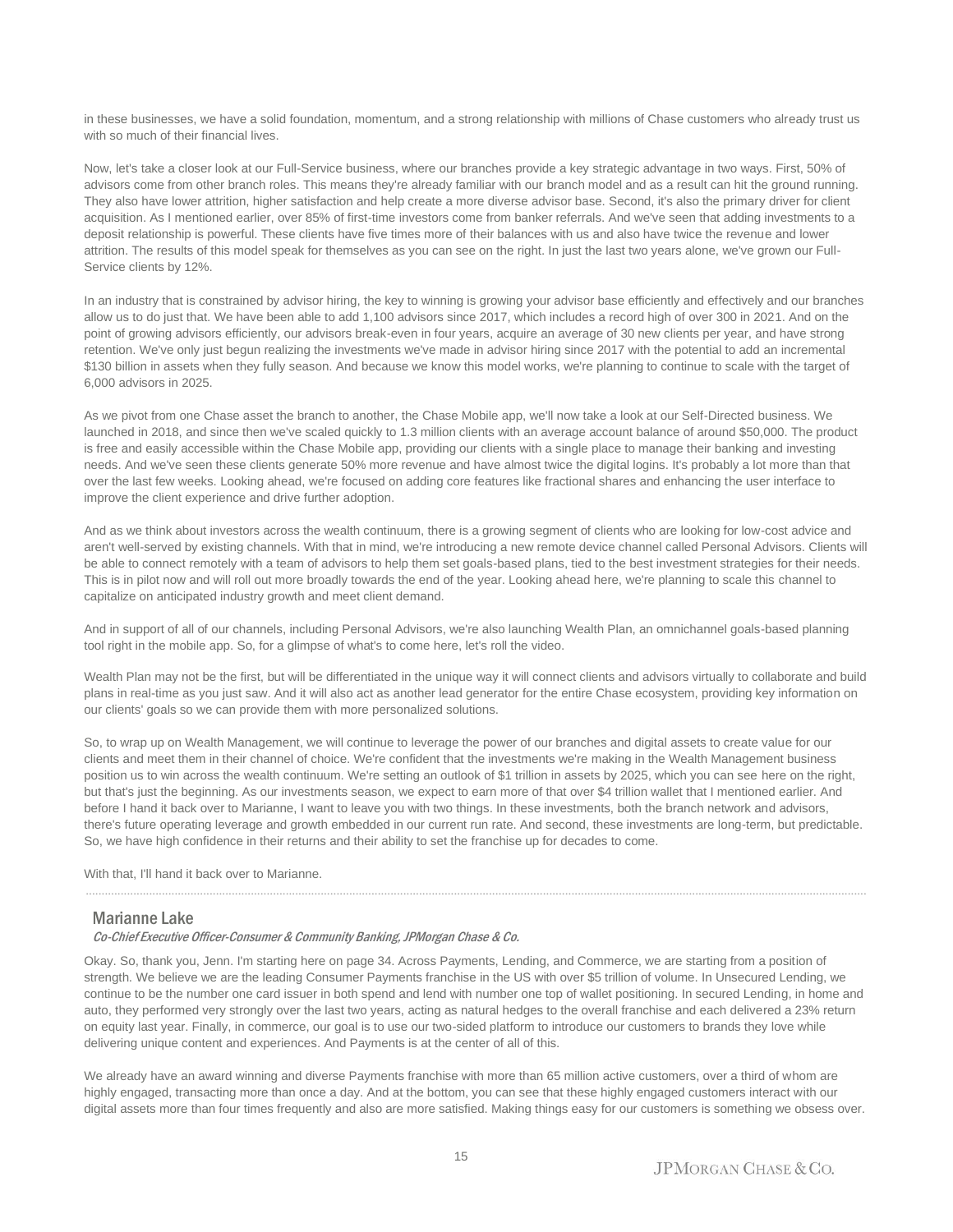in these businesses, we have a solid foundation, momentum, and a strong relationship with millions of Chase customers who already trust us with so much of their financial lives.

Now, let's take a closer look at our Full-Service business, where our branches provide a key strategic advantage in two ways. First, 50% of advisors come from other branch roles. This means they're already familiar with our branch model and as a result can hit the ground running. They also have lower attrition, higher satisfaction and help create a more diverse advisor base. Second, it's also the primary driver for client acquisition. As I mentioned earlier, over 85% of first-time investors come from banker referrals. And we've seen that adding investments to a deposit relationship is powerful. These clients have five times more of their balances with us and also have twice the revenue and lower attrition. The results of this model speak for themselves as you can see on the right. In just the last two years alone, we've grown our Full-Service clients by 12%.

In an industry that is constrained by advisor hiring, the key to winning is growing your advisor base efficiently and effectively and our branches allow us to do just that. We have been able to add 1,100 advisors since 2017, which includes a record high of over 300 in 2021. And on the point of growing advisors efficiently, our advisors break-even in four years, acquire an average of 30 new clients per year, and have strong retention. We've only just begun realizing the investments we've made in advisor hiring since 2017 with the potential to add an incremental $130 billion in assets when they fully season. And because we know this model works, we're planning to continue to scale with the target of 6,000 advisors in 2025.

As we pivot from one Chase asset the branch to another, the Chase Mobile app, we'll now take a look at our Self-Directed business. We launched in 2018, and since then we've scaled quickly to 1.3 million clients with an average account balance of around $50,000. The product is free and easily accessible within the Chase Mobile app, providing our clients with a single place to manage their banking and investing needs. And we've seen these clients generate 50% more revenue and have almost twice the digital logins. It's probably a lot more than that over the last few weeks. Looking ahead, we're focused on adding core features like fractional shares and enhancing the user interface to improve the client experience and drive further adoption.

And as we think about investors across the wealth continuum, there is a growing segment of clients who are looking for low-cost advice and aren't well-served by existing channels. With that in mind, we're introducing a new remote device channel called Personal Advisors. Clients will be able to connect remotely with a team of advisors to help them set goals-based plans, tied to the best investment strategies for their needs. This is in pilot now and will roll out more broadly towards the end of the year. Looking ahead here, we're planning to scale this channel to capitalize on anticipated industry growth and meet client demand.

And in support of all of our channels, including Personal Advisors, we're also launching Wealth Plan, an omnichannel goals-based planning tool right in the mobile app. So, for a glimpse of what's to come here, let's roll the video.

Wealth Plan may not be the first, but will be differentiated in the unique way it will connect clients and advisors virtually to collaborate and build plans in real-time as you just saw. And it will also act as another lead generator for the entire Chase ecosystem, providing key information on our clients' goals so we can provide them with more personalized solutions.

So, to wrap up on Wealth Management, we will continue to leverage the power of our branches and digital assets to create value for our clients and meet them in their channel of choice. We're confident that the investments we're making in the Wealth Management business position us to win across the wealth continuum. We're setting an outlook of $1 trillion in assets by 2025, which you can see here on the right, but that's just the beginning. As our investments season, we expect to earn more of that over $4 trillion wallet that I mentioned earlier. And before I hand it back over to Marianne, I want to leave you with two things. In these investments, both the branch network and advisors, there's future operating leverage and growth embedded in our current run rate. And second, these investments are long-term, but predictable. So, we have high confidence in their returns and their ability to set the franchise up for decades to come.

With that, I'll hand it back over to Marianne.

---

## Marianne Lake

*Co-Chief Executive Officer-Consumer & Community Banking, JPMorgan Chase & Co.*

Okay. So, thank you, Jenn. I'm starting here on page 34. Across Payments, Lending, and Commerce, we are starting from a position of strength. We believe we are the leading Consumer Payments franchise in the US with over $5 trillion of volume. In Unsecured Lending, we continue to be the number one card issuer in both spend and lend with number one top of wallet positioning. In secured Lending, in home and auto, they performed very strongly over the last two years, acting as natural hedges to the overall franchise and each delivered a 23% return on equity last year. Finally, in commerce, our goal is to use our two-sided platform to introduce our customers to brands they love while delivering unique content and experiences. And Payments is at the center of all of this.

We already have an award winning and diverse Payments franchise with more than 65 million active customers, over a third of whom are highly engaged, transacting more than once a day. And at the bottom, you can see that these highly engaged customers interact with our digital assets more than four times frequently and also are more satisfied. Making things easy for our customers is something we obsess over.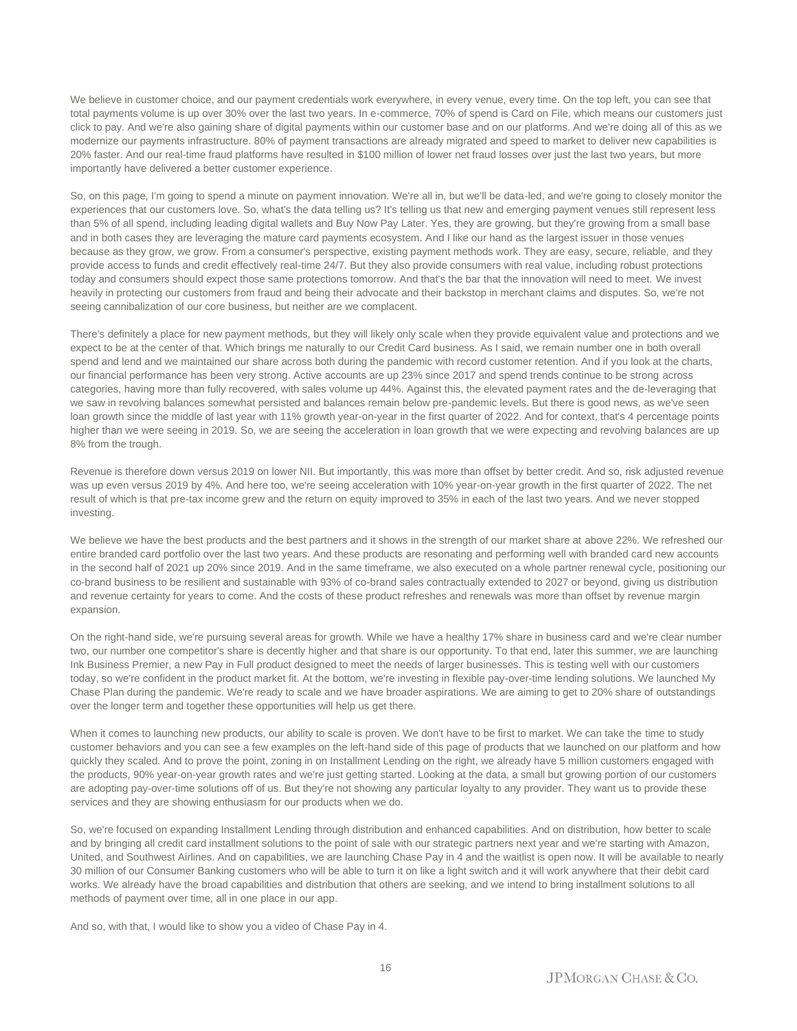We believe in customer choice, and our payment credentials work everywhere, in every venue, every time. On the top left, you can see that total payments volume is up over 30% over the last two years. In e-commerce, 70% of spend is Card on File, which means our customers just click to pay. And we're also gaining share of digital payments within our customer base and on our platforms. And we're doing all of this as we modernize our payments infrastructure. 80% of payment transactions are already migrated and speed to market to deliver new capabilities is 20% faster. And our real-time fraud platforms have resulted in $100 million of lower net fraud losses over just the last two years, but more importantly have delivered a better customer experience.

So, on this page, I'm going to spend a minute on payment innovation. We're all in, but we'll be data-led, and we're going to closely monitor the experiences that our customers love. So, what's the data telling us? It's telling us that new and emerging payment venues still represent less than 5% of all spend, including leading digital wallets and Buy Now Pay Later. Yes, they are growing, but they're growing from a small base and in both cases they are leveraging the mature card payments ecosystem. And I like our hand as the largest issuer in those venues because as they grow, we grow. From a consumer's perspective, existing payment methods work. They are easy, secure, reliable, and they provide access to funds and credit effectively real-time 24/7. But they also provide consumers with real value, including robust protections today and consumers should expect those same protections tomorrow. And that's the bar that the innovation will need to meet. We invest heavily in protecting our customers from fraud and being their advocate and their backstop in merchant claims and disputes. So, we're not seeing cannibalization of our core business, but neither are we complacent.

There's definitely a place for new payment methods, but they will likely only scale when they provide equivalent value and protections and we expect to be at the center of that. Which brings me naturally to our Credit Card business. As I said, we remain number one in both overall spend and lend and we maintained our share across both during the pandemic with record customer retention. And if you look at the charts, our financial performance has been very strong. Active accounts are up 23% since 2017 and spend trends continue to be strong across categories, having more than fully recovered, with sales volume up 44%. Against this, the elevated payment rates and the de-leveraging that we saw in revolving balances somewhat persisted and balances remain below pre-pandemic levels. But there is good news, as we've seen loan growth since the middle of last year with 11% growth year-on-year in the first quarter of 2022. And for context, that's 4 percentage points higher than we were seeing in 2019. So, we are seeing the acceleration in loan growth that we were expecting and revolving balances are up 8% from the trough.

Revenue is therefore down versus 2019 on lower NII. But importantly, this was more than offset by better credit. And so, risk adjusted revenue was up even versus 2019 by 4%. And here too, we're seeing acceleration with 10% year-on-year growth in the first quarter of 2022. The net result of which is that pre-tax income grew and the return on equity improved to 35% in each of the last two years. And we never stopped investing.

We believe we have the best products and the best partners and it shows in the strength of our market share at above 22%. We refreshed our entire branded card portfolio over the last two years. And these products are resonating and performing well with branded card new accounts in the second half of 2021 up 20% since 2019. And in the same timeframe, we also executed on a whole partner renewal cycle, positioning our co-brand business to be resilient and sustainable with 93% of co-brand sales contractually extended to 2027 or beyond, giving us distribution and revenue certainty for years to come. And the costs of these product refreshes and renewals was more than offset by revenue margin expansion.

On the right-hand side, we're pursuing several areas for growth. While we have a healthy 17% share in business card and we're clear number two, our number one competitor's share is decently higher and that share is our opportunity. To that end, later this summer, we are launching Ink Business Premier, a new Pay in Full product designed to meet the needs of larger businesses. This is testing well with our customers today, so we're confident in the product market fit. At the bottom, we're investing in flexible pay-over-time lending solutions. We launched My Chase Plan during the pandemic. We're ready to scale and we have broader aspirations. We are aiming to get to 20% share of outstandings over the longer term and together these opportunities will help us get there.

When it comes to launching new products, our ability to scale is proven. We don't have to be first to market. We can take the time to study customer behaviors and you can see a few examples on the left-hand side of this page of products that we launched on our platform and how quickly they scaled. And to prove the point, zoning in on Installment Lending on the right, we already have 5 million customers engaged with the products, 90% year-on-year growth rates and we're just getting started. Looking at the data, a small but growing portion of our customers are adopting pay-over-time solutions off of us. But they're not showing any particular loyalty to any provider. They want us to provide these services and they are showing enthusiasm for our products when we do.

So, we're focused on expanding Installment Lending through distribution and enhanced capabilities. And on distribution, how better to scale and by bringing all credit card installment solutions to the point of sale with our strategic partners next year and we're starting with Amazon, United, and Southwest Airlines. And on capabilities, we are launching Chase Pay in 4 and the waitlist is open now. It will be available to nearly 30 million of our Consumer Banking customers who will be able to turn it on like a light switch and it will work anywhere that their debit card works. We already have the broad capabilities and distribution that others are seeking, and we intend to bring installment solutions to all methods of payment over time, all in one place in our app.

And so, with that, I would like to show you a video of Chase Pay in 4.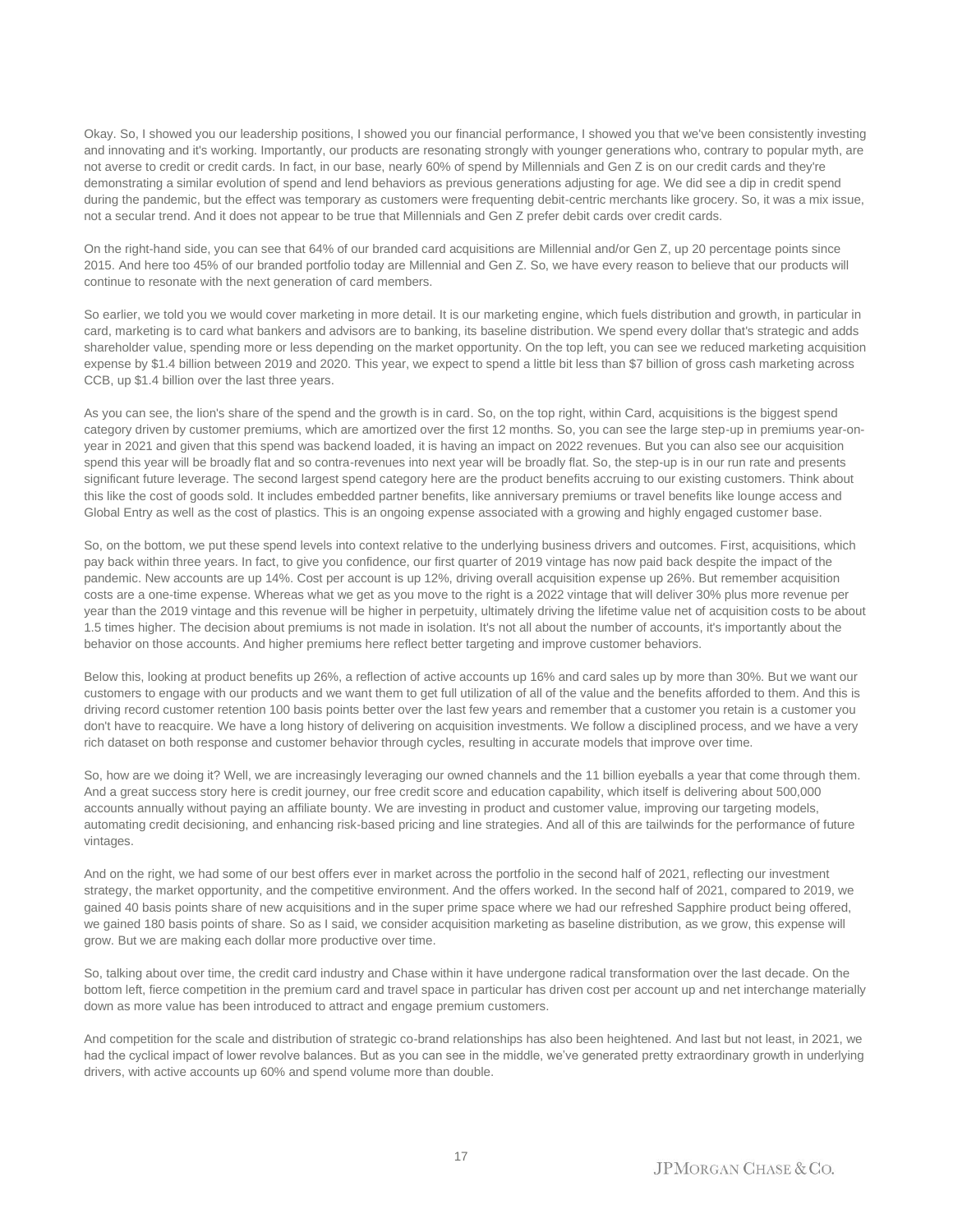Okay. So, I showed you our leadership positions, I showed you our financial performance, I showed you that we've been consistently investing and innovating and it's working. Importantly, our products are resonating strongly with younger generations who, contrary to popular myth, are not averse to credit or credit cards. In fact, in our base, nearly 60% of spend by Millennials and Gen Z is on our credit cards and they're demonstrating a similar evolution of spend and lend behaviors as previous generations adjusting for age. We did see a dip in credit spend during the pandemic, but the effect was temporary as customers were frequenting debit-centric merchants like grocery. So, it was a mix issue, not a secular trend. And it does not appear to be true that Millennials and Gen Z prefer debit cards over credit cards.

On the right-hand side, you can see that 64% of our branded card acquisitions are Millennial and/or Gen Z, up 20 percentage points since 2015. And here too 45% of our branded portfolio today are Millennial and Gen Z. So, we have every reason to believe that our products will continue to resonate with the next generation of card members.

So earlier, we told you we would cover marketing in more detail. It is our marketing engine, which fuels distribution and growth, in particular in card, marketing is to card what bankers and advisors are to banking, its baseline distribution. We spend every dollar that's strategic and adds shareholder value, spending more or less depending on the market opportunity. On the top left, you can see we reduced marketing acquisition expense by $1.4 billion between 2019 and 2020. This year, we expect to spend a little bit less than $7 billion of gross cash marketing across CCB, up $1.4 billion over the last three years.

As you can see, the lion's share of the spend and the growth is in card. So, on the top right, within Card, acquisitions is the biggest spend category driven by customer premiums, which are amortized over the first 12 months. So, you can see the large step-up in premiums year-on-year in 2021 and given that this spend was backend loaded, it is having an impact on 2022 revenues. But you can also see our acquisition spend this year will be broadly flat and so contra-revenues into next year will be broadly flat. So, the step-up is in our run rate and presents significant future leverage. The second largest spend category here are the product benefits accruing to our existing customers. Think about this like the cost of goods sold. It includes embedded partner benefits, like anniversary premiums or travel benefits like lounge access and Global Entry as well as the cost of plastics. This is an ongoing expense associated with a growing and highly engaged customer base.

So, on the bottom, we put these spend levels into context relative to the underlying business drivers and outcomes. First, acquisitions, which pay back within three years. In fact, to give you confidence, our first quarter of 2019 vintage has now paid back despite the impact of the pandemic. New accounts are up 14%. Cost per account is up 12%, driving overall acquisition expense up 26%. But remember acquisition costs are a one-time expense. Whereas what we get as you move to the right is a 2022 vintage that will deliver 30% plus more revenue per year than the 2019 vintage and this revenue will be higher in perpetuity, ultimately driving the lifetime value net of acquisition costs to be about 1.5 times higher. The decision about premiums is not made in isolation. It's not all about the number of accounts, it's importantly about the behavior on those accounts. And higher premiums here reflect better targeting and improve customer behaviors.

Below this, looking at product benefits up 26%, a reflection of active accounts up 16% and card sales up by more than 30%. But we want our customers to engage with our products and we want them to get full utilization of all of the value and the benefits afforded to them. And this is driving record customer retention 100 basis points better over the last few years and remember that a customer you retain is a customer you don't have to reacquire. We have a long history of delivering on acquisition investments. We follow a disciplined process, and we have a very rich dataset on both response and customer behavior through cycles, resulting in accurate models that improve over time.

So, how are we doing it? Well, we are increasingly leveraging our owned channels and the 11 billion eyeballs a year that come through them. And a great success story here is credit journey, our free credit score and education capability, which itself is delivering about 500,000 accounts annually without paying an affiliate bounty. We are investing in product and customer value, improving our targeting models, automating credit decisioning, and enhancing risk-based pricing and line strategies. And all of this are tailwinds for the performance of future vintages.

And on the right, we had some of our best offers ever in market across the portfolio in the second half of 2021, reflecting our investment strategy, the market opportunity, and the competitive environment. And the offers worked. In the second half of 2021, compared to 2019, we gained 40 basis points share of new acquisitions and in the super prime space where we had our refreshed Sapphire product being offered, we gained 180 basis points of share. So as I said, we consider acquisition marketing as baseline distribution, as we grow, this expense will grow. But we are making each dollar more productive over time.

So, talking about over time, the credit card industry and Chase within it have undergone radical transformation over the last decade. On the bottom left, fierce competition in the premium card and travel space in particular has driven cost per account up and net interchange materially down as more value has been introduced to attract and engage premium customers.

And competition for the scale and distribution of strategic co-brand relationships has also been heightened. And last but not least, in 2021, we had the cyclical impact of lower revolve balances. But as you can see in the middle, we've generated pretty extraordinary growth in underlying drivers, with active accounts up 60% and spend volume more than double.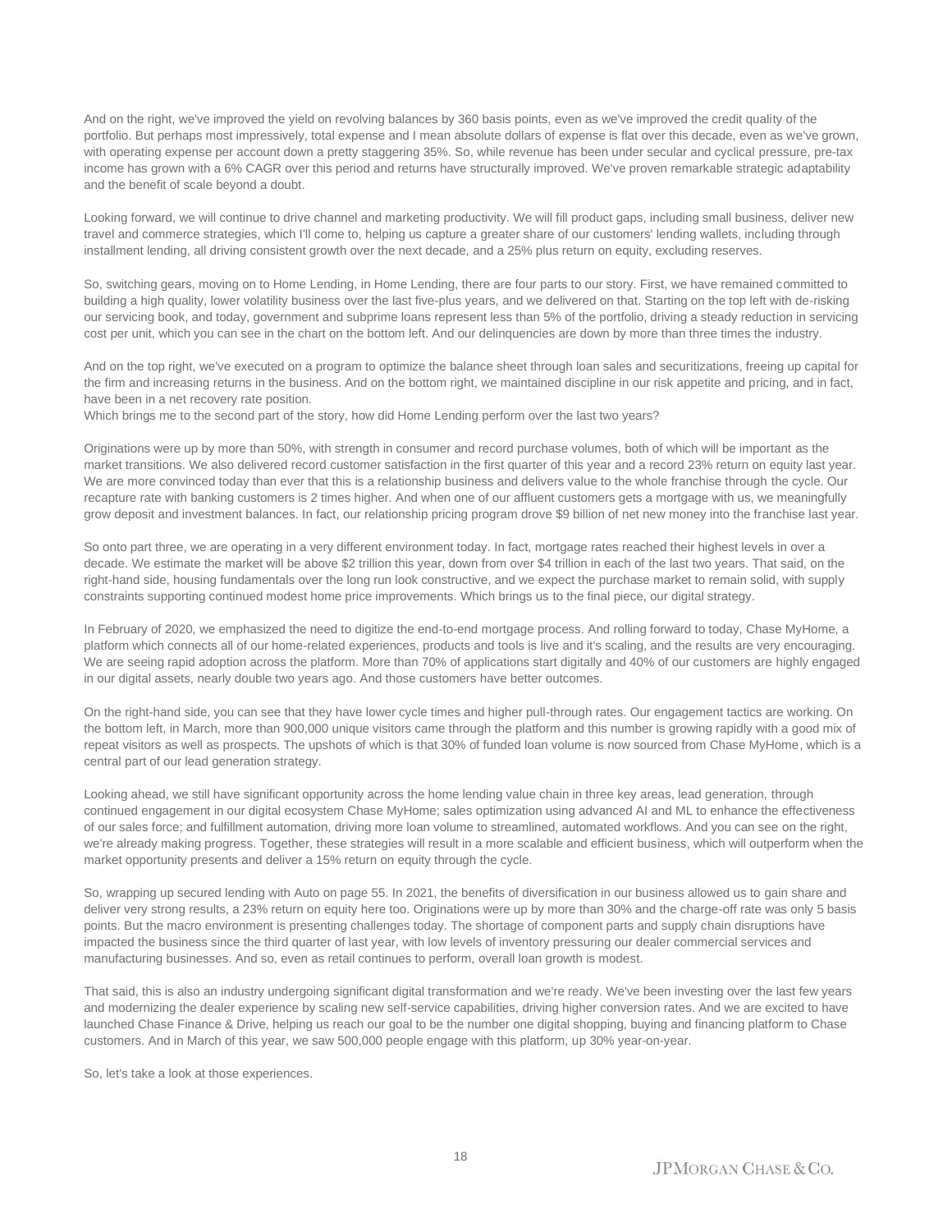And on the right, we've improved the yield on revolving balances by 360 basis points, even as we've improved the credit quality of the portfolio. But perhaps most impressively, total expense and I mean absolute dollars of expense is flat over this decade, even as we've grown, with operating expense per account down a pretty staggering 35%. So, while revenue has been under secular and cyclical pressure, pre-tax income has grown with a 6% CAGR over this period and returns have structurally improved. We've proven remarkable strategic adaptability and the benefit of scale beyond a doubt.

Looking forward, we will continue to drive channel and marketing productivity. We will fill product gaps, including small business, deliver new travel and commerce strategies, which I'll come to, helping us capture a greater share of our customers' lending wallets, including through installment lending, all driving consistent growth over the next decade, and a 25% plus return on equity, excluding reserves.

So, switching gears, moving on to Home Lending, in Home Lending, there are four parts to our story. First, we have remained committed to building a high quality, lower volatility business over the last five-plus years, and we delivered on that. Starting on the top left with de-risking our servicing book, and today, government and subprime loans represent less than 5% of the portfolio, driving a steady reduction in servicing cost per unit, which you can see in the chart on the bottom left. And our delinquencies are down by more than three times the industry.

And on the top right, we've executed on a program to optimize the balance sheet through loan sales and securitizations, freeing up capital for the firm and increasing returns in the business. And on the bottom right, we maintained discipline in our risk appetite and pricing, and in fact, have been in a net recovery rate position.

Which brings me to the second part of the story, how did Home Lending perform over the last two years?

Originations were up by more than 50%, with strength in consumer and record purchase volumes, both of which will be important as the market transitions. We also delivered record customer satisfaction in the first quarter of this year and a record 23% return on equity last year. We are more convinced today than ever that this is a relationship business and delivers value to the whole franchise through the cycle. Our recapture rate with banking customers is 2 times higher. And when one of our affluent customers gets a mortgage with us, we meaningfully grow deposit and investment balances. In fact, our relationship pricing program drove $9 billion of net new money into the franchise last year.

So onto part three, we are operating in a very different environment today. In fact, mortgage rates reached their highest levels in over a decade. We estimate the market will be above $2 trillion this year, down from over $4 trillion in each of the last two years. That said, on the right-hand side, housing fundamentals over the long run look constructive, and we expect the purchase market to remain solid, with supply constraints supporting continued modest home price improvements. Which brings us to the final piece, our digital strategy.

In February of 2020, we emphasized the need to digitize the end-to-end mortgage process. And rolling forward to today, Chase MyHome, a platform which connects all of our home-related experiences, products and tools is live and it's scaling, and the results are very encouraging. We are seeing rapid adoption across the platform. More than 70% of applications start digitally and 40% of our customers are highly engaged in our digital assets, nearly double two years ago. And those customers have better outcomes.

On the right-hand side, you can see that they have lower cycle times and higher pull-through rates. Our engagement tactics are working. On the bottom left, in March, more than 900,000 unique visitors came through the platform and this number is growing rapidly with a good mix of repeat visitors as well as prospects. The upshots of which is that 30% of funded loan volume is now sourced from Chase MyHome, which is a central part of our lead generation strategy.

Looking ahead, we still have significant opportunity across the home lending value chain in three key areas, lead generation, through continued engagement in our digital ecosystem Chase MyHome; sales optimization using advanced AI and ML to enhance the effectiveness of our sales force; and fulfillment automation, driving more loan volume to streamlined, automated workflows. And you can see on the right, we're already making progress. Together, these strategies will result in a more scalable and efficient business, which will outperform when the market opportunity presents and deliver a 15% return on equity through the cycle.

So, wrapping up secured lending with Auto on page 55. In 2021, the benefits of diversification in our business allowed us to gain share and deliver very strong results, a 23% return on equity here too. Originations were up by more than 30% and the charge-off rate was only 5 basis points. But the macro environment is presenting challenges today. The shortage of component parts and supply chain disruptions have impacted the business since the third quarter of last year, with low levels of inventory pressuring our dealer commercial services and manufacturing businesses. And so, even as retail continues to perform, overall loan growth is modest.

That said, this is also an industry undergoing significant digital transformation and we're ready. We've been investing over the last few years and modernizing the dealer experience by scaling new self-service capabilities, driving higher conversion rates. And we are excited to have launched Chase Finance & Drive, helping us reach our goal to be the number one digital shopping, buying and financing platform to Chase customers. And in March of this year, we saw 500,000 people engage with this platform, up 30% year-on-year.

So, let's take a look at those experiences.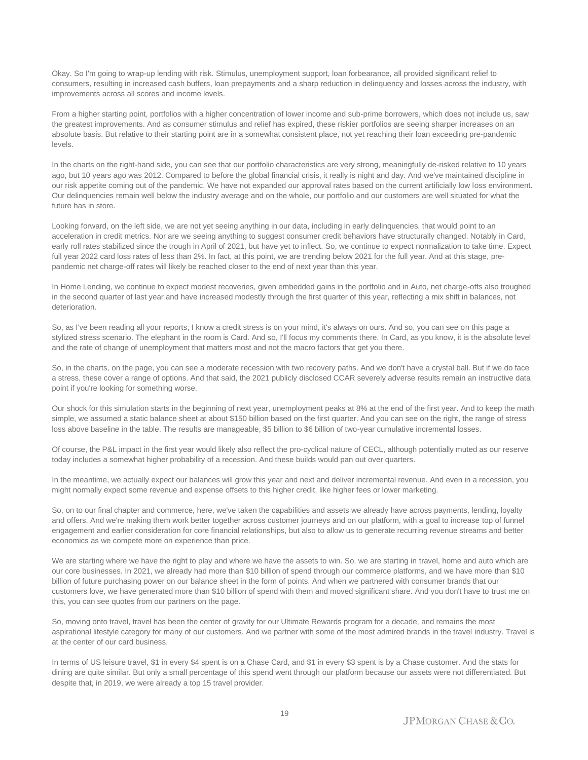Okay. So I'm going to wrap-up lending with risk. Stimulus, unemployment support, loan forbearance, all provided significant relief to consumers, resulting in increased cash buffers, loan prepayments and a sharp reduction in delinquency and losses across the industry, with improvements across all scores and income levels.

From a higher starting point, portfolios with a higher concentration of lower income and sub-prime borrowers, which does not include us, saw the greatest improvements. And as consumer stimulus and relief has expired, these riskier portfolios are seeing sharper increases on an absolute basis. But relative to their starting point are in a somewhat consistent place, not yet reaching their loan exceeding pre-pandemic levels.

In the charts on the right-hand side, you can see that our portfolio characteristics are very strong, meaningfully de-risked relative to 10 years ago, but 10 years ago was 2012. Compared to before the global financial crisis, it really is night and day. And we've maintained discipline in our risk appetite coming out of the pandemic. We have not expanded our approval rates based on the current artificially low loss environment. Our delinquencies remain well below the industry average and on the whole, our portfolio and our customers are well situated for what the future has in store.

Looking forward, on the left side, we are not yet seeing anything in our data, including in early delinquencies, that would point to an acceleration in credit metrics. Nor are we seeing anything to suggest consumer credit behaviors have structurally changed. Notably in Card, early roll rates stabilized since the trough in April of 2021, but have yet to inflect. So, we continue to expect normalization to take time. Expect full year 2022 card loss rates of less than 2%. In fact, at this point, we are trending below 2021 for the full year. And at this stage, pre-pandemic net charge-off rates will likely be reached closer to the end of next year than this year.

In Home Lending, we continue to expect modest recoveries, given embedded gains in the portfolio and in Auto, net charge-offs also troughed in the second quarter of last year and have increased modestly through the first quarter of this year, reflecting a mix shift in balances, not deterioration.

So, as I've been reading all your reports, I know a credit stress is on your mind, it's always on ours. And so, you can see on this page a stylized stress scenario. The elephant in the room is Card. And so, I'll focus my comments there. In Card, as you know, it is the absolute level and the rate of change of unemployment that matters most and not the macro factors that get you there.

So, in the charts, on the page, you can see a moderate recession with two recovery paths. And we don't have a crystal ball. But if we do face a stress, these cover a range of options. And that said, the 2021 publicly disclosed CCAR severely adverse results remain an instructive data point if you're looking for something worse.

Our shock for this simulation starts in the beginning of next year, unemployment peaks at 8% at the end of the first year. And to keep the math simple, we assumed a static balance sheet at about $150 billion based on the first quarter. And you can see on the right, the range of stress loss above baseline in the table. The results are manageable, $5 billion to $6 billion of two-year cumulative incremental losses.

Of course, the P&L impact in the first year would likely also reflect the pro-cyclical nature of CECL, although potentially muted as our reserve today includes a somewhat higher probability of a recession. And these builds would pan out over quarters.

In the meantime, we actually expect our balances will grow this year and next and deliver incremental revenue. And even in a recession, you might normally expect some revenue and expense offsets to this higher credit, like higher fees or lower marketing.

So, on to our final chapter and commerce, here, we've taken the capabilities and assets we already have across payments, lending, loyalty and offers. And we're making them work better together across customer journeys and on our platform, with a goal to increase top of funnel engagement and earlier consideration for core financial relationships, but also to allow us to generate recurring revenue streams and better economics as we compete more on experience than price.

We are starting where we have the right to play and where we have the assets to win. So, we are starting in travel, home and auto which are our core businesses. In 2021, we already had more than $10 billion of spend through our commerce platforms, and we have more than $10 billion of future purchasing power on our balance sheet in the form of points. And when we partnered with consumer brands that our customers love, we have generated more than $10 billion of spend with them and moved significant share. And you don't have to trust me on this, you can see quotes from our partners on the page.

So, moving onto travel, travel has been the center of gravity for our Ultimate Rewards program for a decade, and remains the most aspirational lifestyle category for many of our customers. And we partner with some of the most admired brands in the travel industry. Travel is at the center of our card business.

In terms of US leisure travel, $1 in every $4 spent is on a Chase Card, and $1 in every $3 spent is by a Chase customer. And the stats for dining are quite similar. But only a small percentage of this spend went through our platform because our assets were not differentiated. But despite that, in 2019, we were already a top 15 travel provider.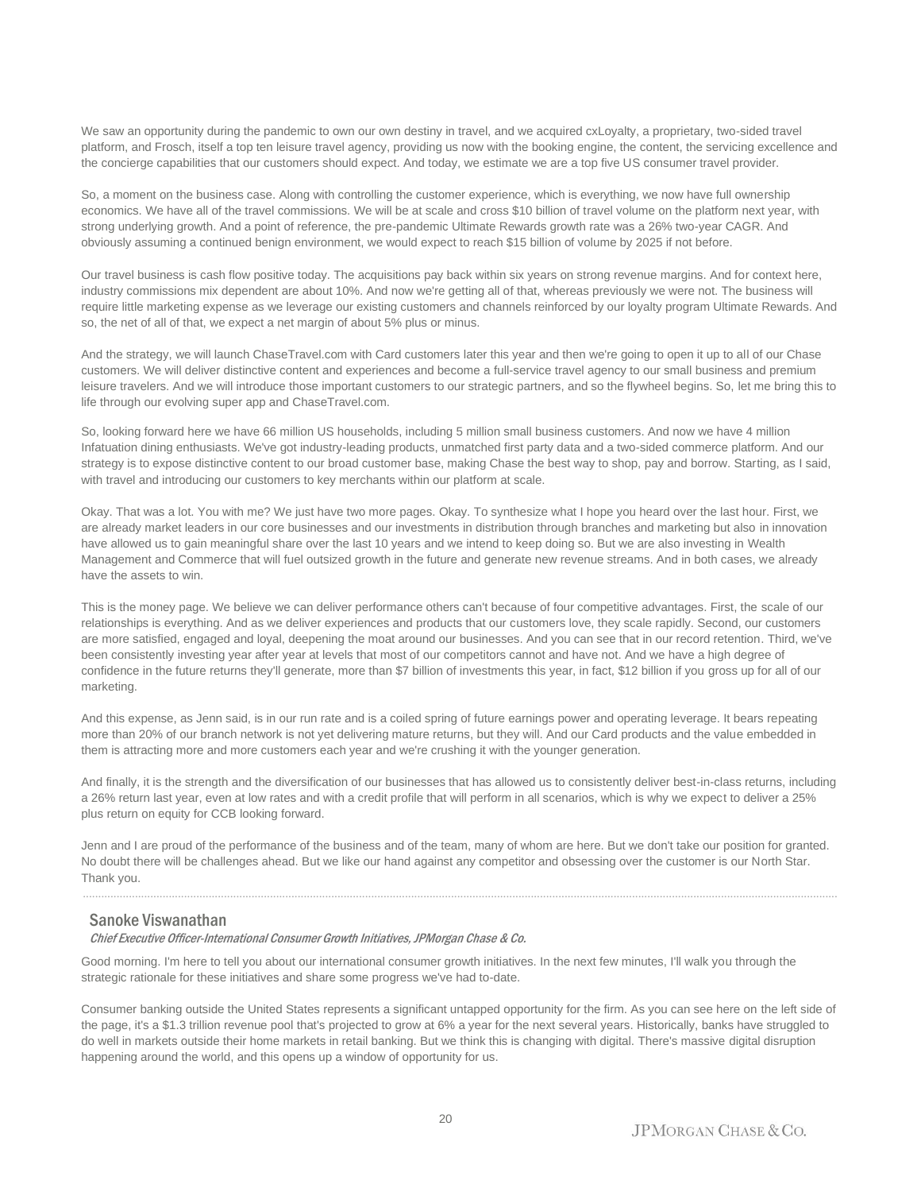We saw an opportunity during the pandemic to own our own destiny in travel, and we acquired cxLoyalty, a proprietary, two-sided travel platform, and Frosch, itself a top ten leisure travel agency, providing us now with the booking engine, the content, the servicing excellence and the concierge capabilities that our customers should expect. And today, we estimate we are a top five US consumer travel provider.

So, a moment on the business case. Along with controlling the customer experience, which is everything, we now have full ownership economics. We have all of the travel commissions. We will be at scale and cross $10 billion of travel volume on the platform next year, with strong underlying growth. And a point of reference, the pre-pandemic Ultimate Rewards growth rate was a 26% two-year CAGR. And obviously assuming a continued benign environment, we would expect to reach $15 billion of volume by 2025 if not before.

Our travel business is cash flow positive today. The acquisitions pay back within six years on strong revenue margins. And for context here, industry commissions mix dependent are about 10%. And now we're getting all of that, whereas previously we were not. The business will require little marketing expense as we leverage our existing customers and channels reinforced by our loyalty program Ultimate Rewards. And so, the net of all of that, we expect a net margin of about 5% plus or minus.

And the strategy, we will launch ChaseTravel.com with Card customers later this year and then we're going to open it up to all of our Chase customers. We will deliver distinctive content and experiences and become a full-service travel agency to our small business and premium leisure travelers. And we will introduce those important customers to our strategic partners, and so the flywheel begins. So, let me bring this to life through our evolving super app and ChaseTravel.com.

So, looking forward here we have 66 million US households, including 5 million small business customers. And now we have 4 million Infatuation dining enthusiasts. We've got industry-leading products, unmatched first party data and a two-sided commerce platform. And our strategy is to expose distinctive content to our broad customer base, making Chase the best way to shop, pay and borrow. Starting, as I said, with travel and introducing our customers to key merchants within our platform at scale.

Okay. That was a lot. You with me? We just have two more pages. Okay. To synthesize what I hope you heard over the last hour. First, we are already market leaders in our core businesses and our investments in distribution through branches and marketing but also in innovation have allowed us to gain meaningful share over the last 10 years and we intend to keep doing so. But we are also investing in Wealth Management and Commerce that will fuel outsized growth in the future and generate new revenue streams. And in both cases, we already have the assets to win.

This is the money page. We believe we can deliver performance others can't because of four competitive advantages. First, the scale of our relationships is everything. And as we deliver experiences and products that our customers love, they scale rapidly. Second, our customers are more satisfied, engaged and loyal, deepening the moat around our businesses. And you can see that in our record retention. Third, we've been consistently investing year after year at levels that most of our competitors cannot and have not. And we have a high degree of confidence in the future returns they'll generate, more than $7 billion of investments this year, in fact, $12 billion if you gross up for all of our marketing.

And this expense, as Jenn said, is in our run rate and is a coiled spring of future earnings power and operating leverage. It bears repeating more than 20% of our branch network is not yet delivering mature returns, but they will. And our Card products and the value embedded in them is attracting more and more customers each year and we're crushing it with the younger generation.

And finally, it is the strength and the diversification of our businesses that has allowed us to consistently deliver best-in-class returns, including a 26% return last year, even at low rates and with a credit profile that will perform in all scenarios, which is why we expect to deliver a 25% plus return on equity for CCB looking forward.

Jenn and I are proud of the performance of the business and of the team, many of whom are here. But we don't take our position for granted. No doubt there will be challenges ahead. But we like our hand against any competitor and obsessing over the customer is our North Star. Thank you.

---

## Sanoke Viswanathan

*Chief Executive Officer-International Consumer Growth Initiatives, JPMorgan Chase & Co.*

Good morning. I'm here to tell you about our international consumer growth initiatives. In the next few minutes, I'll walk you through the strategic rationale for these initiatives and share some progress we've had to-date.

Consumer banking outside the United States represents a significant untapped opportunity for the firm. As you can see here on the left side of the page, it's a $1.3 trillion revenue pool that's projected to grow at 6% a year for the next several years. Historically, banks have struggled to do well in markets outside their home markets in retail banking. But we think this is changing with digital. There's massive digital disruption happening around the world, and this opens up a window of opportunity for us.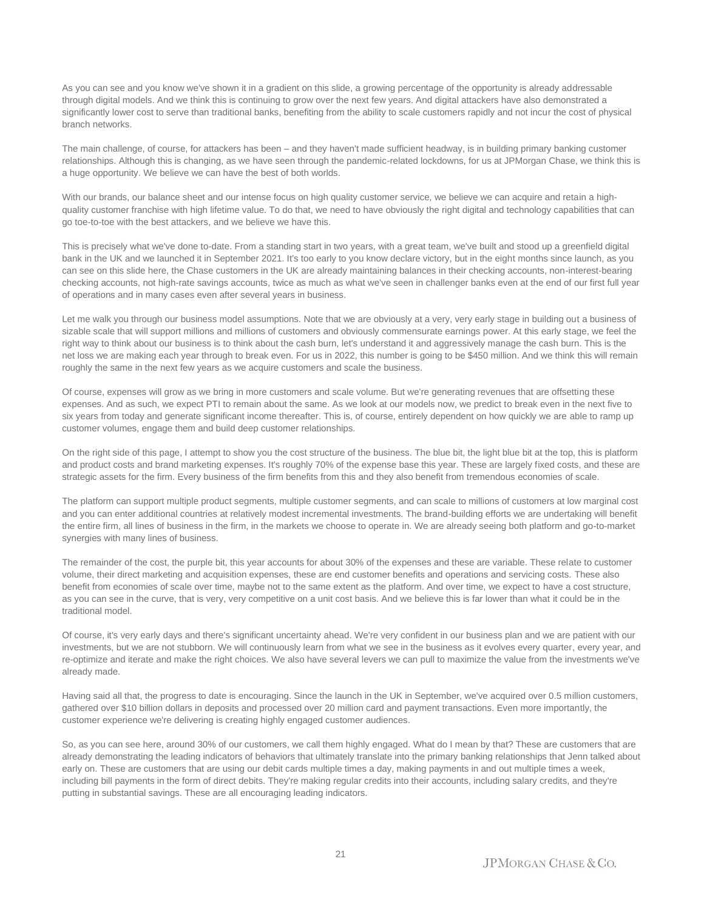As you can see and you know we've shown it in a gradient on this slide, a growing percentage of the opportunity is already addressable through digital models. And we think this is continuing to grow over the next few years. And digital attackers have also demonstrated a significantly lower cost to serve than traditional banks, benefiting from the ability to scale customers rapidly and not incur the cost of physical branch networks.

The main challenge, of course, for attackers has been – and they haven't made sufficient headway, is in building primary banking customer relationships. Although this is changing, as we have seen through the pandemic-related lockdowns, for us at JPMorgan Chase, we think this is a huge opportunity. We believe we can have the best of both worlds.

With our brands, our balance sheet and our intense focus on high quality customer service, we believe we can acquire and retain a high-quality customer franchise with high lifetime value. To do that, we need to have obviously the right digital and technology capabilities that can go toe-to-toe with the best attackers, and we believe we have this.

This is precisely what we've done to-date. From a standing start in two years, with a great team, we've built and stood up a greenfield digital bank in the UK and we launched it in September 2021. It's too early to you know declare victory, but in the eight months since launch, as you can see on this slide here, the Chase customers in the UK are already maintaining balances in their checking accounts, non-interest-bearing checking accounts, not high-rate savings accounts, twice as much as what we've seen in challenger banks even at the end of our first full year of operations and in many cases even after several years in business.

Let me walk you through our business model assumptions. Note that we are obviously at a very, very early stage in building out a business of sizable scale that will support millions and millions of customers and obviously commensurate earnings power. At this early stage, we feel the right way to think about our business is to think about the cash burn, let's understand it and aggressively manage the cash burn. This is the net loss we are making each year through to break even. For us in 2022, this number is going to be $450 million. And we think this will remain roughly the same in the next few years as we acquire customers and scale the business.

Of course, expenses will grow as we bring in more customers and scale volume. But we're generating revenues that are offsetting these expenses. And as such, we expect PTI to remain about the same. As we look at our models now, we predict to break even in the next five to six years from today and generate significant income thereafter. This is, of course, entirely dependent on how quickly we are able to ramp up customer volumes, engage them and build deep customer relationships.

On the right side of this page, I attempt to show you the cost structure of the business. The blue bit, the light blue bit at the top, this is platform and product costs and brand marketing expenses. It's roughly 70% of the expense base this year. These are largely fixed costs, and these are strategic assets for the firm. Every business of the firm benefits from this and they also benefit from tremendous economies of scale.

The platform can support multiple product segments, multiple customer segments, and can scale to millions of customers at low marginal cost and you can enter additional countries at relatively modest incremental investments. The brand-building efforts we are undertaking will benefit the entire firm, all lines of business in the firm, in the markets we choose to operate in. We are already seeing both platform and go-to-market synergies with many lines of business.

The remainder of the cost, the purple bit, this year accounts for about 30% of the expenses and these are variable. These relate to customer volume, their direct marketing and acquisition expenses, these are end customer benefits and operations and servicing costs. These also benefit from economies of scale over time, maybe not to the same extent as the platform. And over time, we expect to have a cost structure, as you can see in the curve, that is very, very competitive on a unit cost basis. And we believe this is far lower than what it could be in the traditional model.

Of course, it's very early days and there's significant uncertainty ahead. We're very confident in our business plan and we are patient with our investments, but we are not stubborn. We will continuously learn from what we see in the business as it evolves every quarter, every year, and re-optimize and iterate and make the right choices. We also have several levers we can pull to maximize the value from the investments we've already made.

Having said all that, the progress to date is encouraging. Since the launch in the UK in September, we've acquired over 0.5 million customers, gathered over $10 billion dollars in deposits and processed over 20 million card and payment transactions. Even more importantly, the customer experience we're delivering is creating highly engaged customer audiences.

So, as you can see here, around 30% of our customers, we call them highly engaged. What do I mean by that? These are customers that are already demonstrating the leading indicators of behaviors that ultimately translate into the primary banking relationships that Jenn talked about early on. These are customers that are using our debit cards multiple times a day, making payments in and out multiple times a week, including bill payments in the form of direct debits. They're making regular credits into their accounts, including salary credits, and they're putting in substantial savings. These are all encouraging leading indicators.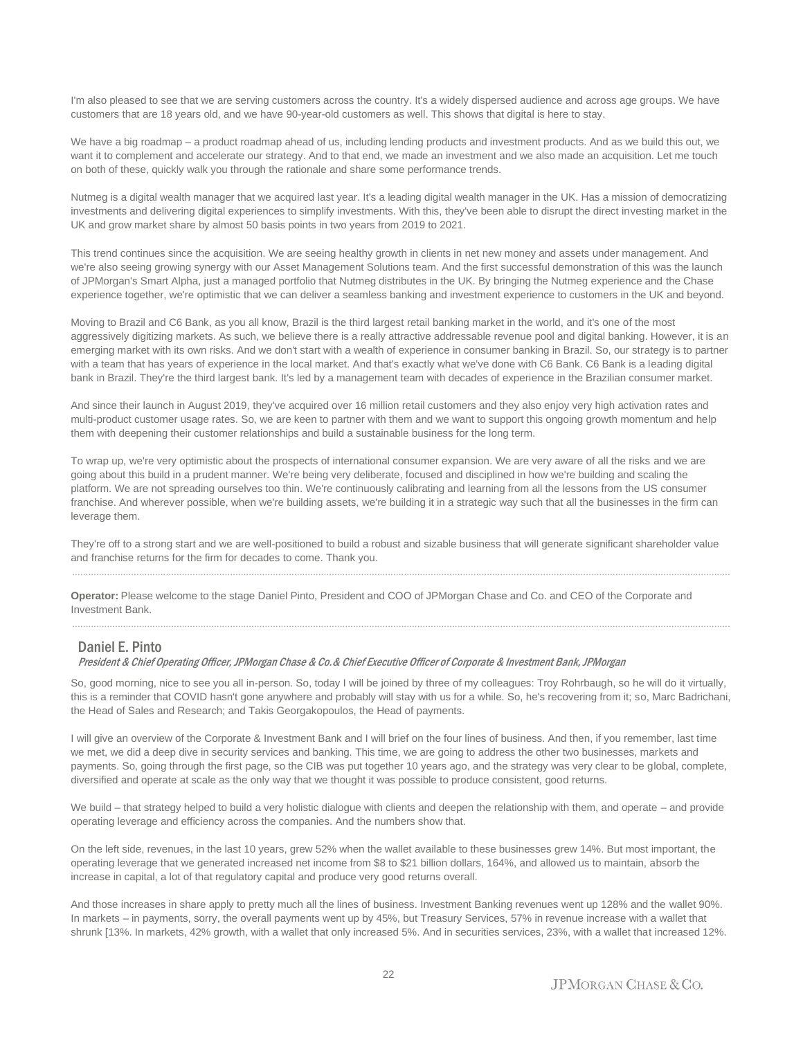I'm also pleased to see that we are serving customers across the country. It's a widely dispersed audience and across age groups. We have customers that are 18 years old, and we have 90-year-old customers as well. This shows that digital is here to stay.

We have a big roadmap – a product roadmap ahead of us, including lending products and investment products. And as we build this out, we want it to complement and accelerate our strategy. And to that end, we made an investment and we also made an acquisition. Let me touch on both of these, quickly walk you through the rationale and share some performance trends.

Nutmeg is a digital wealth manager that we acquired last year. It's a leading digital wealth manager in the UK. Has a mission of democratizing investments and delivering digital experiences to simplify investments. With this, they've been able to disrupt the direct investing market in the UK and grow market share by almost 50 basis points in two years from 2019 to 2021.

This trend continues since the acquisition. We are seeing healthy growth in clients in net new money and assets under management. And we're also seeing growing synergy with our Asset Management Solutions team. And the first successful demonstration of this was the launch of JPMorgan's Smart Alpha, just a managed portfolio that Nutmeg distributes in the UK. By bringing the Nutmeg experience and the Chase experience together, we're optimistic that we can deliver a seamless banking and investment experience to customers in the UK and beyond.

Moving to Brazil and C6 Bank, as you all know, Brazil is the third largest retail banking market in the world, and it's one of the most aggressively digitizing markets. As such, we believe there is a really attractive addressable revenue pool and digital banking. However, it is an emerging market with its own risks. And we don't start with a wealth of experience in consumer banking in Brazil. So, our strategy is to partner with a team that has years of experience in the local market. And that's exactly what we've done with C6 Bank. C6 Bank is a leading digital bank in Brazil. They're the third largest bank. It's led by a management team with decades of experience in the Brazilian consumer market.

And since their launch in August 2019, they've acquired over 16 million retail customers and they also enjoy very high activation rates and multi-product customer usage rates. So, we are keen to partner with them and we want to support this ongoing growth momentum and help them with deepening their customer relationships and build a sustainable business for the long term.

To wrap up, we're very optimistic about the prospects of international consumer expansion. We are very aware of all the risks and we are going about this build in a prudent manner. We're being very deliberate, focused and disciplined in how we're building and scaling the platform. We are not spreading ourselves too thin. We're continuously calibrating and learning from all the lessons from the US consumer franchise. And wherever possible, when we're building assets, we're building it in a strategic way such that all the businesses in the firm can leverage them.

They're off to a strong start and we are well-positioned to build a robust and sizable business that will generate significant shareholder value and franchise returns for the firm for decades to come. Thank you.

---

**Operator:** Please welcome to the stage Daniel Pinto, President and COO of JPMorgan Chase and Co. and CEO of the Corporate and Investment Bank.

---

## Daniel E. Pinto

*President & Chief Operating Officer, JPMorgan Chase & Co.& Chief Executive Officer of Corporate & Investment Bank, JPMorgan*

So, good morning, nice to see you all in-person. So, today I will be joined by three of my colleagues: Troy Rohrbaugh, so he will do it virtually, this is a reminder that COVID hasn't gone anywhere and probably will stay with us for a while. So, he's recovering from it; so, Marc Badrichani, the Head of Sales and Research; and Takis Georgakopoulos, the Head of payments.

I will give an overview of the Corporate & Investment Bank and I will brief on the four lines of business. And then, if you remember, last time we met, we did a deep dive in security services and banking. This time, we are going to address the other two businesses, markets and payments. So, going through the first page, so the CIB was put together 10 years ago, and the strategy was very clear to be global, complete, diversified and operate at scale as the only way that we thought it was possible to produce consistent, good returns.

We build – that strategy helped to build a very holistic dialogue with clients and deepen the relationship with them, and operate – and provide operating leverage and efficiency across the companies. And the numbers show that.

On the left side, revenues, in the last 10 years, grew 52% when the wallet available to these businesses grew 14%. But most important, the operating leverage that we generated increased net income from $8 to $21 billion dollars, 164%, and allowed us to maintain, absorb the increase in capital, a lot of that regulatory capital and produce very good returns overall.

And those increases in share apply to pretty much all the lines of business. Investment Banking revenues went up 128% and the wallet 90%. In markets – in payments, sorry, the overall payments went up by 45%, but Treasury Services, 57% in revenue increase with a wallet that shrunk [13%. In markets, 42% growth, with a wallet that only increased 5%. And in securities services, 23%, with a wallet that increased 12%.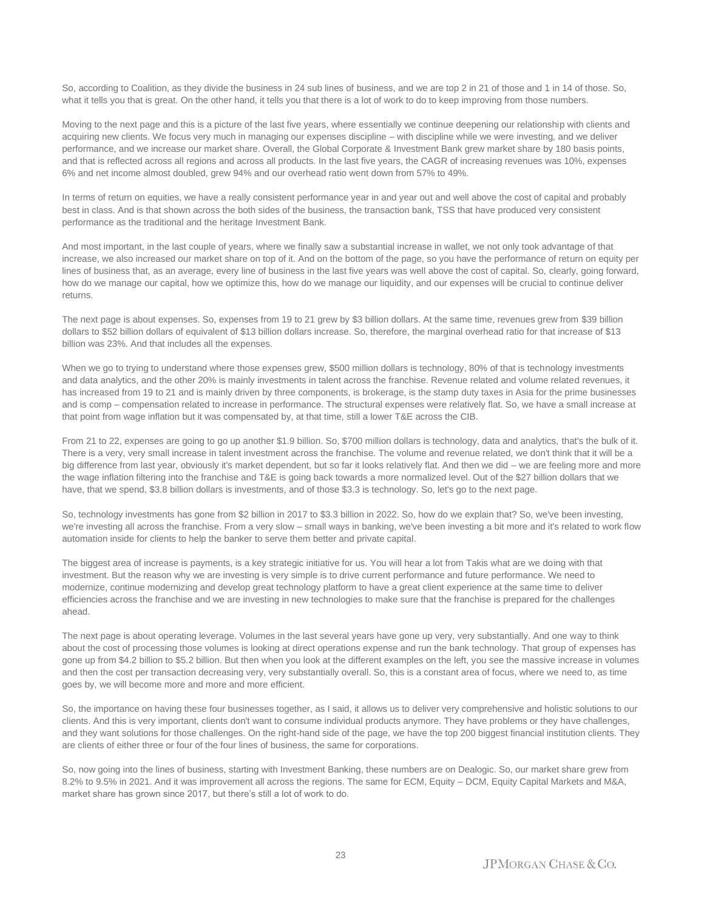So, according to Coalition, as they divide the business in 24 sub lines of business, and we are top 2 in 21 of those and 1 in 14 of those. So, what it tells you that is great. On the other hand, it tells you that there is a lot of work to do to keep improving from those numbers.

Moving to the next page and this is a picture of the last five years, where essentially we continue deepening our relationship with clients and acquiring new clients. We focus very much in managing our expenses discipline – with discipline while we were investing, and we deliver performance, and we increase our market share. Overall, the Global Corporate & Investment Bank grew market share by 180 basis points, and that is reflected across all regions and across all products. In the last five years, the CAGR of increasing revenues was 10%, expenses 6% and net income almost doubled, grew 94% and our overhead ratio went down from 57% to 49%.

In terms of return on equities, we have a really consistent performance year in and year out and well above the cost of capital and probably best in class. And is that shown across the both sides of the business, the transaction bank, TSS that have produced very consistent performance as the traditional and the heritage Investment Bank.

And most important, in the last couple of years, where we finally saw a substantial increase in wallet, we not only took advantage of that increase, we also increased our market share on top of it. And on the bottom of the page, so you have the performance of return on equity per lines of business that, as an average, every line of business in the last five years was well above the cost of capital. So, clearly, going forward, how do we manage our capital, how we optimize this, how do we manage our liquidity, and our expenses will be crucial to continue deliver returns.

The next page is about expenses. So, expenses from 19 to 21 grew by $3 billion dollars. At the same time, revenues grew from $39 billion dollars to $52 billion dollars of equivalent of $13 billion dollars increase. So, therefore, the marginal overhead ratio for that increase of $13 billion was 23%. And that includes all the expenses.

When we go to trying to understand where those expenses grew, $500 million dollars is technology, 80% of that is technology investments and data analytics, and the other 20% is mainly investments in talent across the franchise. Revenue related and volume related revenues, it has increased from 19 to 21 and is mainly driven by three components, is brokerage, is the stamp duty taxes in Asia for the prime businesses and is comp – compensation related to increase in performance. The structural expenses were relatively flat. So, we have a small increase at that point from wage inflation but it was compensated by, at that time, still a lower T&E across the CIB.

From 21 to 22, expenses are going to go up another $1.9 billion. So, $700 million dollars is technology, data and analytics, that's the bulk of it. There is a very, very small increase in talent investment across the franchise. The volume and revenue related, we don't think that it will be a big difference from last year, obviously it's market dependent, but so far it looks relatively flat. And then we did – we are feeling more and more the wage inflation filtering into the franchise and T&E is going back towards a more normalized level. Out of the $27 billion dollars that we have, that we spend, $3.8 billion dollars is investments, and of those $3.3 is technology. So, let's go to the next page.

So, technology investments has gone from $2 billion in 2017 to $3.3 billion in 2022. So, how do we explain that? So, we've been investing, we're investing all across the franchise. From a very slow – small ways in banking, we've been investing a bit more and it's related to work flow automation inside for clients to help the banker to serve them better and private capital.

The biggest area of increase is payments, is a key strategic initiative for us. You will hear a lot from Takis what are we doing with that investment. But the reason why we are investing is very simple is to drive current performance and future performance. We need to modernize, continue modernizing and develop great technology platform to have a great client experience at the same time to deliver efficiencies across the franchise and we are investing in new technologies to make sure that the franchise is prepared for the challenges ahead.

The next page is about operating leverage. Volumes in the last several years have gone up very, very substantially. And one way to think about the cost of processing those volumes is looking at direct operations expense and run the bank technology. That group of expenses has gone up from $4.2 billion to $5.2 billion. But then when you look at the different examples on the left, you see the massive increase in volumes and then the cost per transaction decreasing very, very substantially overall. So, this is a constant area of focus, where we need to, as time goes by, we will become more and more and more efficient.

So, the importance on having these four businesses together, as I said, it allows us to deliver very comprehensive and holistic solutions to our clients. And this is very important, clients don't want to consume individual products anymore. They have problems or they have challenges, and they want solutions for those challenges. On the right-hand side of the page, we have the top 200 biggest financial institution clients. They are clients of either three or four of the four lines of business, the same for corporations.

So, now going into the lines of business, starting with Investment Banking, these numbers are on Dealogic. So, our market share grew from 8.2% to 9.5% in 2021. And it was improvement all across the regions. The same for ECM, Equity – DCM, Equity Capital Markets and M&A, market share has grown since 2017, but there's still a lot of work to do.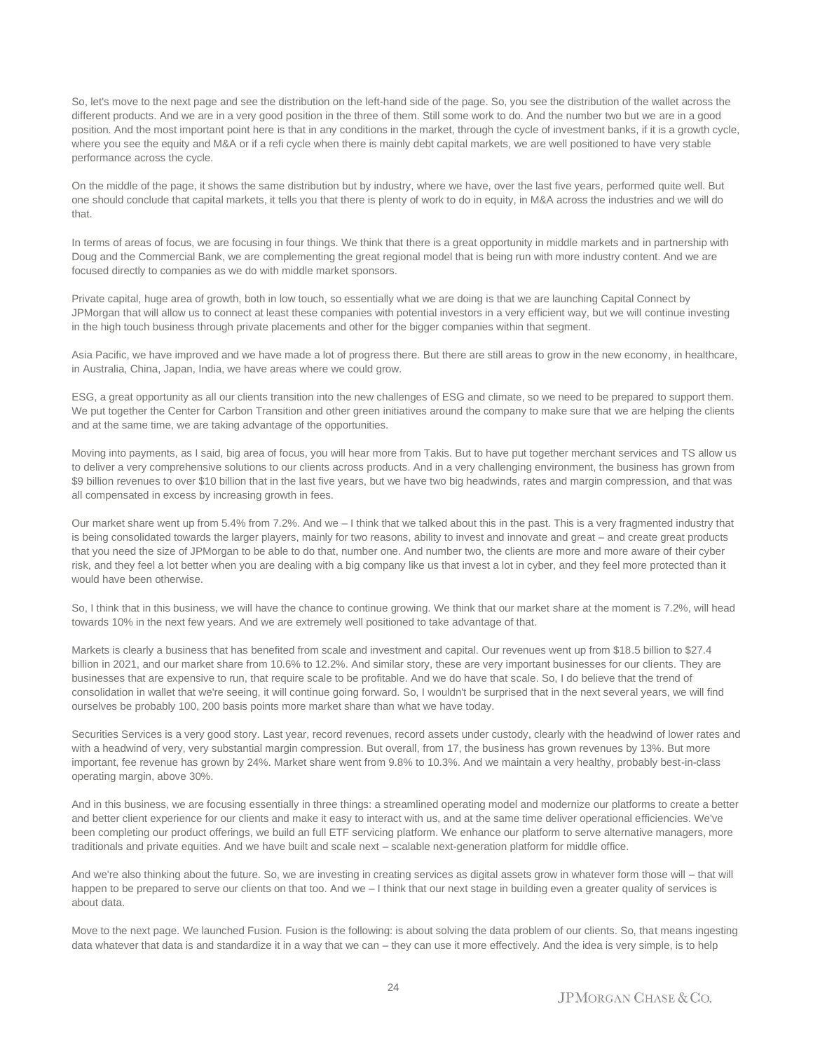So, let's move to the next page and see the distribution on the left-hand side of the page. So, you see the distribution of the wallet across the different products. And we are in a very good position in the three of them. Still some work to do. And the number two but we are in a good position. And the most important point here is that in any conditions in the market, through the cycle of investment banks, if it is a growth cycle, where you see the equity and M&A or if a refi cycle when there is mainly debt capital markets, we are well positioned to have very stable performance across the cycle.

On the middle of the page, it shows the same distribution but by industry, where we have, over the last five years, performed quite well. But one should conclude that capital markets, it tells you that there is plenty of work to do in equity, in M&A across the industries and we will do that.

In terms of areas of focus, we are focusing in four things. We think that there is a great opportunity in middle markets and in partnership with Doug and the Commercial Bank, we are complementing the great regional model that is being run with more industry content. And we are focused directly to companies as we do with middle market sponsors.

Private capital, huge area of growth, both in low touch, so essentially what we are doing is that we are launching Capital Connect by JPMorgan that will allow us to connect at least these companies with potential investors in a very efficient way, but we will continue investing in the high touch business through private placements and other for the bigger companies within that segment.

Asia Pacific, we have improved and we have made a lot of progress there. But there are still areas to grow in the new economy, in healthcare, in Australia, China, Japan, India, we have areas where we could grow.

ESG, a great opportunity as all our clients transition into the new challenges of ESG and climate, so we need to be prepared to support them. We put together the Center for Carbon Transition and other green initiatives around the company to make sure that we are helping the clients and at the same time, we are taking advantage of the opportunities.

Moving into payments, as I said, big area of focus, you will hear more from Takis. But to have put together merchant services and TS allow us to deliver a very comprehensive solutions to our clients across products. And in a very challenging environment, the business has grown from $9 billion revenues to over $10 billion that in the last five years, but we have two big headwinds, rates and margin compression, and that was all compensated in excess by increasing growth in fees.

Our market share went up from 5.4% from 7.2%. And we – I think that we talked about this in the past. This is a very fragmented industry that is being consolidated towards the larger players, mainly for two reasons, ability to invest and innovate and great – and create great products that you need the size of JPMorgan to be able to do that, number one. And number two, the clients are more and more aware of their cyber risk, and they feel a lot better when you are dealing with a big company like us that invest a lot in cyber, and they feel more protected than it would have been otherwise.

So, I think that in this business, we will have the chance to continue growing. We think that our market share at the moment is 7.2%, will head towards 10% in the next few years. And we are extremely well positioned to take advantage of that.

Markets is clearly a business that has benefited from scale and investment and capital. Our revenues went up from $18.5 billion to $27.4 billion in 2021, and our market share from 10.6% to 12.2%. And similar story, these are very important businesses for our clients. They are businesses that are expensive to run, that require scale to be profitable. And we do have that scale. So, I do believe that the trend of consolidation in wallet that we're seeing, it will continue going forward. So, I wouldn't be surprised that in the next several years, we will find ourselves be probably 100, 200 basis points more market share than what we have today.

Securities Services is a very good story. Last year, record revenues, record assets under custody, clearly with the headwind of lower rates and with a headwind of very, very substantial margin compression. But overall, from 17, the business has grown revenues by 13%. But more important, fee revenue has grown by 24%. Market share went from 9.8% to 10.3%. And we maintain a very healthy, probably best-in-class operating margin, above 30%.

And in this business, we are focusing essentially in three things: a streamlined operating model and modernize our platforms to create a better and better client experience for our clients and make it easy to interact with us, and at the same time deliver operational efficiencies. We've been completing our product offerings, we build an full ETF servicing platform. We enhance our platform to serve alternative managers, more traditionals and private equities. And we have built and scale next – scalable next-generation platform for middle office.

And we're also thinking about the future. So, we are investing in creating services as digital assets grow in whatever form those will – that will happen to be prepared to serve our clients on that too. And we – I think that our next stage in building even a greater quality of services is about data.

Move to the next page. We launched Fusion. Fusion is the following: is about solving the data problem of our clients. So, that means ingesting data whatever that data is and standardize it in a way that we can – they can use it more effectively. And the idea is very simple, is to help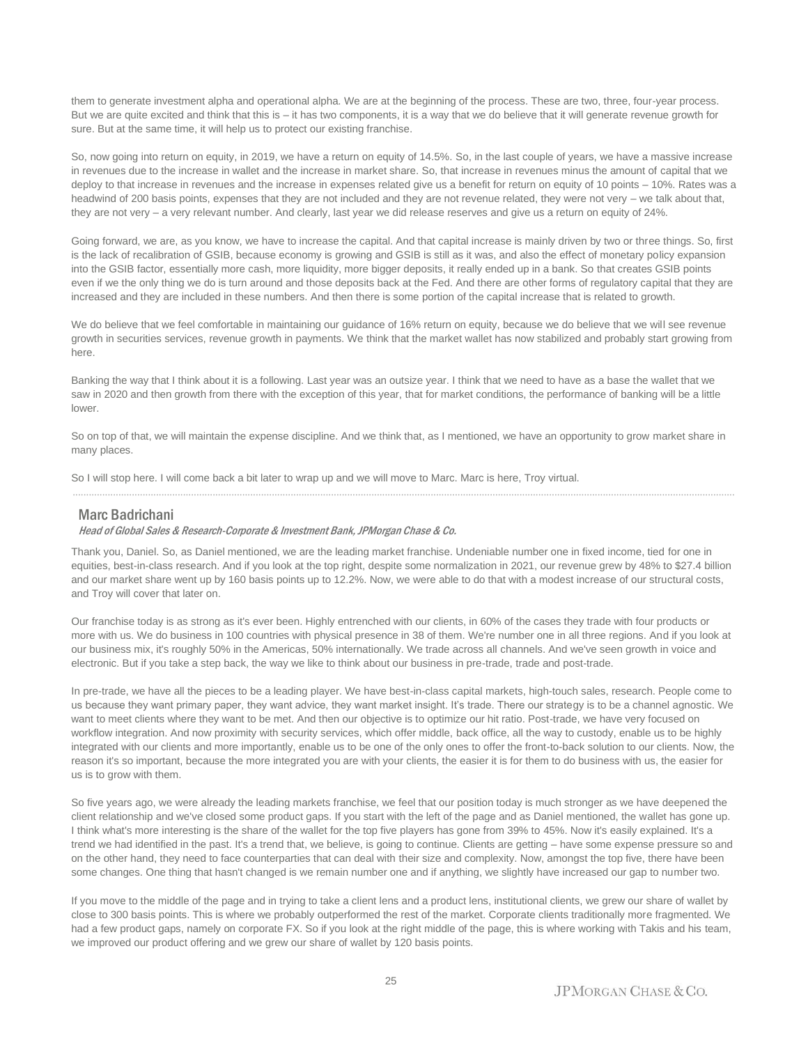them to generate investment alpha and operational alpha. We are at the beginning of the process. These are two, three, four-year process. But we are quite excited and think that this is – it has two components, it is a way that we do believe that it will generate revenue growth for sure. But at the same time, it will help us to protect our existing franchise.

So, now going into return on equity, in 2019, we have a return on equity of 14.5%. So, in the last couple of years, we have a massive increase in revenues due to the increase in wallet and the increase in market share. So, that increase in revenues minus the amount of capital that we deploy to that increase in revenues and the increase in expenses related give us a benefit for return on equity of 10 points – 10%. Rates was a headwind of 200 basis points, expenses that they are not included and they are not revenue related, they were not very – we talk about that, they are not very – a very relevant number. And clearly, last year we did release reserves and give us a return on equity of 24%.

Going forward, we are, as you know, we have to increase the capital. And that capital increase is mainly driven by two or three things. So, first is the lack of recalibration of GSIB, because economy is growing and GSIB is still as it was, and also the effect of monetary policy expansion into the GSIB factor, essentially more cash, more liquidity, more bigger deposits, it really ended up in a bank. So that creates GSIB points even if we the only thing we do is turn around and those deposits back at the Fed. And there are other forms of regulatory capital that they are increased and they are included in these numbers. And then there is some portion of the capital increase that is related to growth.

We do believe that we feel comfortable in maintaining our guidance of 16% return on equity, because we do believe that we will see revenue growth in securities services, revenue growth in payments. We think that the market wallet has now stabilized and probably start growing from here.

Banking the way that I think about it is a following. Last year was an outsize year. I think that we need to have as a base the wallet that we saw in 2020 and then growth from there with the exception of this year, that for market conditions, the performance of banking will be a little lower.

So on top of that, we will maintain the expense discipline. And we think that, as I mentioned, we have an opportunity to grow market share in many places.

So I will stop here. I will come back a bit later to wrap up and we will move to Marc. Marc is here, Troy virtual.

## Marc Badrichani

*Head of Global Sales & Research-Corporate & Investment Bank, JPMorgan Chase & Co.*

Thank you, Daniel. So, as Daniel mentioned, we are the leading market franchise. Undeniable number one in fixed income, tied for one in equities, best-in-class research. And if you look at the top right, despite some normalization in 2021, our revenue grew by 48% to $27.4 billion and our market share went up by 160 basis points up to 12.2%. Now, we were able to do that with a modest increase of our structural costs, and Troy will cover that later on.

Our franchise today is as strong as it's ever been. Highly entrenched with our clients, in 60% of the cases they trade with four products or more with us. We do business in 100 countries with physical presence in 38 of them. We're number one in all three regions. And if you look at our business mix, it's roughly 50% in the Americas, 50% internationally. We trade across all channels. And we've seen growth in voice and electronic. But if you take a step back, the way we like to think about our business in pre-trade, trade and post-trade.

In pre-trade, we have all the pieces to be a leading player. We have best-in-class capital markets, high-touch sales, research. People come to us because they want primary paper, they want advice, they want market insight. It's trade. There our strategy is to be a channel agnostic. We want to meet clients where they want to be met. And then our objective is to optimize our hit ratio. Post-trade, we have very focused on workflow integration. And now proximity with security services, which offer middle, back office, all the way to custody, enable us to be highly integrated with our clients and more importantly, enable us to be one of the only ones to offer the front-to-back solution to our clients. Now, the reason it's so important, because the more integrated you are with your clients, the easier it is for them to do business with us, the easier for us is to grow with them.

So five years ago, we were already the leading markets franchise, we feel that our position today is much stronger as we have deepened the client relationship and we've closed some product gaps. If you start with the left of the page and as Daniel mentioned, the wallet has gone up. I think what's more interesting is the share of the wallet for the top five players has gone from 39% to 45%. Now it's easily explained. It's a trend we had identified in the past. It's a trend that, we believe, is going to continue. Clients are getting – have some expense pressure so and on the other hand, they need to face counterparties that can deal with their size and complexity. Now, amongst the top five, there have been some changes. One thing that hasn't changed is we remain number one and if anything, we slightly have increased our gap to number two.

If you move to the middle of the page and in trying to take a client lens and a product lens, institutional clients, we grew our share of wallet by close to 300 basis points. This is where we probably outperformed the rest of the market. Corporate clients traditionally more fragmented. We had a few product gaps, namely on corporate FX. So if you look at the right middle of the page, this is where working with Takis and his team, we improved our product offering and we grew our share of wallet by 120 basis points.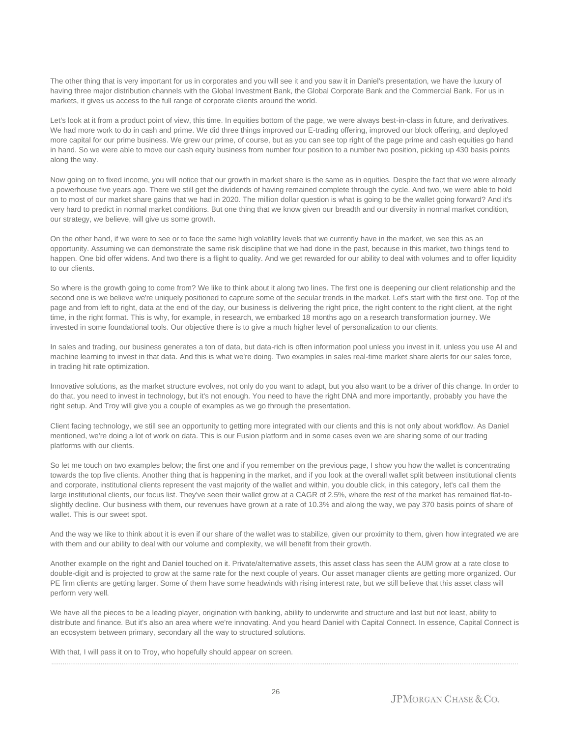The other thing that is very important for us in corporates and you will see it and you saw it in Daniel's presentation, we have the luxury of having three major distribution channels with the Global Investment Bank, the Global Corporate Bank and the Commercial Bank. For us in markets, it gives us access to the full range of corporate clients around the world.

Let's look at it from a product point of view, this time. In equities bottom of the page, we were always best-in-class in future, and derivatives. We had more work to do in cash and prime. We did three things improved our E-trading offering, improved our block offering, and deployed more capital for our prime business. We grew our prime, of course, but as you can see top right of the page prime and cash equities go hand in hand. So we were able to move our cash equity business from number four position to a number two position, picking up 430 basis points along the way.

Now going on to fixed income, you will notice that our growth in market share is the same as in equities. Despite the fact that we were already a powerhouse five years ago. There we still get the dividends of having remained complete through the cycle. And two, we were able to hold on to most of our market share gains that we had in 2020. The million dollar question is what is going to be the wallet going forward? And it's very hard to predict in normal market conditions. But one thing that we know given our breadth and our diversity in normal market condition, our strategy, we believe, will give us some growth.

On the other hand, if we were to see or to face the same high volatility levels that we currently have in the market, we see this as an opportunity. Assuming we can demonstrate the same risk discipline that we had done in the past, because in this market, two things tend to happen. One bid offer widens. And two there is a flight to quality. And we get rewarded for our ability to deal with volumes and to offer liquidity to our clients.

So where is the growth going to come from? We like to think about it along two lines. The first one is deepening our client relationship and the second one is we believe we're uniquely positioned to capture some of the secular trends in the market. Let's start with the first one. Top of the page and from left to right, data at the end of the day, our business is delivering the right price, the right content to the right client, at the right time, in the right format. This is why, for example, in research, we embarked 18 months ago on a research transformation journey. We invested in some foundational tools. Our objective there is to give a much higher level of personalization to our clients.

In sales and trading, our business generates a ton of data, but data-rich is often information pool unless you invest in it, unless you use AI and machine learning to invest in that data. And this is what we're doing. Two examples in sales real-time market share alerts for our sales force, in trading hit rate optimization.

Innovative solutions, as the market structure evolves, not only do you want to adapt, but you also want to be a driver of this change. In order to do that, you need to invest in technology, but it's not enough. You need to have the right DNA and more importantly, probably you have the right setup. And Troy will give you a couple of examples as we go through the presentation.

Client facing technology, we still see an opportunity to getting more integrated with our clients and this is not only about workflow. As Daniel mentioned, we're doing a lot of work on data. This is our Fusion platform and in some cases even we are sharing some of our trading platforms with our clients.

So let me touch on two examples below; the first one and if you remember on the previous page, I show you how the wallet is concentrating towards the top five clients. Another thing that is happening in the market, and if you look at the overall wallet split between institutional clients and corporate, institutional clients represent the vast majority of the wallet and within, you double click, in this category, let's call them the large institutional clients, our focus list. They've seen their wallet grow at a CAGR of 2.5%, where the rest of the market has remained flat-to-slightly decline. Our business with them, our revenues have grown at a rate of 10.3% and along the way, we pay 370 basis points of share of wallet. This is our sweet spot.

And the way we like to think about it is even if our share of the wallet was to stabilize, given our proximity to them, given how integrated we are with them and our ability to deal with our volume and complexity, we will benefit from their growth.

Another example on the right and Daniel touched on it. Private/alternative assets, this asset class has seen the AUM grow at a rate close to double-digit and is projected to grow at the same rate for the next couple of years. Our asset manager clients are getting more organized. Our PE firm clients are getting larger. Some of them have some headwinds with rising interest rate, but we still believe that this asset class will perform very well.

We have all the pieces to be a leading player, origination with banking, ability to underwrite and structure and last but not least, ability to distribute and finance. But it's also an area where we're innovating. And you heard Daniel with Capital Connect. In essence, Capital Connect is an ecosystem between primary, secondary all the way to structured solutions.

With that, I will pass it on to Troy, who hopefully should appear on screen.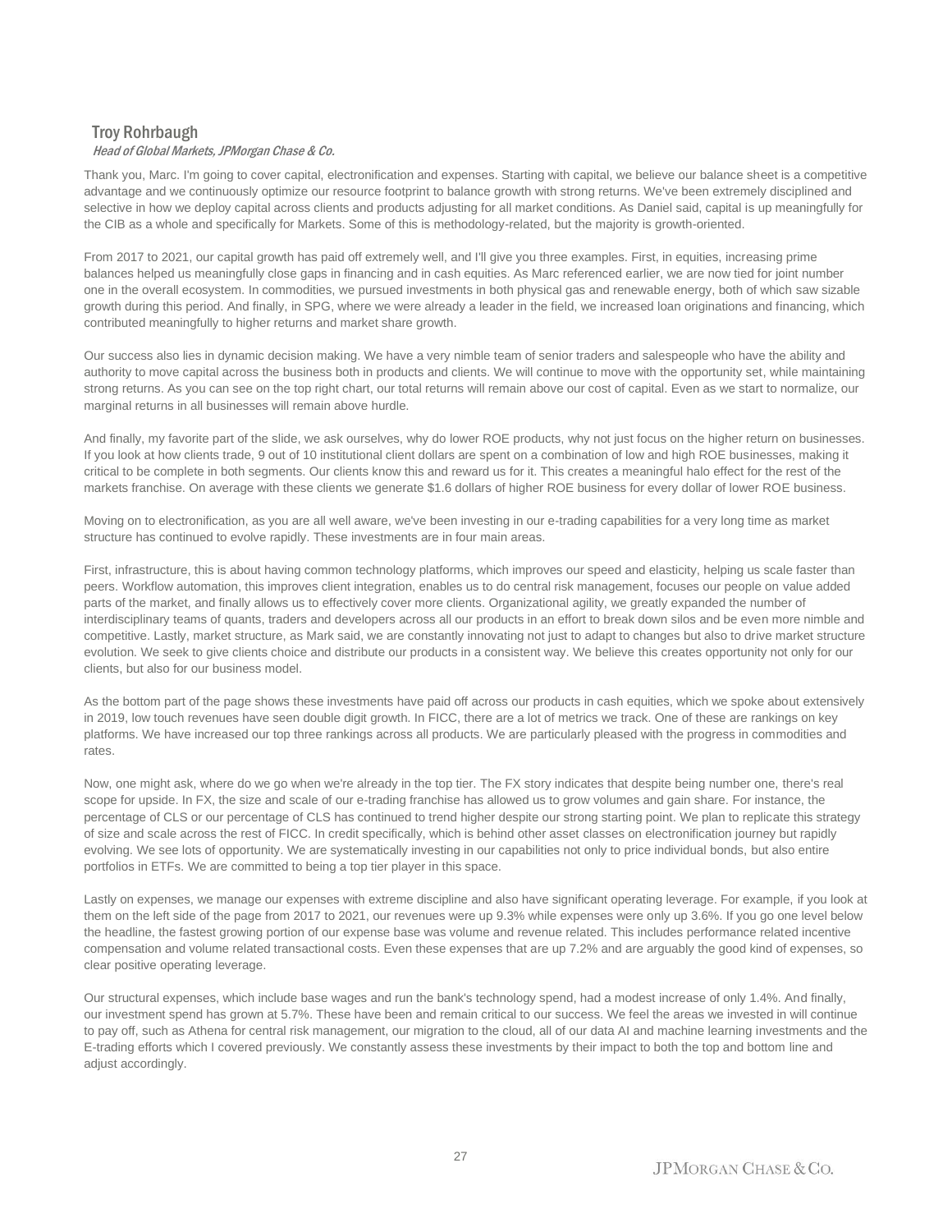## Troy Rohrbaugh

*Head of Global Markets, JPMorgan Chase & Co.*

Thank you, Marc. I'm going to cover capital, electronification and expenses. Starting with capital, we believe our balance sheet is a competitive advantage and we continuously optimize our resource footprint to balance growth with strong returns. We've been extremely disciplined and selective in how we deploy capital across clients and products adjusting for all market conditions. As Daniel said, capital is up meaningfully for the CIB as a whole and specifically for Markets. Some of this is methodology-related, but the majority is growth-oriented.

From 2017 to 2021, our capital growth has paid off extremely well, and I'll give you three examples. First, in equities, increasing prime balances helped us meaningfully close gaps in financing and in cash equities. As Marc referenced earlier, we are now tied for joint number one in the overall ecosystem. In commodities, we pursued investments in both physical gas and renewable energy, both of which saw sizable growth during this period. And finally, in SPG, where we were already a leader in the field, we increased loan originations and financing, which contributed meaningfully to higher returns and market share growth.

Our success also lies in dynamic decision making. We have a very nimble team of senior traders and salespeople who have the ability and authority to move capital across the business both in products and clients. We will continue to move with the opportunity set, while maintaining strong returns. As you can see on the top right chart, our total returns will remain above our cost of capital. Even as we start to normalize, our marginal returns in all businesses will remain above hurdle.

And finally, my favorite part of the slide, we ask ourselves, why do lower ROE products, why not just focus on the higher return on businesses. If you look at how clients trade, 9 out of 10 institutional client dollars are spent on a combination of low and high ROE businesses, making it critical to be complete in both segments. Our clients know this and reward us for it. This creates a meaningful halo effect for the rest of the markets franchise. On average with these clients we generate $1.6 dollars of higher ROE business for every dollar of lower ROE business.

Moving on to electronification, as you are all well aware, we've been investing in our e-trading capabilities for a very long time as market structure has continued to evolve rapidly. These investments are in four main areas.

First, infrastructure, this is about having common technology platforms, which improves our speed and elasticity, helping us scale faster than peers. Workflow automation, this improves client integration, enables us to do central risk management, focuses our people on value added parts of the market, and finally allows us to effectively cover more clients. Organizational agility, we greatly expanded the number of interdisciplinary teams of quants, traders and developers across all our products in an effort to break down silos and be even more nimble and competitive. Lastly, market structure, as Mark said, we are constantly innovating not just to adapt to changes but also to drive market structure evolution. We seek to give clients choice and distribute our products in a consistent way. We believe this creates opportunity not only for our clients, but also for our business model.

As the bottom part of the page shows these investments have paid off across our products in cash equities, which we spoke about extensively in 2019, low touch revenues have seen double digit growth. In FICC, there are a lot of metrics we track. One of these are rankings on key platforms. We have increased our top three rankings across all products. We are particularly pleased with the progress in commodities and rates.

Now, one might ask, where do we go when we're already in the top tier. The FX story indicates that despite being number one, there's real scope for upside. In FX, the size and scale of our e-trading franchise has allowed us to grow volumes and gain share. For instance, the percentage of CLS or our percentage of CLS has continued to trend higher despite our strong starting point. We plan to replicate this strategy of size and scale across the rest of FICC. In credit specifically, which is behind other asset classes on electronification journey but rapidly evolving. We see lots of opportunity. We are systematically investing in our capabilities not only to price individual bonds, but also entire portfolios in ETFs. We are committed to being a top tier player in this space.

Lastly on expenses, we manage our expenses with extreme discipline and also have significant operating leverage. For example, if you look at them on the left side of the page from 2017 to 2021, our revenues were up 9.3% while expenses were only up 3.6%. If you go one level below the headline, the fastest growing portion of our expense base was volume and revenue related. This includes performance related incentive compensation and volume related transactional costs. Even these expenses that are up 7.2% and are arguably the good kind of expenses, so clear positive operating leverage.

Our structural expenses, which include base wages and run the bank's technology spend, had a modest increase of only 1.4%. And finally, our investment spend has grown at 5.7%. These have been and remain critical to our success. We feel the areas we invested in will continue to pay off, such as Athena for central risk management, our migration to the cloud, all of our data AI and machine learning investments and the E-trading efforts which I covered previously. We constantly assess these investments by their impact to both the top and bottom line and adjust accordingly.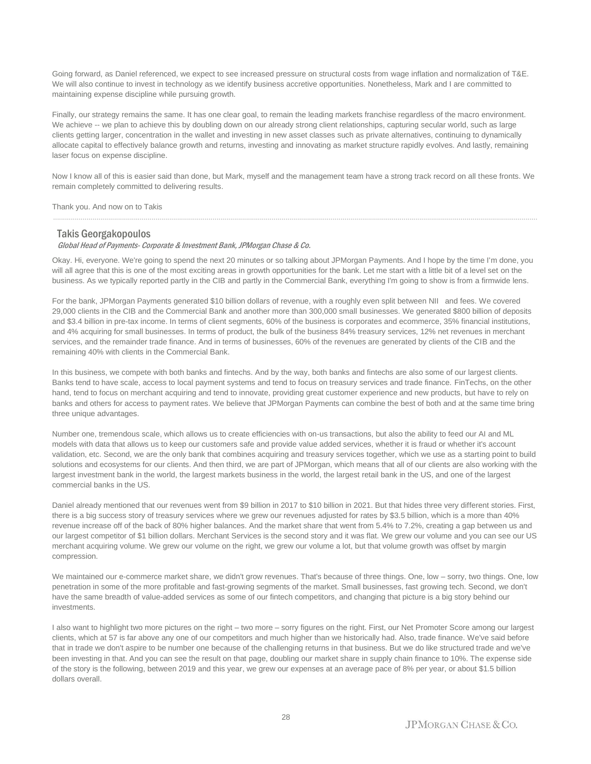Going forward, as Daniel referenced, we expect to see increased pressure on structural costs from wage inflation and normalization of T&E. We will also continue to invest in technology as we identify business accretive opportunities. Nonetheless, Mark and I are committed to maintaining expense discipline while pursuing growth.

Finally, our strategy remains the same. It has one clear goal, to remain the leading markets franchise regardless of the macro environment. We achieve -- we plan to achieve this by doubling down on our already strong client relationships, capturing secular world, such as large clients getting larger, concentration in the wallet and investing in new asset classes such as private alternatives, continuing to dynamically allocate capital to effectively balance growth and returns, investing and innovating as market structure rapidly evolves. And lastly, remaining laser focus on expense discipline.

Now I know all of this is easier said than done, but Mark, myself and the management team have a strong track record on all these fronts. We remain completely committed to delivering results.

Thank you. And now on to Takis

## Takis Georgakopoulos

*Global Head of Payments- Corporate & Investment Bank, JPMorgan Chase & Co.*

Okay. Hi, everyone. We're going to spend the next 20 minutes or so talking about JPMorgan Payments. And I hope by the time I'm done, you will all agree that this is one of the most exciting areas in growth opportunities for the bank. Let me start with a little bit of a level set on the business. As we typically reported partly in the CIB and partly in the Commercial Bank, everything I'm going to show is from a firmwide lens.

For the bank, JPMorgan Payments generated $10 billion dollars of revenue, with a roughly even split between NII and fees. We covered 29,000 clients in the CIB and the Commercial Bank and another more than 300,000 small businesses. We generated $800 billion of deposits and $3.4 billion in pre-tax income. In terms of client segments, 60% of the business is corporates and ecommerce, 35% financial institutions, and 4% acquiring for small businesses. In terms of product, the bulk of the business 84% treasury services, 12% net revenues in merchant services, and the remainder trade finance. And in terms of businesses, 60% of the revenues are generated by clients of the CIB and the remaining 40% with clients in the Commercial Bank.

In this business, we compete with both banks and fintechs. And by the way, both banks and fintechs are also some of our largest clients. Banks tend to have scale, access to local payment systems and tend to focus on treasury services and trade finance. FinTechs, on the other hand, tend to focus on merchant acquiring and tend to innovate, providing great customer experience and new products, but have to rely on banks and others for access to payment rates. We believe that JPMorgan Payments can combine the best of both and at the same time bring three unique advantages.

Number one, tremendous scale, which allows us to create efficiencies with on-us transactions, but also the ability to feed our AI and ML models with data that allows us to keep our customers safe and provide value added services, whether it is fraud or whether it's account validation, etc. Second, we are the only bank that combines acquiring and treasury services together, which we use as a starting point to build solutions and ecosystems for our clients. And then third, we are part of JPMorgan, which means that all of our clients are also working with the largest investment bank in the world, the largest markets business in the world, the largest retail bank in the US, and one of the largest commercial banks in the US.

Daniel already mentioned that our revenues went from $9 billion in 2017 to $10 billion in 2021. But that hides three very different stories. First, there is a big success story of treasury services where we grew our revenues adjusted for rates by $3.5 billion, which is a more than 40% revenue increase off of the back of 80% higher balances. And the market share that went from 5.4% to 7.2%, creating a gap between us and our largest competitor of $1 billion dollars. Merchant Services is the second story and it was flat. We grew our volume and you can see our US merchant acquiring volume. We grew our volume on the right, we grew our volume a lot, but that volume growth was offset by margin compression.

We maintained our e-commerce market share, we didn't grow revenues. That's because of three things. One, low – sorry, two things. One, low penetration in some of the more profitable and fast-growing segments of the market. Small businesses, fast growing tech. Second, we don't have the same breadth of value-added services as some of our fintech competitors, and changing that picture is a big story behind our investments.

I also want to highlight two more pictures on the right – two more – sorry figures on the right. First, our Net Promoter Score among our largest clients, which at 57 is far above any one of our competitors and much higher than we historically had. Also, trade finance. We've said before that in trade we don't aspire to be number one because of the challenging returns in that business. But we do like structured trade and we've been investing in that. And you can see the result on that page, doubling our market share in supply chain finance to 10%. The expense side of the story is the following, between 2019 and this year, we grew our expenses at an average pace of 8% per year, or about $1.5 billion dollars overall.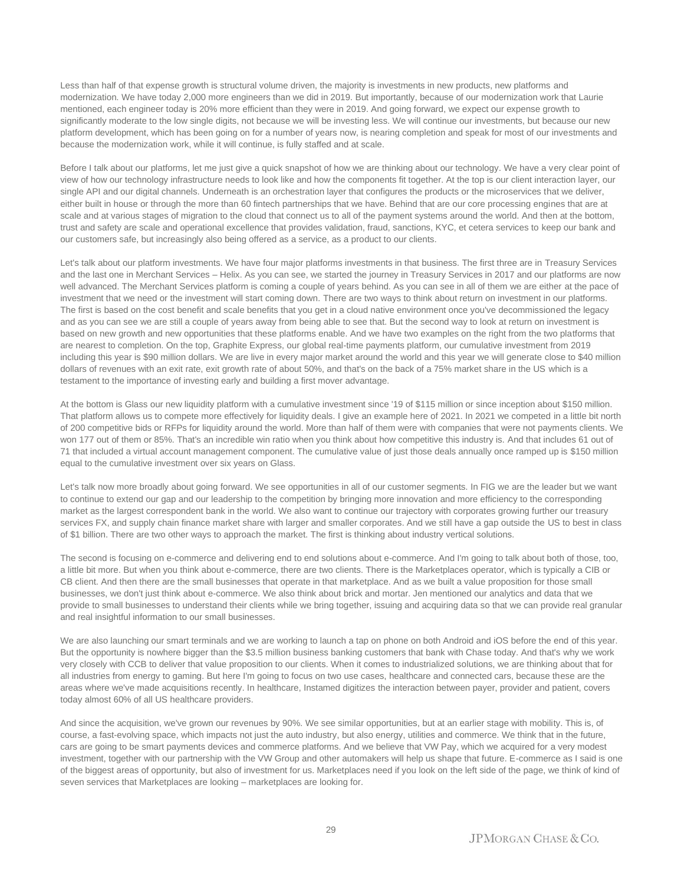Less than half of that expense growth is structural volume driven, the majority is investments in new products, new platforms and modernization. We have today 2,000 more engineers than we did in 2019. But importantly, because of our modernization work that Laurie mentioned, each engineer today is 20% more efficient than they were in 2019. And going forward, we expect our expense growth to significantly moderate to the low single digits, not because we will be investing less. We will continue our investments, but because our new platform development, which has been going on for a number of years now, is nearing completion and speak for most of our investments and because the modernization work, while it will continue, is fully staffed and at scale.

Before I talk about our platforms, let me just give a quick snapshot of how we are thinking about our technology. We have a very clear point of view of how our technology infrastructure needs to look like and how the components fit together. At the top is our client interaction layer, our single API and our digital channels. Underneath is an orchestration layer that configures the products or the microservices that we deliver, either built in house or through the more than 60 fintech partnerships that we have. Behind that are our core processing engines that are at scale and at various stages of migration to the cloud that connect us to all of the payment systems around the world. And then at the bottom, trust and safety are scale and operational excellence that provides validation, fraud, sanctions, KYC, et cetera services to keep our bank and our customers safe, but increasingly also being offered as a service, as a product to our clients.

Let's talk about our platform investments. We have four major platforms investments in that business. The first three are in Treasury Services and the last one in Merchant Services – Helix. As you can see, we started the journey in Treasury Services in 2017 and our platforms are now well advanced. The Merchant Services platform is coming a couple of years behind. As you can see in all of them we are either at the pace of investment that we need or the investment will start coming down. There are two ways to think about return on investment in our platforms. The first is based on the cost benefit and scale benefits that you get in a cloud native environment once you've decommissioned the legacy and as you can see we are still a couple of years away from being able to see that. But the second way to look at return on investment is based on new growth and new opportunities that these platforms enable. And we have two examples on the right from the two platforms that are nearest to completion. On the top, Graphite Express, our global real-time payments platform, our cumulative investment from 2019 including this year is $90 million dollars. We are live in every major market around the world and this year we will generate close to $40 million dollars of revenues with an exit rate, exit growth rate of about 50%, and that's on the back of a 75% market share in the US which is a testament to the importance of investing early and building a first mover advantage.

At the bottom is Glass our new liquidity platform with a cumulative investment since '19 of $115 million or since inception about $150 million. That platform allows us to compete more effectively for liquidity deals. I give an example here of 2021. In 2021 we competed in a little bit north of 200 competitive bids or RFPs for liquidity around the world. More than half of them were with companies that were not payments clients. We won 177 out of them or 85%. That's an incredible win ratio when you think about how competitive this industry is. And that includes 61 out of 71 that included a virtual account management component. The cumulative value of just those deals annually once ramped up is $150 million equal to the cumulative investment over six years on Glass.

Let's talk now more broadly about going forward. We see opportunities in all of our customer segments. In FIG we are the leader but we want to continue to extend our gap and our leadership to the competition by bringing more innovation and more efficiency to the corresponding market as the largest correspondent bank in the world. We also want to continue our trajectory with corporates growing further our treasury services FX, and supply chain finance market share with larger and smaller corporates. And we still have a gap outside the US to best in class of $1 billion. There are two other ways to approach the market. The first is thinking about industry vertical solutions.

The second is focusing on e-commerce and delivering end to end solutions about e-commerce. And I'm going to talk about both of those, too, a little bit more. But when you think about e-commerce, there are two clients. There is the Marketplaces operator, which is typically a CIB or CB client. And then there are the small businesses that operate in that marketplace. And as we built a value proposition for those small businesses, we don't just think about e-commerce. We also think about brick and mortar. Jen mentioned our analytics and data that we provide to small businesses to understand their clients while we bring together, issuing and acquiring data so that we can provide real granular and real insightful information to our small businesses.

We are also launching our smart terminals and we are working to launch a tap on phone on both Android and iOS before the end of this year. But the opportunity is nowhere bigger than the $3.5 million business banking customers that bank with Chase today. And that's why we work very closely with CCB to deliver that value proposition to our clients. When it comes to industrialized solutions, we are thinking about that for all industries from energy to gaming. But here I'm going to focus on two use cases, healthcare and connected cars, because these are the areas where we've made acquisitions recently. In healthcare, Instamed digitizes the interaction between payer, provider and patient, covers today almost 60% of all US healthcare providers.

And since the acquisition, we've grown our revenues by 90%. We see similar opportunities, but at an earlier stage with mobility. This is, of course, a fast-evolving space, which impacts not just the auto industry, but also energy, utilities and commerce. We think that in the future, cars are going to be smart payments devices and commerce platforms. And we believe that VW Pay, which we acquired for a very modest investment, together with our partnership with the VW Group and other automakers will help us shape that future. E-commerce as I said is one of the biggest areas of opportunity, but also of investment for us. Marketplaces need if you look on the left side of the page, we think of kind of seven services that Marketplaces are looking – marketplaces are looking for.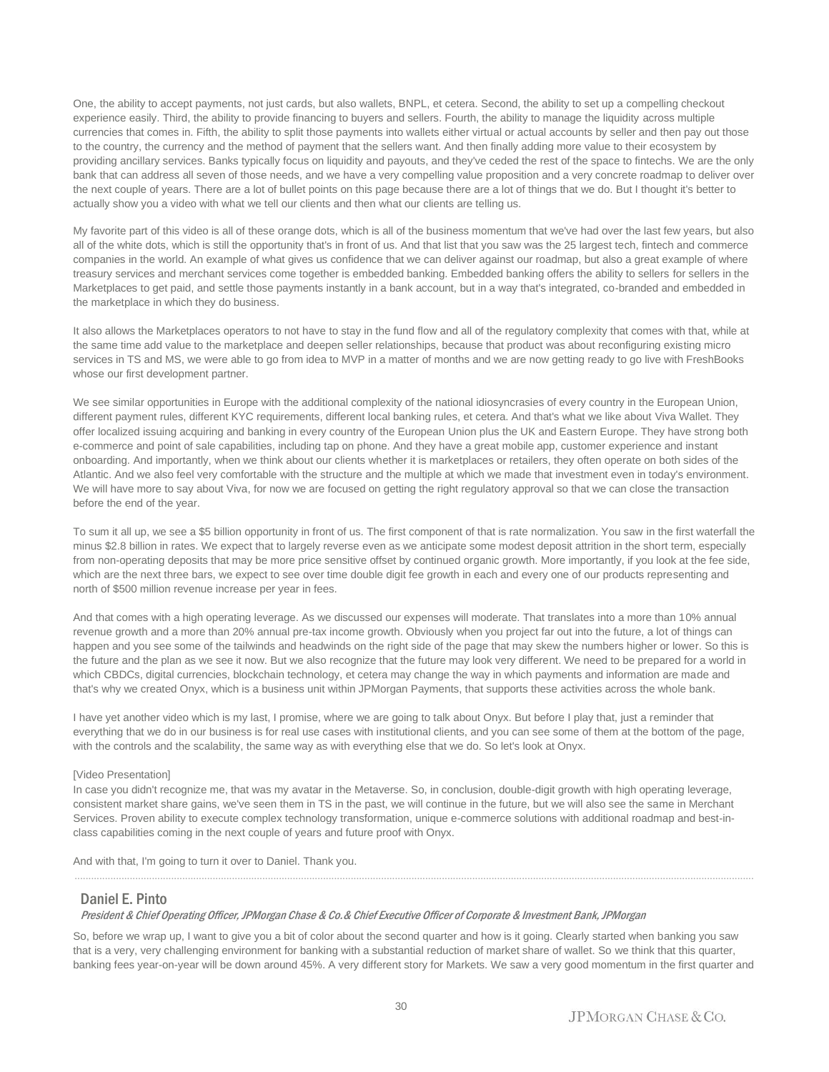One, the ability to accept payments, not just cards, but also wallets, BNPL, et cetera. Second, the ability to set up a compelling checkout experience easily. Third, the ability to provide financing to buyers and sellers. Fourth, the ability to manage the liquidity across multiple currencies that comes in. Fifth, the ability to split those payments into wallets either virtual or actual accounts by seller and then pay out those to the country, the currency and the method of payment that the sellers want. And then finally adding more value to their ecosystem by providing ancillary services. Banks typically focus on liquidity and payouts, and they've ceded the rest of the space to fintechs. We are the only bank that can address all seven of those needs, and we have a very compelling value proposition and a very concrete roadmap to deliver over the next couple of years. There are a lot of bullet points on this page because there are a lot of things that we do. But I thought it's better to actually show you a video with what we tell our clients and then what our clients are telling us.

My favorite part of this video is all of these orange dots, which is all of the business momentum that we've had over the last few years, but also all of the white dots, which is still the opportunity that's in front of us. And that list that you saw was the 25 largest tech, fintech and commerce companies in the world. An example of what gives us confidence that we can deliver against our roadmap, but also a great example of where treasury services and merchant services come together is embedded banking. Embedded banking offers the ability to sellers for sellers in the Marketplaces to get paid, and settle those payments instantly in a bank account, but in a way that's integrated, co-branded and embedded in the marketplace in which they do business.

It also allows the Marketplaces operators to not have to stay in the fund flow and all of the regulatory complexity that comes with that, while at the same time add value to the marketplace and deepen seller relationships, because that product was about reconfiguring existing micro services in TS and MS, we were able to go from idea to MVP in a matter of months and we are now getting ready to go live with FreshBooks whose our first development partner.

We see similar opportunities in Europe with the additional complexity of the national idiosyncrasies of every country in the European Union, different payment rules, different KYC requirements, different local banking rules, et cetera. And that's what we like about Viva Wallet. They offer localized issuing acquiring and banking in every country of the European Union plus the UK and Eastern Europe. They have strong both e-commerce and point of sale capabilities, including tap on phone. And they have a great mobile app, customer experience and instant onboarding. And importantly, when we think about our clients whether it is marketplaces or retailers, they often operate on both sides of the Atlantic. And we also feel very comfortable with the structure and the multiple at which we made that investment even in today's environment. We will have more to say about Viva, for now we are focused on getting the right regulatory approval so that we can close the transaction before the end of the year.

To sum it all up, we see a $5 billion opportunity in front of us. The first component of that is rate normalization. You saw in the first waterfall the minus $2.8 billion in rates. We expect that to largely reverse even as we anticipate some modest deposit attrition in the short term, especially from non-operating deposits that may be more price sensitive offset by continued organic growth. More importantly, if you look at the fee side, which are the next three bars, we expect to see over time double digit fee growth in each and every one of our products representing and north of $500 million revenue increase per year in fees.

And that comes with a high operating leverage. As we discussed our expenses will moderate. That translates into a more than 10% annual revenue growth and a more than 20% annual pre-tax income growth. Obviously when you project far out into the future, a lot of things can happen and you see some of the tailwinds and headwinds on the right side of the page that may skew the numbers higher or lower. So this is the future and the plan as we see it now. But we also recognize that the future may look very different. We need to be prepared for a world in which CBDCs, digital currencies, blockchain technology, et cetera may change the way in which payments and information are made and that's why we created Onyx, which is a business unit within JPMorgan Payments, that supports these activities across the whole bank.

I have yet another video which is my last, I promise, where we are going to talk about Onyx. But before I play that, just a reminder that everything that we do in our business is for real use cases with institutional clients, and you can see some of them at the bottom of the page, with the controls and the scalability, the same way as with everything else that we do. So let's look at Onyx.

[Video Presentation]

In case you didn't recognize me, that was my avatar in the Metaverse. So, in conclusion, double-digit growth with high operating leverage, consistent market share gains, we've seen them in TS in the past, we will continue in the future, but we will also see the same in Merchant Services. Proven ability to execute complex technology transformation, unique e-commerce solutions with additional roadmap and best-in-class capabilities coming in the next couple of years and future proof with Onyx.

And with that, I'm going to turn it over to Daniel. Thank you.

## Daniel E. Pinto

*President & Chief Operating Officer, JPMorgan Chase & Co.& Chief Executive Officer of Corporate & Investment Bank, JPMorgan*

So, before we wrap up, I want to give you a bit of color about the second quarter and how is it going. Clearly started when banking you saw that is a very, very challenging environment for banking with a substantial reduction of market share of wallet. So we think that this quarter, banking fees year-on-year will be down around 45%. A very different story for Markets. We saw a very good momentum in the first quarter and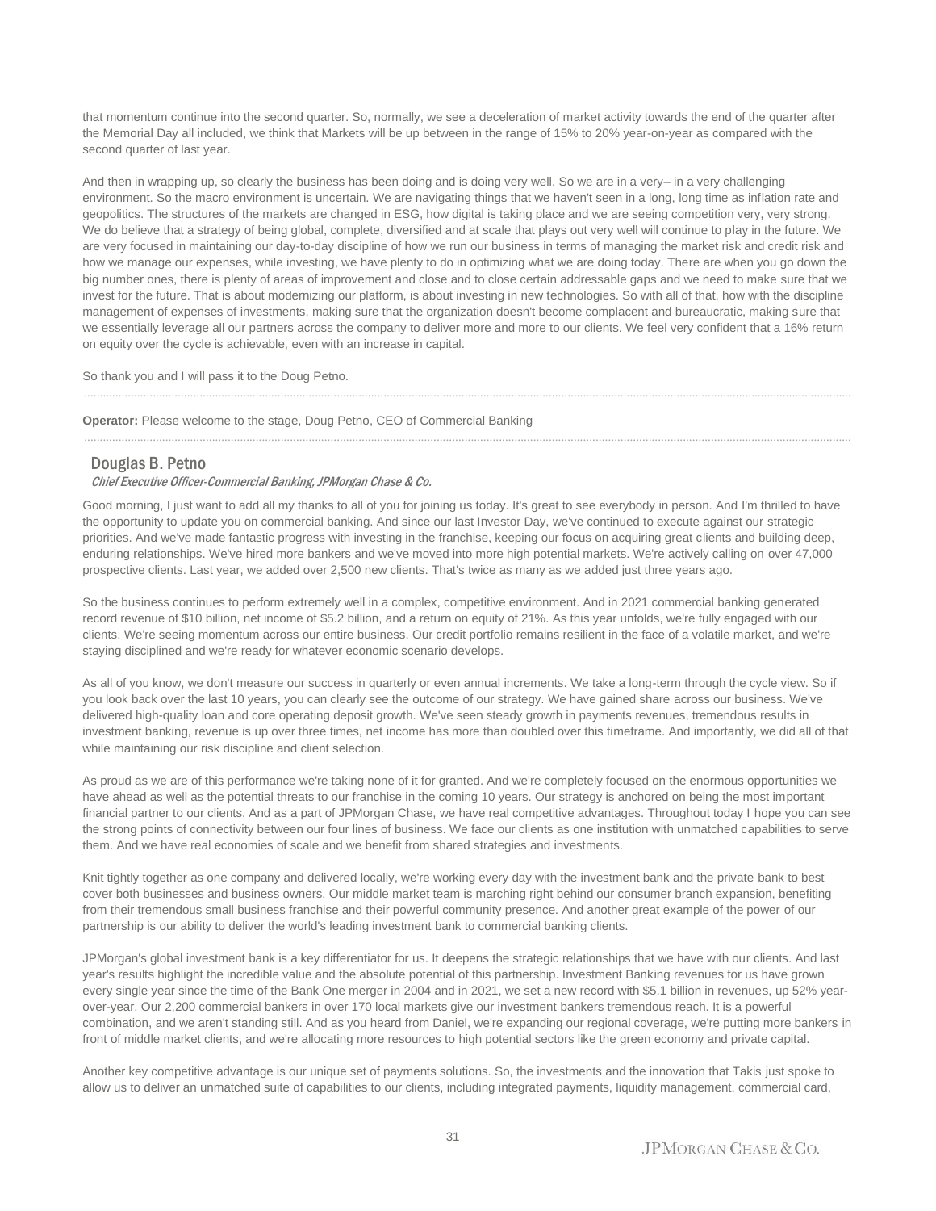that momentum continue into the second quarter. So, normally, we see a deceleration of market activity towards the end of the quarter after the Memorial Day all included, we think that Markets will be up between in the range of 15% to 20% year-on-year as compared with the second quarter of last year.

And then in wrapping up, so clearly the business has been doing and is doing very well. So we are in a very– in a very challenging environment. So the macro environment is uncertain. We are navigating things that we haven't seen in a long, long time as inflation rate and geopolitics. The structures of the markets are changed in ESG, how digital is taking place and we are seeing competition very, very strong. We do believe that a strategy of being global, complete, diversified and at scale that plays out very well will continue to play in the future. We are very focused in maintaining our day-to-day discipline of how we run our business in terms of managing the market risk and credit risk and how we manage our expenses, while investing, we have plenty to do in optimizing what we are doing today. There are when you go down the big number ones, there is plenty of areas of improvement and close and to close certain addressable gaps and we need to make sure that we invest for the future. That is about modernizing our platform, is about investing in new technologies. So with all of that, how with the discipline management of expenses of investments, making sure that the organization doesn't become complacent and bureaucratic, making sure that we essentially leverage all our partners across the company to deliver more and more to our clients. We feel very confident that a 16% return on equity over the cycle is achievable, even with an increase in capital.

So thank you and I will pass it to the Doug Petno.

---

**Operator:** Please welcome to the stage, Doug Petno, CEO of Commercial Banking

---

## Douglas B. Petno

*Chief Executive Officer-Commercial Banking, JPMorgan Chase & Co.*

Good morning, I just want to add all my thanks to all of you for joining us today. It's great to see everybody in person. And I'm thrilled to have the opportunity to update you on commercial banking. And since our last Investor Day, we've continued to execute against our strategic priorities. And we've made fantastic progress with investing in the franchise, keeping our focus on acquiring great clients and building deep, enduring relationships. We've hired more bankers and we've moved into more high potential markets. We're actively calling on over 47,000 prospective clients. Last year, we added over 2,500 new clients. That's twice as many as we added just three years ago.

So the business continues to perform extremely well in a complex, competitive environment. And in 2021 commercial banking generated record revenue of $10 billion, net income of $5.2 billion, and a return on equity of 21%. As this year unfolds, we're fully engaged with our clients. We're seeing momentum across our entire business. Our credit portfolio remains resilient in the face of a volatile market, and we're staying disciplined and we're ready for whatever economic scenario develops.

As all of you know, we don't measure our success in quarterly or even annual increments. We take a long-term through the cycle view. So if you look back over the last 10 years, you can clearly see the outcome of our strategy. We have gained share across our business. We've delivered high-quality loan and core operating deposit growth. We've seen steady growth in payments revenues, tremendous results in investment banking, revenue is up over three times, net income has more than doubled over this timeframe. And importantly, we did all of that while maintaining our risk discipline and client selection.

As proud as we are of this performance we're taking none of it for granted. And we're completely focused on the enormous opportunities we have ahead as well as the potential threats to our franchise in the coming 10 years. Our strategy is anchored on being the most important financial partner to our clients. And as a part of JPMorgan Chase, we have real competitive advantages. Throughout today I hope you can see the strong points of connectivity between our four lines of business. We face our clients as one institution with unmatched capabilities to serve them. And we have real economies of scale and we benefit from shared strategies and investments.

Knit tightly together as one company and delivered locally, we're working every day with the investment bank and the private bank to best cover both businesses and business owners. Our middle market team is marching right behind our consumer branch expansion, benefiting from their tremendous small business franchise and their powerful community presence. And another great example of the power of our partnership is our ability to deliver the world's leading investment bank to commercial banking clients.

JPMorgan's global investment bank is a key differentiator for us. It deepens the strategic relationships that we have with our clients. And last year's results highlight the incredible value and the absolute potential of this partnership. Investment Banking revenues for us have grown every single year since the time of the Bank One merger in 2004 and in 2021, we set a new record with $5.1 billion in revenues, up 52% year-over-year. Our 2,200 commercial bankers in over 170 local markets give our investment bankers tremendous reach. It is a powerful combination, and we aren't standing still. And as you heard from Daniel, we're expanding our regional coverage, we're putting more bankers in front of middle market clients, and we're allocating more resources to high potential sectors like the green economy and private capital.

Another key competitive advantage is our unique set of payments solutions. So, the investments and the innovation that Takis just spoke to allow us to deliver an unmatched suite of capabilities to our clients, including integrated payments, liquidity management, commercial card,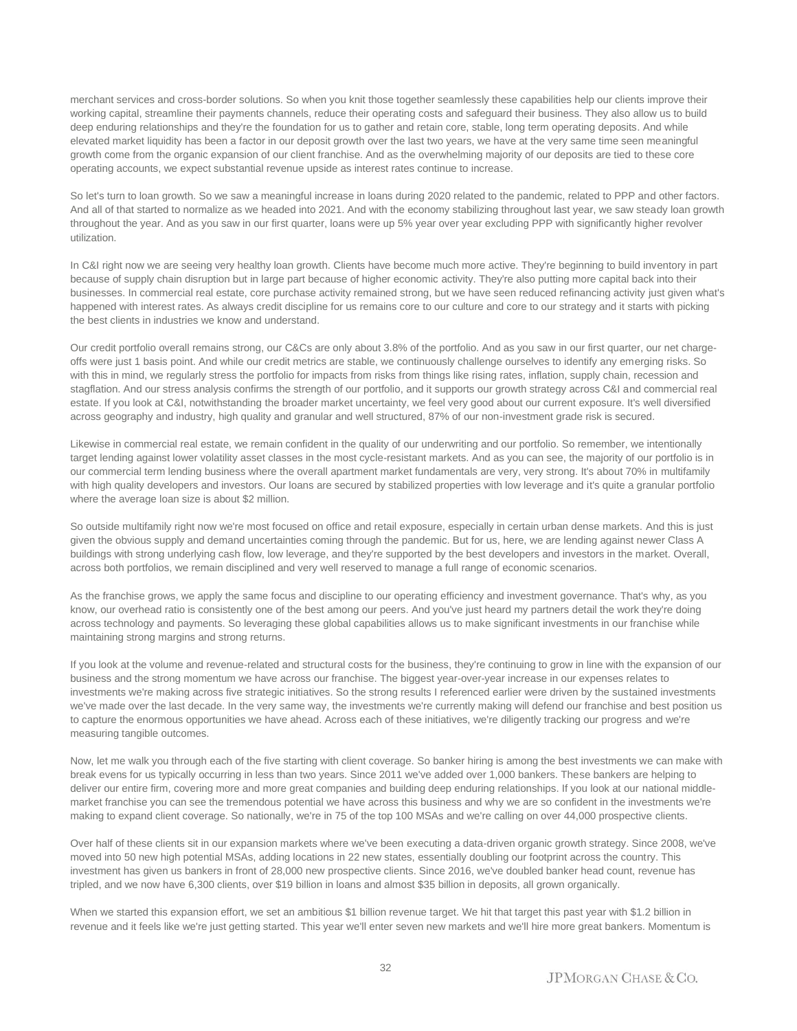merchant services and cross-border solutions. So when you knit those together seamlessly these capabilities help our clients improve their working capital, streamline their payments channels, reduce their operating costs and safeguard their business. They also allow us to build deep enduring relationships and they're the foundation for us to gather and retain core, stable, long term operating deposits. And while elevated market liquidity has been a factor in our deposit growth over the last two years, we have at the very same time seen meaningful growth come from the organic expansion of our client franchise. And as the overwhelming majority of our deposits are tied to these core operating accounts, we expect substantial revenue upside as interest rates continue to increase.

So let's turn to loan growth. So we saw a meaningful increase in loans during 2020 related to the pandemic, related to PPP and other factors. And all of that started to normalize as we headed into 2021. And with the economy stabilizing throughout last year, we saw steady loan growth throughout the year. And as you saw in our first quarter, loans were up 5% year over year excluding PPP with significantly higher revolver utilization.

In C&I right now we are seeing very healthy loan growth. Clients have become much more active. They're beginning to build inventory in part because of supply chain disruption but in large part because of higher economic activity. They're also putting more capital back into their businesses. In commercial real estate, core purchase activity remained strong, but we have seen reduced refinancing activity just given what's happened with interest rates. As always credit discipline for us remains core to our culture and core to our strategy and it starts with picking the best clients in industries we know and understand.

Our credit portfolio overall remains strong, our C&Cs are only about 3.8% of the portfolio. And as you saw in our first quarter, our net charge-offs were just 1 basis point. And while our credit metrics are stable, we continuously challenge ourselves to identify any emerging risks. So with this in mind, we regularly stress the portfolio for impacts from risks from things like rising rates, inflation, supply chain, recession and stagflation. And our stress analysis confirms the strength of our portfolio, and it supports our growth strategy across C&I and commercial real estate. If you look at C&I, notwithstanding the broader market uncertainty, we feel very good about our current exposure. It's well diversified across geography and industry, high quality and granular and well structured, 87% of our non-investment grade risk is secured.

Likewise in commercial real estate, we remain confident in the quality of our underwriting and our portfolio. So remember, we intentionally target lending against lower volatility asset classes in the most cycle-resistant markets. And as you can see, the majority of our portfolio is in our commercial term lending business where the overall apartment market fundamentals are very, very strong. It's about 70% in multifamily with high quality developers and investors. Our loans are secured by stabilized properties with low leverage and it's quite a granular portfolio where the average loan size is about $2 million.

So outside multifamily right now we're most focused on office and retail exposure, especially in certain urban dense markets. And this is just given the obvious supply and demand uncertainties coming through the pandemic. But for us, here, we are lending against newer Class A buildings with strong underlying cash flow, low leverage, and they're supported by the best developers and investors in the market. Overall, across both portfolios, we remain disciplined and very well reserved to manage a full range of economic scenarios.

As the franchise grows, we apply the same focus and discipline to our operating efficiency and investment governance. That's why, as you know, our overhead ratio is consistently one of the best among our peers. And you've just heard my partners detail the work they're doing across technology and payments. So leveraging these global capabilities allows us to make significant investments in our franchise while maintaining strong margins and strong returns.

If you look at the volume and revenue-related and structural costs for the business, they're continuing to grow in line with the expansion of our business and the strong momentum we have across our franchise. The biggest year-over-year increase in our expenses relates to investments we're making across five strategic initiatives. So the strong results I referenced earlier were driven by the sustained investments we've made over the last decade. In the very same way, the investments we're currently making will defend our franchise and best position us to capture the enormous opportunities we have ahead. Across each of these initiatives, we're diligently tracking our progress and we're measuring tangible outcomes.

Now, let me walk you through each of the five starting with client coverage. So banker hiring is among the best investments we can make with break evens for us typically occurring in less than two years. Since 2011 we've added over 1,000 bankers. These bankers are helping to deliver our entire firm, covering more and more great companies and building deep enduring relationships. If you look at our national middle-market franchise you can see the tremendous potential we have across this business and why we are so confident in the investments we're making to expand client coverage. So nationally, we're in 75 of the top 100 MSAs and we're calling on over 44,000 prospective clients.

Over half of these clients sit in our expansion markets where we've been executing a data-driven organic growth strategy. Since 2008, we've moved into 50 new high potential MSAs, adding locations in 22 new states, essentially doubling our footprint across the country. This investment has given us bankers in front of 28,000 new prospective clients. Since 2016, we've doubled banker head count, revenue has tripled, and we now have 6,300 clients, over $19 billion in loans and almost $35 billion in deposits, all grown organically.

When we started this expansion effort, we set an ambitious $1 billion revenue target. We hit that target this past year with $1.2 billion in revenue and it feels like we're just getting started. This year we'll enter seven new markets and we'll hire more great bankers. Momentum is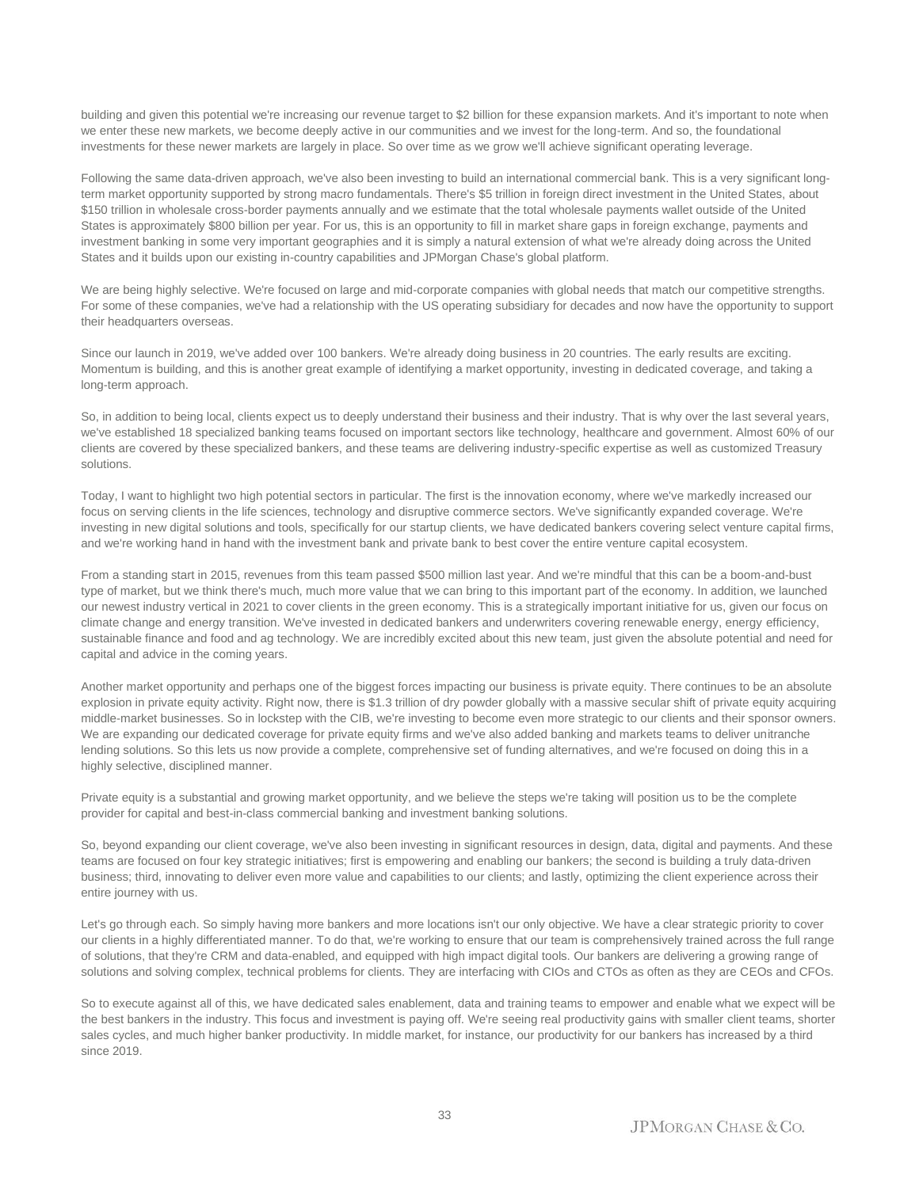building and given this potential we're increasing our revenue target to $2 billion for these expansion markets. And it's important to note when we enter these new markets, we become deeply active in our communities and we invest for the long-term. And so, the foundational investments for these newer markets are largely in place. So over time as we grow we'll achieve significant operating leverage.

Following the same data-driven approach, we've also been investing to build an international commercial bank. This is a very significant long-term market opportunity supported by strong macro fundamentals. There's $5 trillion in foreign direct investment in the United States, about $150 trillion in wholesale cross-border payments annually and we estimate that the total wholesale payments wallet outside of the United States is approximately $800 billion per year. For us, this is an opportunity to fill in market share gaps in foreign exchange, payments and investment banking in some very important geographies and it is simply a natural extension of what we're already doing across the United States and it builds upon our existing in-country capabilities and JPMorgan Chase's global platform.

We are being highly selective. We're focused on large and mid-corporate companies with global needs that match our competitive strengths. For some of these companies, we've had a relationship with the US operating subsidiary for decades and now have the opportunity to support their headquarters overseas.

Since our launch in 2019, we've added over 100 bankers. We're already doing business in 20 countries. The early results are exciting. Momentum is building, and this is another great example of identifying a market opportunity, investing in dedicated coverage, and taking a long-term approach.

So, in addition to being local, clients expect us to deeply understand their business and their industry. That is why over the last several years, we've established 18 specialized banking teams focused on important sectors like technology, healthcare and government. Almost 60% of our clients are covered by these specialized bankers, and these teams are delivering industry-specific expertise as well as customized Treasury solutions.

Today, I want to highlight two high potential sectors in particular. The first is the innovation economy, where we've markedly increased our focus on serving clients in the life sciences, technology and disruptive commerce sectors. We've significantly expanded coverage. We're investing in new digital solutions and tools, specifically for our startup clients, we have dedicated bankers covering select venture capital firms, and we're working hand in hand with the investment bank and private bank to best cover the entire venture capital ecosystem.

From a standing start in 2015, revenues from this team passed $500 million last year. And we're mindful that this can be a boom-and-bust type of market, but we think there's much, much more value that we can bring to this important part of the economy. In addition, we launched our newest industry vertical in 2021 to cover clients in the green economy. This is a strategically important initiative for us, given our focus on climate change and energy transition. We've invested in dedicated bankers and underwriters covering renewable energy, energy efficiency, sustainable finance and food and ag technology. We are incredibly excited about this new team, just given the absolute potential and need for capital and advice in the coming years.

Another market opportunity and perhaps one of the biggest forces impacting our business is private equity. There continues to be an absolute explosion in private equity activity. Right now, there is $1.3 trillion of dry powder globally with a massive secular shift of private equity acquiring middle-market businesses. So in lockstep with the CIB, we're investing to become even more strategic to our clients and their sponsor owners. We are expanding our dedicated coverage for private equity firms and we've also added banking and markets teams to deliver unitranche lending solutions. So this lets us now provide a complete, comprehensive set of funding alternatives, and we're focused on doing this in a highly selective, disciplined manner.

Private equity is a substantial and growing market opportunity, and we believe the steps we're taking will position us to be the complete provider for capital and best-in-class commercial banking and investment banking solutions.

So, beyond expanding our client coverage, we've also been investing in significant resources in design, data, digital and payments. And these teams are focused on four key strategic initiatives; first is empowering and enabling our bankers; the second is building a truly data-driven business; third, innovating to deliver even more value and capabilities to our clients; and lastly, optimizing the client experience across their entire journey with us.

Let's go through each. So simply having more bankers and more locations isn't our only objective. We have a clear strategic priority to cover our clients in a highly differentiated manner. To do that, we're working to ensure that our team is comprehensively trained across the full range of solutions, that they're CRM and data-enabled, and equipped with high impact digital tools. Our bankers are delivering a growing range of solutions and solving complex, technical problems for clients. They are interfacing with CIOs and CTOs as often as they are CEOs and CFOs.

So to execute against all of this, we have dedicated sales enablement, data and training teams to empower and enable what we expect will be the best bankers in the industry. This focus and investment is paying off. We're seeing real productivity gains with smaller client teams, shorter sales cycles, and much higher banker productivity. In middle market, for instance, our productivity for our bankers has increased by a third since 2019.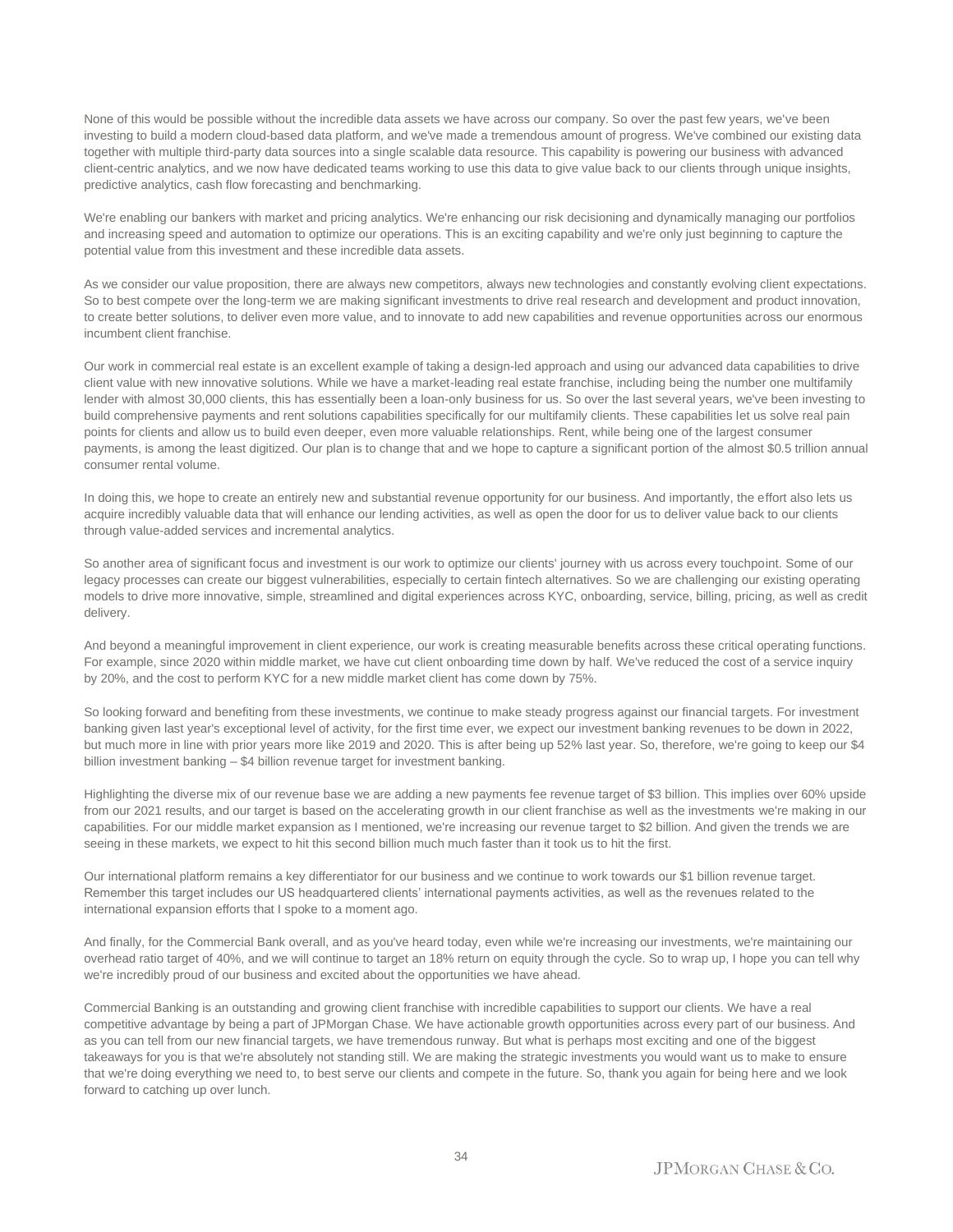None of this would be possible without the incredible data assets we have across our company. So over the past few years, we've been investing to build a modern cloud-based data platform, and we've made a tremendous amount of progress. We've combined our existing data together with multiple third-party data sources into a single scalable data resource. This capability is powering our business with advanced client-centric analytics, and we now have dedicated teams working to use this data to give value back to our clients through unique insights, predictive analytics, cash flow forecasting and benchmarking.

We're enabling our bankers with market and pricing analytics. We're enhancing our risk decisioning and dynamically managing our portfolios and increasing speed and automation to optimize our operations. This is an exciting capability and we're only just beginning to capture the potential value from this investment and these incredible data assets.

As we consider our value proposition, there are always new competitors, always new technologies and constantly evolving client expectations. So to best compete over the long-term we are making significant investments to drive real research and development and product innovation, to create better solutions, to deliver even more value, and to innovate to add new capabilities and revenue opportunities across our enormous incumbent client franchise.

Our work in commercial real estate is an excellent example of taking a design-led approach and using our advanced data capabilities to drive client value with new innovative solutions. While we have a market-leading real estate franchise, including being the number one multifamily lender with almost 30,000 clients, this has essentially been a loan-only business for us. So over the last several years, we've been investing to build comprehensive payments and rent solutions capabilities specifically for our multifamily clients. These capabilities let us solve real pain points for clients and allow us to build even deeper, even more valuable relationships. Rent, while being one of the largest consumer payments, is among the least digitized. Our plan is to change that and we hope to capture a significant portion of the almost $0.5 trillion annual consumer rental volume.

In doing this, we hope to create an entirely new and substantial revenue opportunity for our business. And importantly, the effort also lets us acquire incredibly valuable data that will enhance our lending activities, as well as open the door for us to deliver value back to our clients through value-added services and incremental analytics.

So another area of significant focus and investment is our work to optimize our clients' journey with us across every touchpoint. Some of our legacy processes can create our biggest vulnerabilities, especially to certain fintech alternatives. So we are challenging our existing operating models to drive more innovative, simple, streamlined and digital experiences across KYC, onboarding, service, billing, pricing, as well as credit delivery.

And beyond a meaningful improvement in client experience, our work is creating measurable benefits across these critical operating functions. For example, since 2020 within middle market, we have cut client onboarding time down by half. We've reduced the cost of a service inquiry by 20%, and the cost to perform KYC for a new middle market client has come down by 75%.

So looking forward and benefiting from these investments, we continue to make steady progress against our financial targets. For investment banking given last year's exceptional level of activity, for the first time ever, we expect our investment banking revenues to be down in 2022, but much more in line with prior years more like 2019 and 2020. This is after being up 52% last year. So, therefore, we're going to keep our $4 billion investment banking – $4 billion revenue target for investment banking.

Highlighting the diverse mix of our revenue base we are adding a new payments fee revenue target of $3 billion. This implies over 60% upside from our 2021 results, and our target is based on the accelerating growth in our client franchise as well as the investments we're making in our capabilities. For our middle market expansion as I mentioned, we're increasing our revenue target to $2 billion. And given the trends we are seeing in these markets, we expect to hit this second billion much much faster than it took us to hit the first.

Our international platform remains a key differentiator for our business and we continue to work towards our $1 billion revenue target. Remember this target includes our US headquartered clients' international payments activities, as well as the revenues related to the international expansion efforts that I spoke to a moment ago.

And finally, for the Commercial Bank overall, and as you've heard today, even while we're increasing our investments, we're maintaining our overhead ratio target of 40%, and we will continue to target an 18% return on equity through the cycle. So to wrap up, I hope you can tell why we're incredibly proud of our business and excited about the opportunities we have ahead.

Commercial Banking is an outstanding and growing client franchise with incredible capabilities to support our clients. We have a real competitive advantage by being a part of JPMorgan Chase. We have actionable growth opportunities across every part of our business. And as you can tell from our new financial targets, we have tremendous runway. But what is perhaps most exciting and one of the biggest takeaways for you is that we're absolutely not standing still. We are making the strategic investments you would want us to make to ensure that we're doing everything we need to, to best serve our clients and compete in the future. So, thank you again for being here and we look forward to catching up over lunch.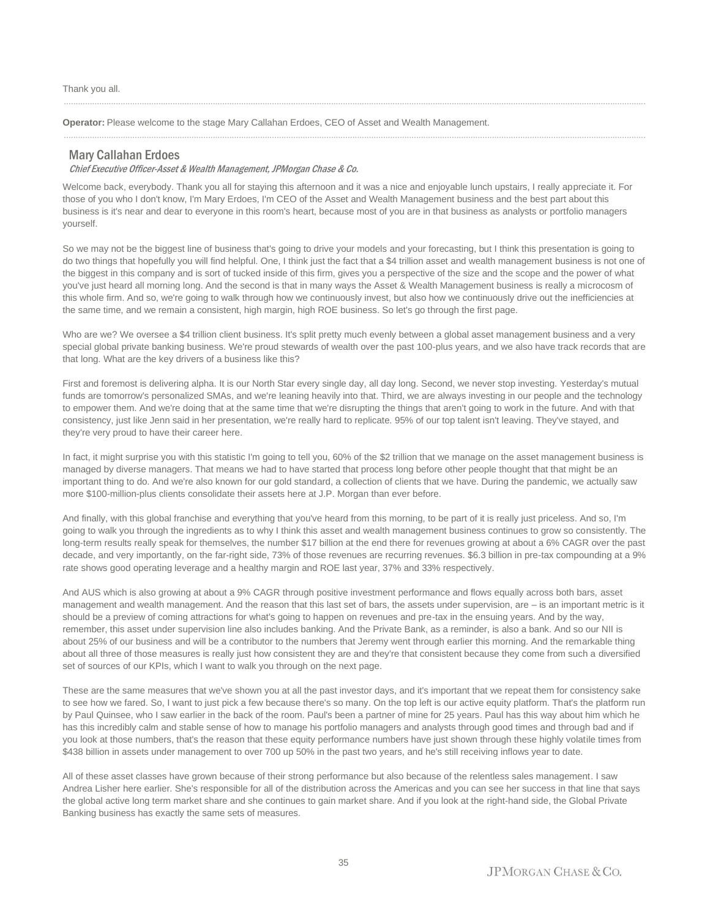Thank you all.

**Operator:** Please welcome to the stage Mary Callahan Erdoes, CEO of Asset and Wealth Management.

## Mary Callahan Erdoes

*Chief Executive Officer-Asset & Wealth Management, JPMorgan Chase & Co.*

Welcome back, everybody. Thank you all for staying this afternoon and it was a nice and enjoyable lunch upstairs, I really appreciate it. For those of you who I don't know, I'm Mary Erdoes, I'm CEO of the Asset and Wealth Management business and the best part about this business is it's near and dear to everyone in this room's heart, because most of you are in that business as analysts or portfolio managers yourself.

So we may not be the biggest line of business that's going to drive your models and your forecasting, but I think this presentation is going to do two things that hopefully you will find helpful. One, I think just the fact that a $4 trillion asset and wealth management business is not one of the biggest in this company and is sort of tucked inside of this firm, gives you a perspective of the size and the scope and the power of what you've just heard all morning long. And the second is that in many ways the Asset & Wealth Management business is really a microcosm of this whole firm. And so, we're going to walk through how we continuously invest, but also how we continuously drive out the inefficiencies at the same time, and we remain a consistent, high margin, high ROE business. So let's go through the first page.

Who are we? We oversee a $4 trillion client business. It's split pretty much evenly between a global asset management business and a very special global private banking business. We're proud stewards of wealth over the past 100-plus years, and we also have track records that are that long. What are the key drivers of a business like this?

First and foremost is delivering alpha. It is our North Star every single day, all day long. Second, we never stop investing. Yesterday's mutual funds are tomorrow's personalized SMAs, and we're leaning heavily into that. Third, we are always investing in our people and the technology to empower them. And we're doing that at the same time that we're disrupting the things that aren't going to work in the future. And with that consistency, just like Jenn said in her presentation, we're really hard to replicate. 95% of our top talent isn't leaving. They've stayed, and they're very proud to have their career here.

In fact, it might surprise you with this statistic I'm going to tell you, 60% of the $2 trillion that we manage on the asset management business is managed by diverse managers. That means we had to have started that process long before other people thought that that might be an important thing to do. And we're also known for our gold standard, a collection of clients that we have. During the pandemic, we actually saw more $100-million-plus clients consolidate their assets here at J.P. Morgan than ever before.

And finally, with this global franchise and everything that you've heard from this morning, to be part of it is really just priceless. And so, I'm going to walk you through the ingredients as to why I think this asset and wealth management business continues to grow so consistently. The long-term results really speak for themselves, the number $17 billion at the end there for revenues growing at about a 6% CAGR over the past decade, and very importantly, on the far-right side, 73% of those revenues are recurring revenues. $6.3 billion in pre-tax compounding at a 9% rate shows good operating leverage and a healthy margin and ROE last year, 37% and 33% respectively.

And AUS which is also growing at about a 9% CAGR through positive investment performance and flows equally across both bars, asset management and wealth management. And the reason that this last set of bars, the assets under supervision, are – is an important metric is it should be a preview of coming attractions for what's going to happen on revenues and pre-tax in the ensuing years. And by the way, remember, this asset under supervision line also includes banking. And the Private Bank, as a reminder, is also a bank. And so our NII is about 25% of our business and will be a contributor to the numbers that Jeremy went through earlier this morning. And the remarkable thing about all three of those measures is really just how consistent they are and they're that consistent because they come from such a diversified set of sources of our KPIs, which I want to walk you through on the next page.

These are the same measures that we've shown you at all the past investor days, and it's important that we repeat them for consistency sake to see how we fared. So, I want to just pick a few because there's so many. On the top left is our active equity platform. That's the platform run by Paul Quinsee, who I saw earlier in the back of the room. Paul's been a partner of mine for 25 years. Paul has this way about him which he has this incredibly calm and stable sense of how to manage his portfolio managers and analysts through good times and through bad and if you look at those numbers, that's the reason that these equity performance numbers have just shown through these highly volatile times from $438 billion in assets under management to over 700 up 50% in the past two years, and he's still receiving inflows year to date.

All of these asset classes have grown because of their strong performance but also because of the relentless sales management. I saw Andrea Lisher here earlier. She's responsible for all of the distribution across the Americas and you can see her success in that line that says the global active long term market share and she continues to gain market share. And if you look at the right-hand side, the Global Private Banking business has exactly the same sets of measures.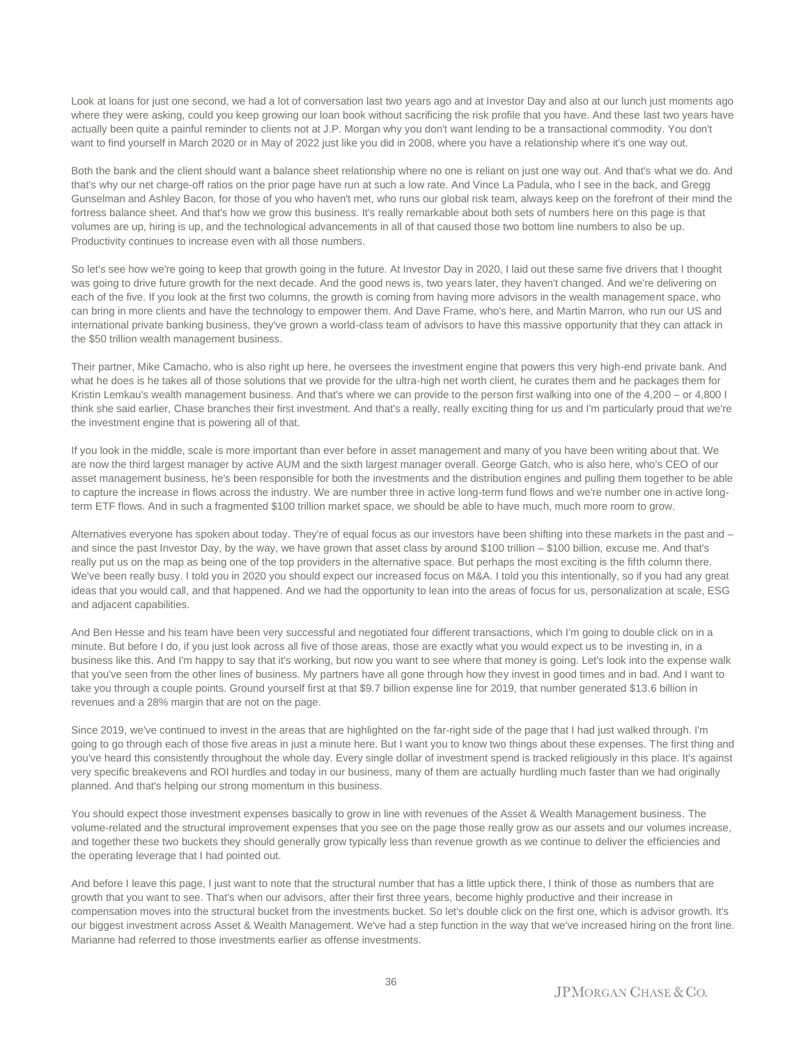Look at loans for just one second, we had a lot of conversation last two years ago and at Investor Day and also at our lunch just moments ago where they were asking, could you keep growing our loan book without sacrificing the risk profile that you have. And these last two years have actually been quite a painful reminder to clients not at J.P. Morgan why you don't want lending to be a transactional commodity. You don't want to find yourself in March 2020 or in May of 2022 just like you did in 2008, where you have a relationship where it's one way out.

Both the bank and the client should want a balance sheet relationship where no one is reliant on just one way out. And that's what we do. And that's why our net charge-off ratios on the prior page have run at such a low rate. And Vince La Padula, who I see in the back, and Gregg Gunselman and Ashley Bacon, for those of you who haven't met, who runs our global risk team, always keep on the forefront of their mind the fortress balance sheet. And that's how we grow this business. It's really remarkable about both sets of numbers here on this page is that volumes are up, hiring is up, and the technological advancements in all of that caused those two bottom line numbers to also be up. Productivity continues to increase even with all those numbers.

So let's see how we're going to keep that growth going in the future. At Investor Day in 2020, I laid out these same five drivers that I thought was going to drive future growth for the next decade. And the good news is, two years later, they haven't changed. And we're delivering on each of the five. If you look at the first two columns, the growth is coming from having more advisors in the wealth management space, who can bring in more clients and have the technology to empower them. And Dave Frame, who's here, and Martin Marron, who run our US and international private banking business, they've grown a world-class team of advisors to have this massive opportunity that they can attack in the $50 trillion wealth management business.

Their partner, Mike Camacho, who is also right up here, he oversees the investment engine that powers this very high-end private bank. And what he does is he takes all of those solutions that we provide for the ultra-high net worth client, he curates them and he packages them for Kristin Lemkau's wealth management business. And that's where we can provide to the person first walking into one of the 4,200 – or 4,800 I think she said earlier, Chase branches their first investment. And that's a really, really exciting thing for us and I'm particularly proud that we're the investment engine that is powering all of that.

If you look in the middle, scale is more important than ever before in asset management and many of you have been writing about that. We are now the third largest manager by active AUM and the sixth largest manager overall. George Gatch, who is also here, who's CEO of our asset management business, he's been responsible for both the investments and the distribution engines and pulling them together to be able to capture the increase in flows across the industry. We are number three in active long-term fund flows and we're number one in active long-term ETF flows. And in such a fragmented $100 trillion market space, we should be able to have much, much more room to grow.

Alternatives everyone has spoken about today. They're of equal focus as our investors have been shifting into these markets in the past and – and since the past Investor Day, by the way, we have grown that asset class by around $100 trillion – $100 billion, excuse me. And that's really put us on the map as being one of the top providers in the alternative space. But perhaps the most exciting is the fifth column there. We've been really busy. I told you in 2020 you should expect our increased focus on M&A. I told you this intentionally, so if you had any great ideas that you would call, and that happened. And we had the opportunity to lean into the areas of focus for us, personalization at scale, ESG and adjacent capabilities.

And Ben Hesse and his team have been very successful and negotiated four different transactions, which I'm going to double click on in a minute. But before I do, if you just look across all five of those areas, those are exactly what you would expect us to be investing in, in a business like this. And I'm happy to say that it's working, but now you want to see where that money is going. Let's look into the expense walk that you've seen from the other lines of business. My partners have all gone through how they invest in good times and in bad. And I want to take you through a couple points. Ground yourself first at that $9.7 billion expense line for 2019, that number generated $13.6 billion in revenues and a 28% margin that are not on the page.

Since 2019, we've continued to invest in the areas that are highlighted on the far-right side of the page that I had just walked through. I'm going to go through each of those five areas in just a minute here. But I want you to know two things about these expenses. The first thing and you've heard this consistently throughout the whole day. Every single dollar of investment spend is tracked religiously in this place. It's against very specific breakevens and ROI hurdles and today in our business, many of them are actually hurdling much faster than we had originally planned. And that's helping our strong momentum in this business.

You should expect those investment expenses basically to grow in line with revenues of the Asset & Wealth Management business. The volume-related and the structural improvement expenses that you see on the page those really grow as our assets and our volumes increase, and together these two buckets they should generally grow typically less than revenue growth as we continue to deliver the efficiencies and the operating leverage that I had pointed out.

And before I leave this page, I just want to note that the structural number that has a little uptick there, I think of those as numbers that are growth that you want to see. That's when our advisors, after their first three years, become highly productive and their increase in compensation moves into the structural bucket from the investments bucket. So let's double click on the first one, which is advisor growth. It's our biggest investment across Asset & Wealth Management. We've had a step function in the way that we've increased hiring on the front line. Marianne had referred to those investments earlier as offense investments.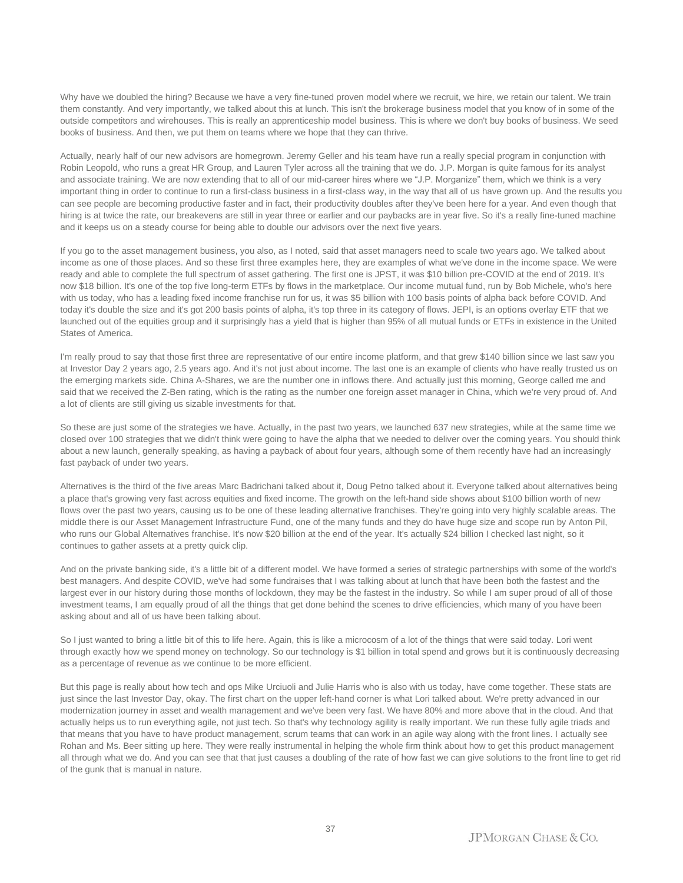Why have we doubled the hiring? Because we have a very fine-tuned proven model where we recruit, we hire, we retain our talent. We train them constantly. And very importantly, we talked about this at lunch. This isn't the brokerage business model that you know of in some of the outside competitors and wirehouses. This is really an apprenticeship model business. This is where we don't buy books of business. We seed books of business. And then, we put them on teams where we hope that they can thrive.

Actually, nearly half of our new advisors are homegrown. Jeremy Geller and his team have run a really special program in conjunction with Robin Leopold, who runs a great HR Group, and Lauren Tyler across all the training that we do. J.P. Morgan is quite famous for its analyst and associate training. We are now extending that to all of our mid-career hires where we "J.P. Morganize" them, which we think is a very important thing in order to continue to run a first-class business in a first-class way, in the way that all of us have grown up. And the results you can see people are becoming productive faster and in fact, their productivity doubles after they've been here for a year. And even though that hiring is at twice the rate, our breakevens are still in year three or earlier and our paybacks are in year five. So it's a really fine-tuned machine and it keeps us on a steady course for being able to double our advisors over the next five years.

If you go to the asset management business, you also, as I noted, said that asset managers need to scale two years ago. We talked about income as one of those places. And so these first three examples here, they are examples of what we've done in the income space. We were ready and able to complete the full spectrum of asset gathering. The first one is JPST, it was $10 billion pre-COVID at the end of 2019. It's now $18 billion. It's one of the top five long-term ETFs by flows in the marketplace. Our income mutual fund, run by Bob Michele, who's here with us today, who has a leading fixed income franchise run for us, it was $5 billion with 100 basis points of alpha back before COVID. And today it's double the size and it's got 200 basis points of alpha, it's top three in its category of flows. JEPI, is an options overlay ETF that we launched out of the equities group and it surprisingly has a yield that is higher than 95% of all mutual funds or ETFs in existence in the United States of America.

I'm really proud to say that those first three are representative of our entire income platform, and that grew $140 billion since we last saw you at Investor Day 2 years ago, 2.5 years ago. And it's not just about income. The last one is an example of clients who have really trusted us on the emerging markets side. China A-Shares, we are the number one in inflows there. And actually just this morning, George called me and said that we received the Z-Ben rating, which is the rating as the number one foreign asset manager in China, which we're very proud of. And a lot of clients are still giving us sizable investments for that.

So these are just some of the strategies we have. Actually, in the past two years, we launched 637 new strategies, while at the same time we closed over 100 strategies that we didn't think were going to have the alpha that we needed to deliver over the coming years. You should think about a new launch, generally speaking, as having a payback of about four years, although some of them recently have had an increasingly fast payback of under two years.

Alternatives is the third of the five areas Marc Badrichani talked about it, Doug Petno talked about it. Everyone talked about alternatives being a place that's growing very fast across equities and fixed income. The growth on the left-hand side shows about $100 billion worth of new flows over the past two years, causing us to be one of these leading alternative franchises. They're going into very highly scalable areas. The middle there is our Asset Management Infrastructure Fund, one of the many funds and they do have huge size and scope run by Anton Pil, who runs our Global Alternatives franchise. It's now $20 billion at the end of the year. It's actually $24 billion I checked last night, so it continues to gather assets at a pretty quick clip.

And on the private banking side, it's a little bit of a different model. We have formed a series of strategic partnerships with some of the world's best managers. And despite COVID, we've had some fundraises that I was talking about at lunch that have been both the fastest and the largest ever in our history during those months of lockdown, they may be the fastest in the industry. So while I am super proud of all of those investment teams, I am equally proud of all the things that get done behind the scenes to drive efficiencies, which many of you have been asking about and all of us have been talking about.

So I just wanted to bring a little bit of this to life here. Again, this is like a microcosm of a lot of the things that were said today. Lori went through exactly how we spend money on technology. So our technology is $1 billion in total spend and grows but it is continuously decreasing as a percentage of revenue as we continue to be more efficient.

But this page is really about how tech and ops Mike Urciuoli and Julie Harris who is also with us today, have come together. These stats are just since the last Investor Day, okay. The first chart on the upper left-hand corner is what Lori talked about. We're pretty advanced in our modernization journey in asset and wealth management and we've been very fast. We have 80% and more above that in the cloud. And that actually helps us to run everything agile, not just tech. So that's why technology agility is really important. We run these fully agile triads and that means that you have to have product management, scrum teams that can work in an agile way along with the front lines. I actually see Rohan and Ms. Beer sitting up here. They were really instrumental in helping the whole firm think about how to get this product management all through what we do. And you can see that that just causes a doubling of the rate of how fast we can give solutions to the front line to get rid of the gunk that is manual in nature.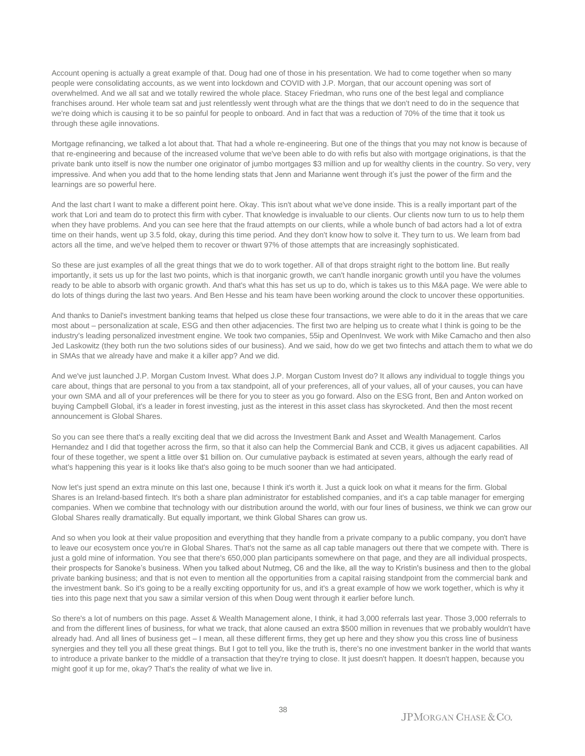Account opening is actually a great example of that. Doug had one of those in his presentation. We had to come together when so many people were consolidating accounts, as we went into lockdown and COVID with J.P. Morgan, that our account opening was sort of overwhelmed. And we all sat and we totally rewired the whole place. Stacey Friedman, who runs one of the best legal and compliance franchises around. Her whole team sat and just relentlessly went through what are the things that we don't need to do in the sequence that we're doing which is causing it to be so painful for people to onboard. And in fact that was a reduction of 70% of the time that it took us through these agile innovations.

Mortgage refinancing, we talked a lot about that. That had a whole re-engineering. But one of the things that you may not know is because of that re-engineering and because of the increased volume that we've been able to do with refis but also with mortgage originations, is that the private bank unto itself is now the number one originator of jumbo mortgages $3 million and up for wealthy clients in the country. So very, very impressive. And when you add that to the home lending stats that Jenn and Marianne went through it's just the power of the firm and the learnings are so powerful here.

And the last chart I want to make a different point here. Okay. This isn't about what we've done inside. This is a really important part of the work that Lori and team do to protect this firm with cyber. That knowledge is invaluable to our clients. Our clients now turn to us to help them when they have problems. And you can see here that the fraud attempts on our clients, while a whole bunch of bad actors had a lot of extra time on their hands, went up 3.5 fold, okay, during this time period. And they don't know how to solve it. They turn to us. We learn from bad actors all the time, and we've helped them to recover or thwart 97% of those attempts that are increasingly sophisticated.

So these are just examples of all the great things that we do to work together. All of that drops straight right to the bottom line. But really importantly, it sets us up for the last two points, which is that inorganic growth, we can't handle inorganic growth until you have the volumes ready to be able to absorb with organic growth. And that's what this has set us up to do, which is takes us to this M&A page. We were able to do lots of things during the last two years. And Ben Hesse and his team have been working around the clock to uncover these opportunities.

And thanks to Daniel's investment banking teams that helped us close these four transactions, we were able to do it in the areas that we care most about – personalization at scale, ESG and then other adjacencies. The first two are helping us to create what I think is going to be the industry's leading personalized investment engine. We took two companies, 55ip and OpenInvest. We work with Mike Camacho and then also Jed Laskowitz (they both run the two solutions sides of our business). And we said, how do we get two fintechs and attach them to what we do in SMAs that we already have and make it a killer app? And we did.

And we've just launched J.P. Morgan Custom Invest. What does J.P. Morgan Custom Invest do? It allows any individual to toggle things you care about, things that are personal to you from a tax standpoint, all of your preferences, all of your values, all of your causes, you can have your own SMA and all of your preferences will be there for you to steer as you go forward. Also on the ESG front, Ben and Anton worked on buying Campbell Global, it's a leader in forest investing, just as the interest in this asset class has skyrocketed. And then the most recent announcement is Global Shares.

So you can see there that's a really exciting deal that we did across the Investment Bank and Asset and Wealth Management. Carlos Hernandez and I did that together across the firm, so that it also can help the Commercial Bank and CCB, it gives us adjacent capabilities. All four of these together, we spent a little over $1 billion on. Our cumulative payback is estimated at seven years, although the early read of what's happening this year is it looks like that's also going to be much sooner than we had anticipated.

Now let's just spend an extra minute on this last one, because I think it's worth it. Just a quick look on what it means for the firm. Global Shares is an Ireland-based fintech. It's both a share plan administrator for established companies, and it's a cap table manager for emerging companies. When we combine that technology with our distribution around the world, with our four lines of business, we think we can grow our Global Shares really dramatically. But equally important, we think Global Shares can grow us.

And so when you look at their value proposition and everything that they handle from a private company to a public company, you don't have to leave our ecosystem once you're in Global Shares. That's not the same as all cap table managers out there that we compete with. There is just a gold mine of information. You see that there's 650,000 plan participants somewhere on that page, and they are all individual prospects, their prospects for Sanoke's business. When you talked about Nutmeg, C6 and the like, all the way to Kristin's business and then to the global private banking business; and that is not even to mention all the opportunities from a capital raising standpoint from the commercial bank and the investment bank. So it's going to be a really exciting opportunity for us, and it's a great example of how we work together, which is why it ties into this page next that you saw a similar version of this when Doug went through it earlier before lunch.

So there's a lot of numbers on this page. Asset & Wealth Management alone, I think, it had 3,000 referrals last year. Those 3,000 referrals to and from the different lines of business, for what we track, that alone caused an extra $500 million in revenues that we probably wouldn't have already had. And all lines of business get – I mean, all these different firms, they get up here and they show you this cross line of business synergies and they tell you all these great things. But I got to tell you, like the truth is, there's no one investment banker in the world that wants to introduce a private banker to the middle of a transaction that they're trying to close. It just doesn't happen. It doesn't happen, because you might goof it up for me, okay? That's the reality of what we live in.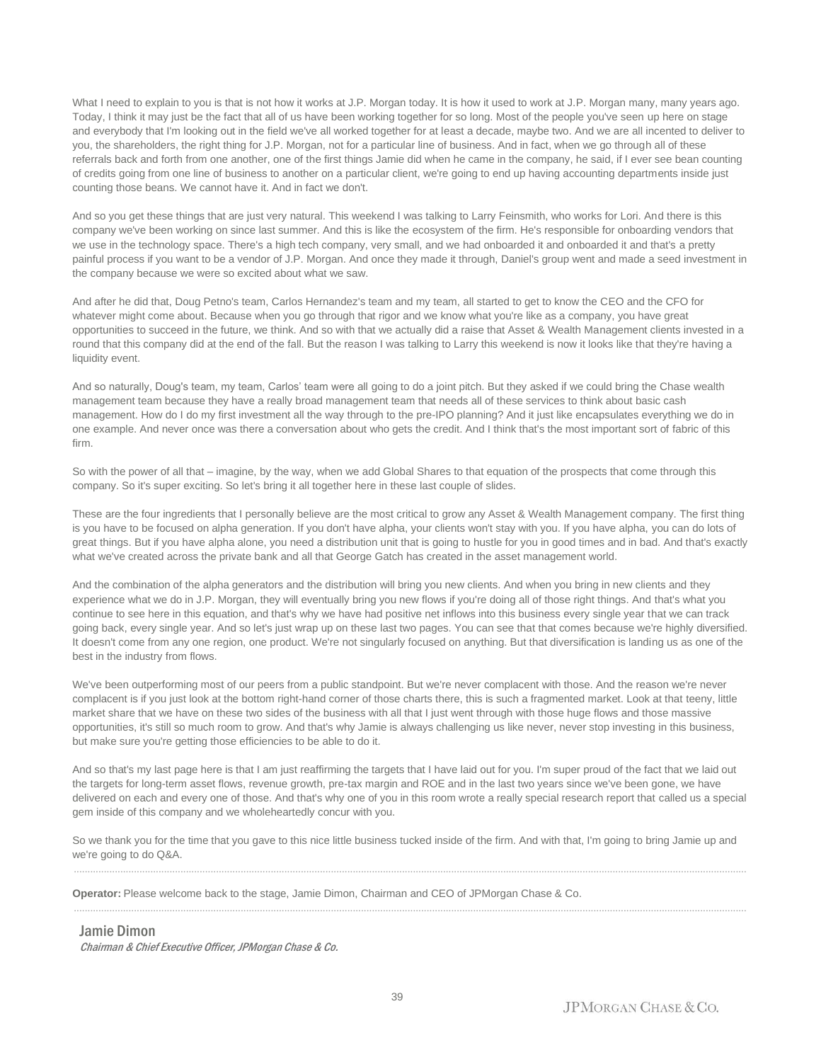What I need to explain to you is that is not how it works at J.P. Morgan today. It is how it used to work at J.P. Morgan many, many years ago. Today, I think it may just be the fact that all of us have been working together for so long. Most of the people you've seen up here on stage and everybody that I'm looking out in the field we've all worked together for at least a decade, maybe two. And we are all incented to deliver to you, the shareholders, the right thing for J.P. Morgan, not for a particular line of business. And in fact, when we go through all of these referrals back and forth from one another, one of the first things Jamie did when he came in the company, he said, if I ever see bean counting of credits going from one line of business to another on a particular client, we're going to end up having accounting departments inside just counting those beans. We cannot have it. And in fact we don't.

And so you get these things that are just very natural. This weekend I was talking to Larry Feinsmith, who works for Lori. And there is this company we've been working on since last summer. And this is like the ecosystem of the firm. He's responsible for onboarding vendors that we use in the technology space. There's a high tech company, very small, and we had onboarded it and onboarded it and that's a pretty painful process if you want to be a vendor of J.P. Morgan. And once they made it through, Daniel's group went and made a seed investment in the company because we were so excited about what we saw.

And after he did that, Doug Petno's team, Carlos Hernandez's team and my team, all started to get to know the CEO and the CFO for whatever might come about. Because when you go through that rigor and we know what you're like as a company, you have great opportunities to succeed in the future, we think. And so with that we actually did a raise that Asset & Wealth Management clients invested in a round that this company did at the end of the fall. But the reason I was talking to Larry this weekend is now it looks like that they're having a liquidity event.

And so naturally, Doug's team, my team, Carlos' team were all going to do a joint pitch. But they asked if we could bring the Chase wealth management team because they have a really broad management team that needs all of these services to think about basic cash management. How do I do my first investment all the way through to the pre-IPO planning? And it just like encapsulates everything we do in one example. And never once was there a conversation about who gets the credit. And I think that's the most important sort of fabric of this firm.

So with the power of all that – imagine, by the way, when we add Global Shares to that equation of the prospects that come through this company. So it's super exciting. So let's bring it all together here in these last couple of slides.

These are the four ingredients that I personally believe are the most critical to grow any Asset & Wealth Management company. The first thing is you have to be focused on alpha generation. If you don't have alpha, your clients won't stay with you. If you have alpha, you can do lots of great things. But if you have alpha alone, you need a distribution unit that is going to hustle for you in good times and in bad. And that's exactly what we've created across the private bank and all that George Gatch has created in the asset management world.

And the combination of the alpha generators and the distribution will bring you new clients. And when you bring in new clients and they experience what we do in J.P. Morgan, they will eventually bring you new flows if you're doing all of those right things. And that's what you continue to see here in this equation, and that's why we have had positive net inflows into this business every single year that we can track going back, every single year. And so let's just wrap up on these last two pages. You can see that that comes because we're highly diversified. It doesn't come from any one region, one product. We're not singularly focused on anything. But that diversification is landing us as one of the best in the industry from flows.

We've been outperforming most of our peers from a public standpoint. But we're never complacent with those. And the reason we're never complacent is if you just look at the bottom right-hand corner of those charts there, this is such a fragmented market. Look at that teeny, little market share that we have on these two sides of the business with all that I just went through with those huge flows and those massive opportunities, it's still so much room to grow. And that's why Jamie is always challenging us like never, never stop investing in this business, but make sure you're getting those efficiencies to be able to do it.

And so that's my last page here is that I am just reaffirming the targets that I have laid out for you. I'm super proud of the fact that we laid out the targets for long-term asset flows, revenue growth, pre-tax margin and ROE and in the last two years since we've been gone, we have delivered on each and every one of those. And that's why one of you in this room wrote a really special research report that called us a special gem inside of this company and we wholeheartedly concur with you.

So we thank you for the time that you gave to this nice little business tucked inside of the firm. And with that, I'm going to bring Jamie up and we're going to do Q&A.

---

**Operator:** Please welcome back to the stage, Jamie Dimon, Chairman and CEO of JPMorgan Chase & Co.

---

## Jamie Dimon

*Chairman & Chief Executive Officer, JPMorgan Chase & Co.*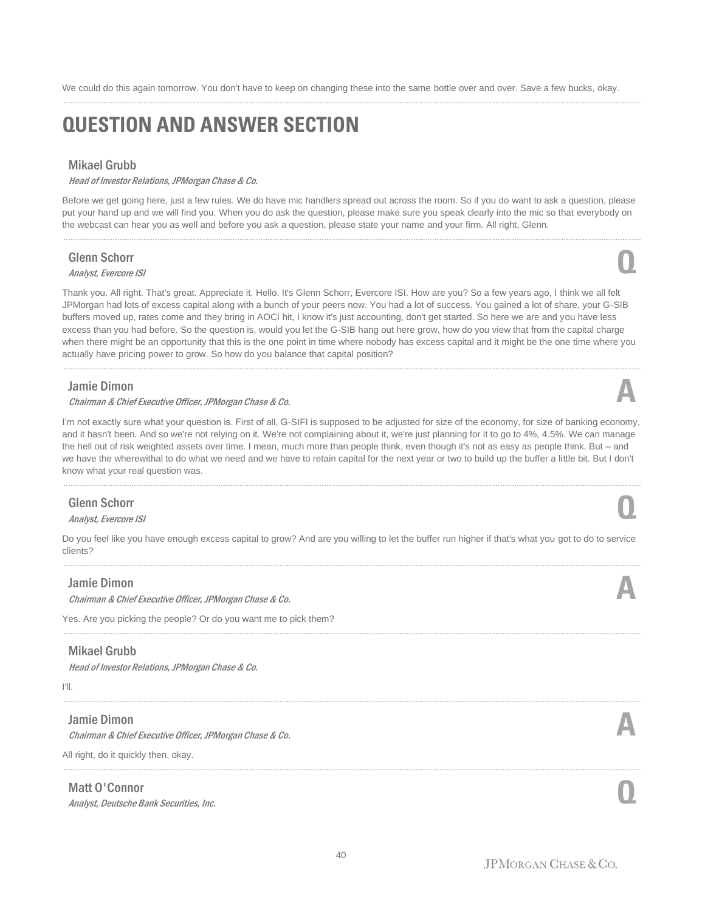We could do this again tomorrow. You don't have to keep on changing these into the same bottle over and over. Save a few bucks, okay.

# QUESTION AND ANSWER SECTION

### Mikael Grubb
*Head of Investor Relations, JPMorgan Chase & Co.*

Before we get going here, just a few rules. We do have mic handlers spread out across the room. So if you do want to ask a question, please put your hand up and we will find you. When you do ask the question, please make sure you speak clearly into the mic so that everybody on the webcast can hear you as well and before you ask a question, please state your name and your firm. All right, Glenn.

### Glenn Schorr **Q**
*Analyst, Evercore ISI*

Thank you. All right. That's great. Appreciate it. Hello. It's Glenn Schorr, Evercore ISI. How are you? So a few years ago, I think we all felt JPMorgan had lots of excess capital along with a bunch of your peers now. You had a lot of success. You gained a lot of share, your G-SIB buffers moved up, rates come and they bring in AOCI hit, I know it's just accounting, don't get started. So here we are and you have less excess than you had before. So the question is, would you let the G-SIB hang out here grow, how do you view that from the capital charge when there might be an opportunity that this is the one point in time where nobody has excess capital and it might be the one time where you actually have pricing power to grow. So how do you balance that capital position?

### Jamie Dimon **A**
*Chairman & Chief Executive Officer, JPMorgan Chase & Co.*

I'm not exactly sure what your question is. First of all, G-SIFI is supposed to be adjusted for size of the economy, for size of banking economy, and it hasn't been. And so we're not relying on it. We're not complaining about it, we're just planning for it to go to 4%, 4.5%. We can manage the hell out of risk weighted assets over time. I mean, much more than people think, even though it's not as easy as people think. But – and we have the wherewithal to do what we need and we have to retain capital for the next year or two to build up the buffer a little bit. But I don't know what your real question was.

### Glenn Schorr **Q**
*Analyst, Evercore ISI*

Do you feel like you have enough excess capital to grow? And are you willing to let the buffer run higher if that's what you got to do to service clients?

### Jamie Dimon **A**
*Chairman & Chief Executive Officer, JPMorgan Chase & Co.*

Yes. Are you picking the people? Or do you want me to pick them?

### Mikael Grubb
*Head of Investor Relations, JPMorgan Chase & Co.*

I'll.

### Jamie Dimon **A**
*Chairman & Chief Executive Officer, JPMorgan Chase & Co.*

All right, do it quickly then, okay.

### Matt O'Connor **Q**
*Analyst, Deutsche Bank Securities, Inc.*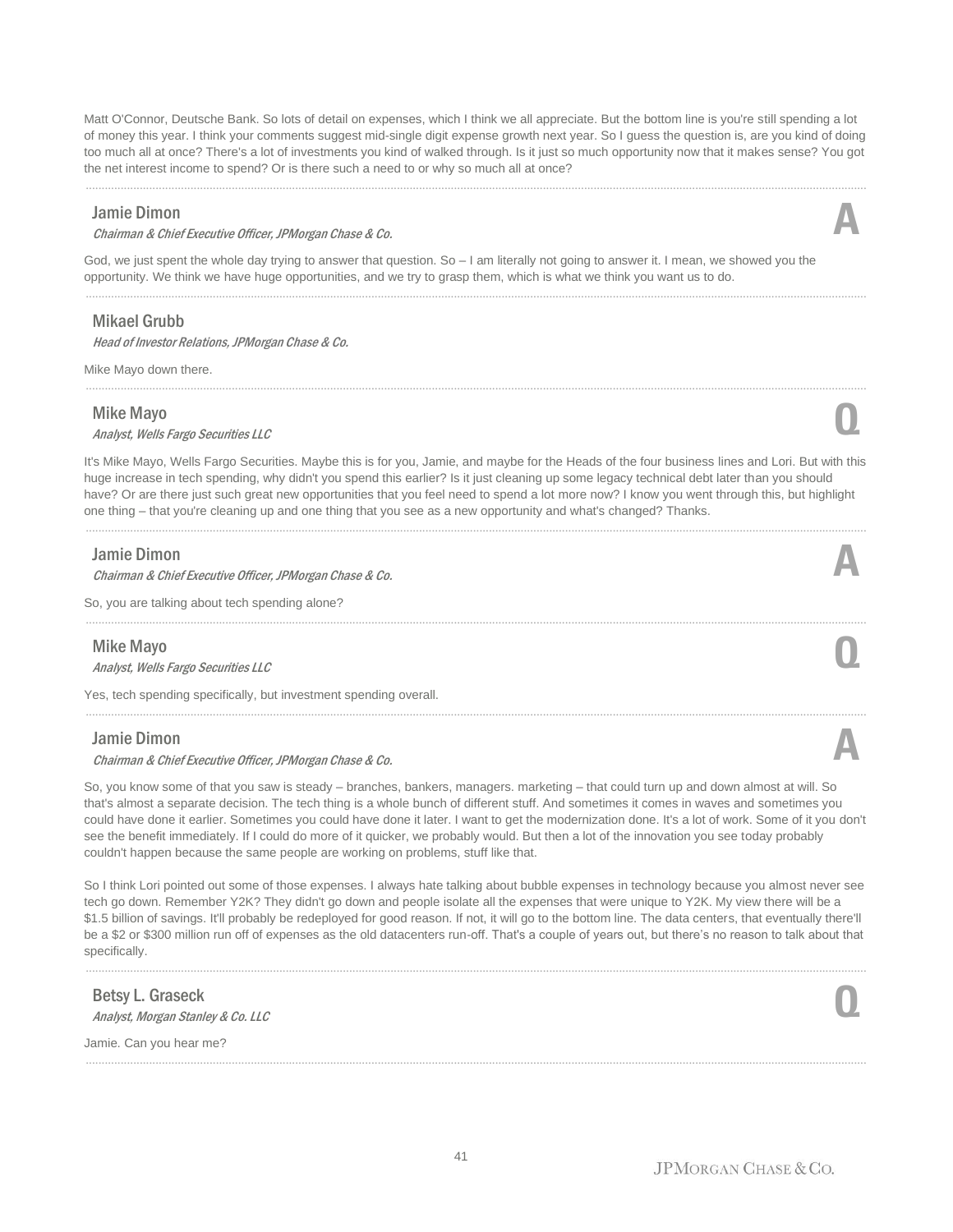Matt O'Connor, Deutsche Bank. So lots of detail on expenses, which I think we all appreciate. But the bottom line is you're still spending a lot of money this year. I think your comments suggest mid-single digit expense growth next year. So I guess the question is, are you kind of doing too much all at once? There's a lot of investments you kind of walked through. Is it just so much opportunity now that it makes sense? You got the net interest income to spend? Or is there such a need to or why so much all at once?

---

**Jamie Dimon**
*Chairman & Chief Executive Officer, JPMorgan Chase & Co.*

**A**

God, we just spent the whole day trying to answer that question. So – I am literally not going to answer it. I mean, we showed you the opportunity. We think we have huge opportunities, and we try to grasp them, which is what we think you want us to do.

---

**Mikael Grubb**
*Head of Investor Relations, JPMorgan Chase & Co.*

Mike Mayo down there.

---

**Mike Mayo**
*Analyst, Wells Fargo Securities LLC*

**Q**

It's Mike Mayo, Wells Fargo Securities. Maybe this is for you, Jamie, and maybe for the Heads of the four business lines and Lori. But with this huge increase in tech spending, why didn't you spend this earlier? Is it just cleaning up some legacy technical debt later than you should have? Or are there just such great new opportunities that you feel need to spend a lot more now? I know you went through this, but highlight one thing – that you're cleaning up and one thing that you see as a new opportunity and what's changed? Thanks.

---

**Jamie Dimon**
*Chairman & Chief Executive Officer, JPMorgan Chase & Co.*

**A**

So, you are talking about tech spending alone?

---

**Mike Mayo**
*Analyst, Wells Fargo Securities LLC*

**Q**

Yes, tech spending specifically, but investment spending overall.

---

**Jamie Dimon**
*Chairman & Chief Executive Officer, JPMorgan Chase & Co.*

**A**

So, you know some of that you saw is steady – branches, bankers, managers. marketing – that could turn up and down almost at will. So that's almost a separate decision. The tech thing is a whole bunch of different stuff. And sometimes it comes in waves and sometimes you could have done it earlier. Sometimes you could have done it later. I want to get the modernization done. It's a lot of work. Some of it you don't see the benefit immediately. If I could do more of it quicker, we probably would. But then a lot of the innovation you see today probably couldn't happen because the same people are working on problems, stuff like that.

So I think Lori pointed out some of those expenses. I always hate talking about bubble expenses in technology because you almost never see tech go down. Remember Y2K? They didn't go down and people isolate all the expenses that were unique to Y2K. My view there will be a $1.5 billion of savings. It'll probably be redeployed for good reason. If not, it will go to the bottom line. The data centers, that eventually there'll be a $2 or $300 million run off of expenses as the old datacenters run-off. That's a couple of years out, but there's no reason to talk about that specifically.

---

**Betsy L. Graseck**
*Analyst, Morgan Stanley & Co. LLC*

**Q**

Jamie. Can you hear me?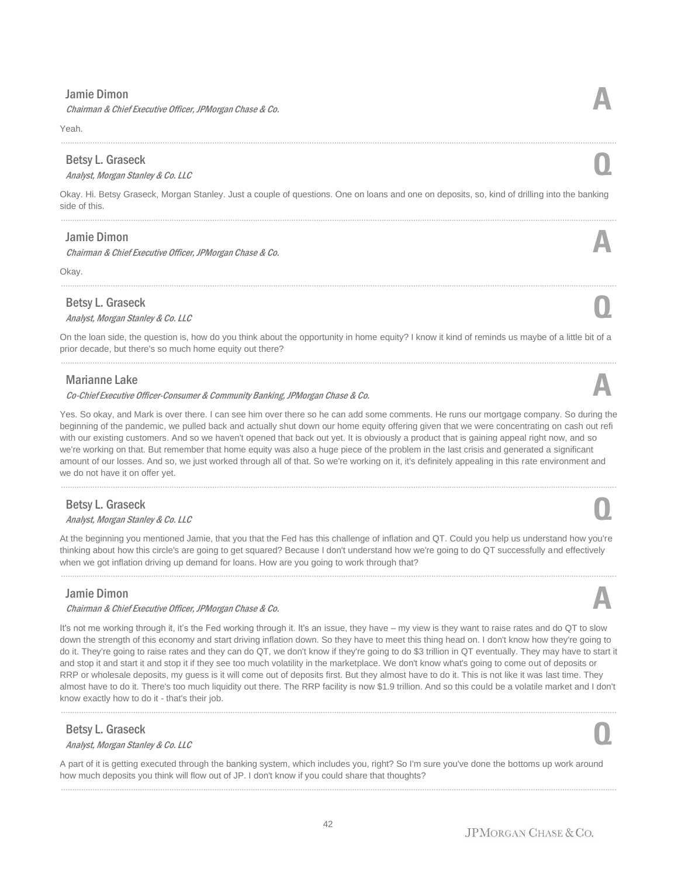**Jamie Dimon**
*Chairman & Chief Executive Officer, JPMorgan Chase & Co.*

**A**

Yeah.

---

**Betsy L. Graseck**
*Analyst, Morgan Stanley & Co. LLC*

**Q**

Okay. Hi. Betsy Graseck, Morgan Stanley. Just a couple of questions. One on loans and one on deposits, so, kind of drilling into the banking side of this.

---

**Jamie Dimon**
*Chairman & Chief Executive Officer, JPMorgan Chase & Co.*

**A**

Okay.

---

**Betsy L. Graseck**
*Analyst, Morgan Stanley & Co. LLC*

**Q**

On the loan side, the question is, how do you think about the opportunity in home equity? I know it kind of reminds us maybe of a little bit of a prior decade, but there's so much home equity out there?

---

**Marianne Lake**
*Co-Chief Executive Officer-Consumer & Community Banking, JPMorgan Chase & Co.*

**A**

Yes. So okay, and Mark is over there. I can see him over there so he can add some comments. He runs our mortgage company. So during the beginning of the pandemic, we pulled back and actually shut down our home equity offering given that we were concentrating on cash out refi with our existing customers. And so we haven't opened that back out yet. It is obviously a product that is gaining appeal right now, and so we're working on that. But remember that home equity was also a huge piece of the problem in the last crisis and generated a significant amount of our losses. And so, we just worked through all of that. So we're working on it, it's definitely appealing in this rate environment and we do not have it on offer yet.

---

**Betsy L. Graseck**
*Analyst, Morgan Stanley & Co. LLC*

**Q**

At the beginning you mentioned Jamie, that you that the Fed has this challenge of inflation and QT. Could you help us understand how you're thinking about how this circle's are going to get squared? Because I don't understand how we're going to do QT successfully and effectively when we got inflation driving up demand for loans. How are you going to work through that?

---

**Jamie Dimon**
*Chairman & Chief Executive Officer, JPMorgan Chase & Co.*

**A**

It's not me working through it, it's the Fed working through it. It's an issue, they have – my view is they want to raise rates and do QT to slow down the strength of this economy and start driving inflation down. So they have to meet this thing head on. I don't know how they're going to do it. They're going to raise rates and they can do QT, we don't know if they're going to do $3 trillion in QT eventually. They may have to start it and stop it and start it and stop it if they see too much volatility in the marketplace. We don't know what's going to come out of deposits or RRP or wholesale deposits, my guess is it will come out of deposits first. But they almost have to do it. This is not like it was last time. They almost have to do it. There's too much liquidity out there. The RRP facility is now $1.9 trillion. And so this could be a volatile market and I don't know exactly how to do it - that's their job.

---

**Betsy L. Graseck**
*Analyst, Morgan Stanley & Co. LLC*

**Q**

A part of it is getting executed through the banking system, which includes you, right? So I'm sure you've done the bottoms up work around how much deposits you think will flow out of JP. I don't know if you could share that thoughts?

---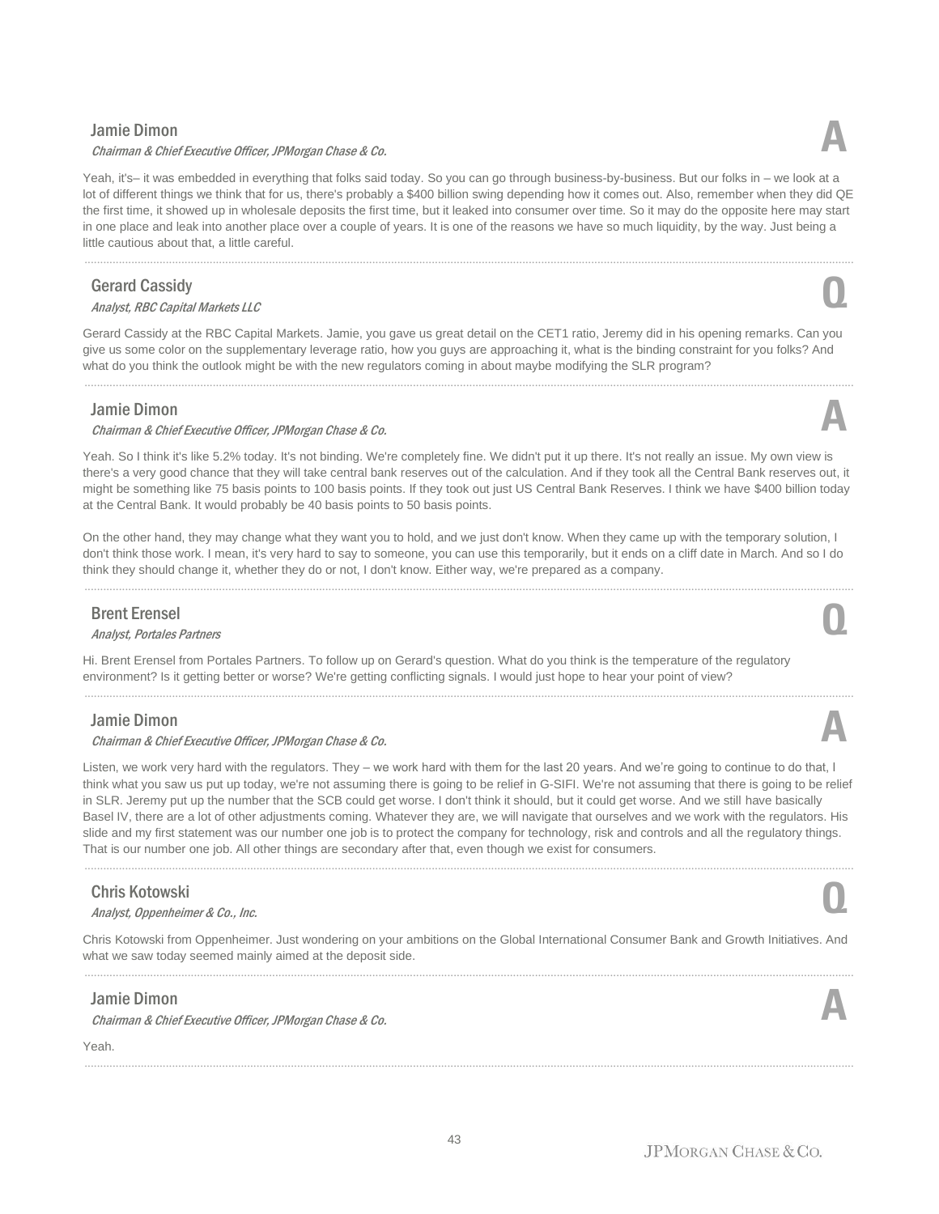**Jamie Dimon**
*Chairman & Chief Executive Officer, JPMorgan Chase & Co.*

**A**

Yeah, it's– it was embedded in everything that folks said today. So you can go through business-by-business. But our folks in – we look at a lot of different things we think that for us, there's probably a $400 billion swing depending how it comes out. Also, remember when they did QE the first time, it showed up in wholesale deposits the first time, but it leaked into consumer over time. So it may do the opposite here may start in one place and leak into another place over a couple of years. It is one of the reasons we have so much liquidity, by the way. Just being a little cautious about that, a little careful.

---

**Gerard Cassidy**
*Analyst, RBC Capital Markets LLC*

**Q**

Gerard Cassidy at the RBC Capital Markets. Jamie, you gave us great detail on the CET1 ratio, Jeremy did in his opening remarks. Can you give us some color on the supplementary leverage ratio, how you guys are approaching it, what is the binding constraint for you folks? And what do you think the outlook might be with the new regulators coming in about maybe modifying the SLR program?

---

**Jamie Dimon**
*Chairman & Chief Executive Officer, JPMorgan Chase & Co.*

**A**

Yeah. So I think it's like 5.2% today. It's not binding. We're completely fine. We didn't put it up there. It's not really an issue. My own view is there's a very good chance that they will take central bank reserves out of the calculation. And if they took all the Central Bank reserves out, it might be something like 75 basis points to 100 basis points. If they took out just US Central Bank Reserves. I think we have $400 billion today at the Central Bank. It would probably be 40 basis points to 50 basis points.

On the other hand, they may change what they want you to hold, and we just don't know. When they came up with the temporary solution, I don't think those work. I mean, it's very hard to say to someone, you can use this temporarily, but it ends on a cliff date in March. And so I do think they should change it, whether they do or not, I don't know. Either way, we're prepared as a company.

---

**Brent Erensel**
*Analyst, Portales Partners*

**Q**

Hi. Brent Erensel from Portales Partners. To follow up on Gerard's question. What do you think is the temperature of the regulatory environment? Is it getting better or worse? We're getting conflicting signals. I would just hope to hear your point of view?

---

**Jamie Dimon**
*Chairman & Chief Executive Officer, JPMorgan Chase & Co.*

**A**

Listen, we work very hard with the regulators. They – we work hard with them for the last 20 years. And we're going to continue to do that, I think what you saw us put up today, we're not assuming there is going to be relief in G-SIFI. We're not assuming that there is going to be relief in SLR. Jeremy put up the number that the SCB could get worse. I don't think it should, but it could get worse. And we still have basically Basel IV, there are a lot of other adjustments coming. Whatever they are, we will navigate that ourselves and we work with the regulators. His slide and my first statement was our number one job is to protect the company for technology, risk and controls and all the regulatory things. That is our number one job. All other things are secondary after that, even though we exist for consumers.

---

**Chris Kotowski**
*Analyst, Oppenheimer & Co., Inc.*

**Q**

Chris Kotowski from Oppenheimer. Just wondering on your ambitions on the Global International Consumer Bank and Growth Initiatives. And what we saw today seemed mainly aimed at the deposit side.

---

**Jamie Dimon**
*Chairman & Chief Executive Officer, JPMorgan Chase & Co.*

**A**

Yeah.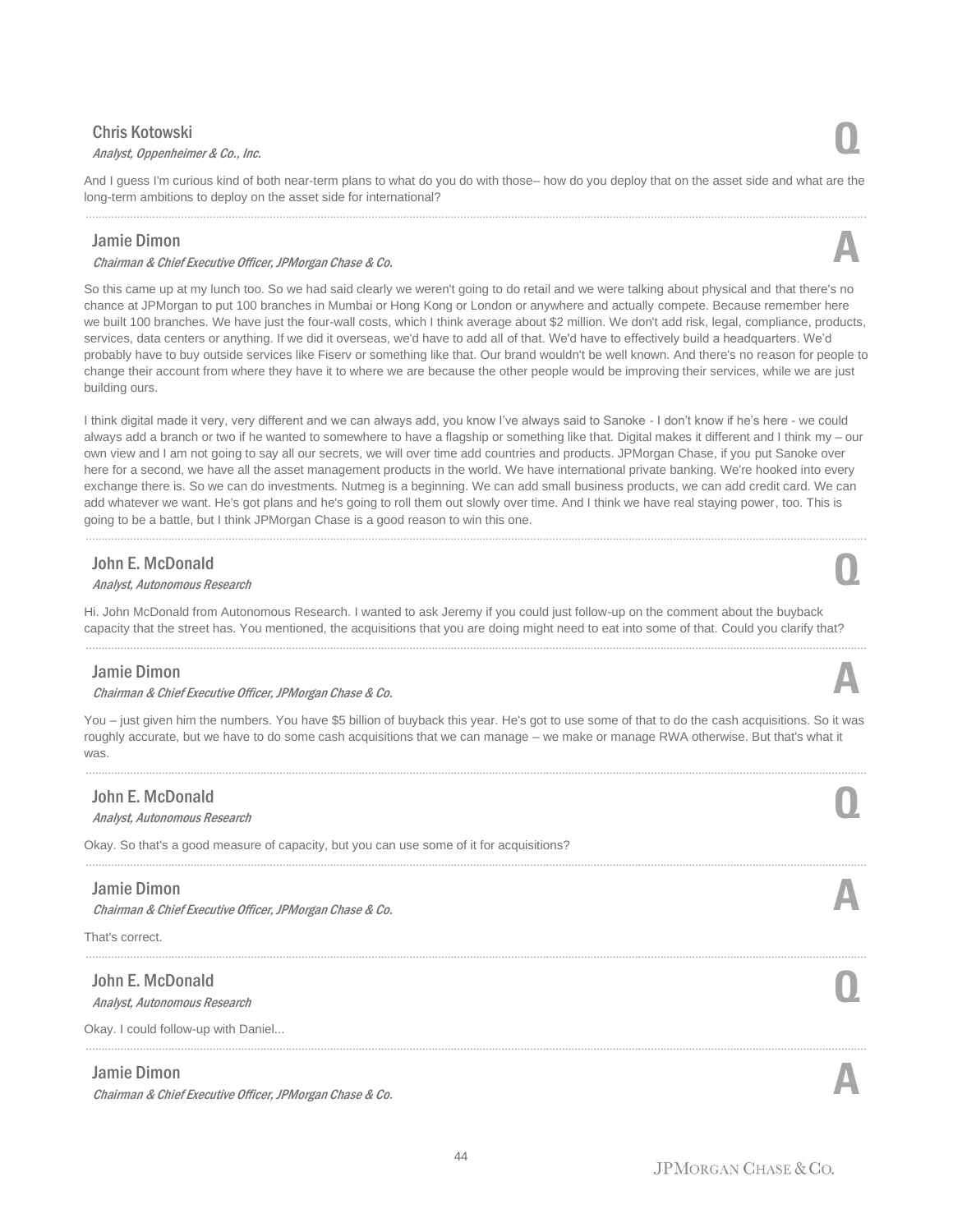**Chris Kotowski**
*Analyst, Oppenheimer & Co., Inc.*

**Q**

And I guess I'm curious kind of both near-term plans to what do you do with those– how do you deploy that on the asset side and what are the long-term ambitions to deploy on the asset side for international?

---

**Jamie Dimon**
*Chairman & Chief Executive Officer, JPMorgan Chase & Co.*

**A**

So this came up at my lunch too. So we had said clearly we weren't going to do retail and we were talking about physical and that there's no chance at JPMorgan to put 100 branches in Mumbai or Hong Kong or London or anywhere and actually compete. Because remember here we built 100 branches. We have just the four-wall costs, which I think average about $2 million. We don't add risk, legal, compliance, products, services, data centers or anything. If we did it overseas, we'd have to add all of that. We'd have to effectively build a headquarters. We'd probably have to buy outside services like Fiserv or something like that. Our brand wouldn't be well known. And there's no reason for people to change their account from where they have it to where we are because the other people would be improving their services, while we are just building ours.

I think digital made it very, very different and we can always add, you know I've always said to Sanoke - I don't know if he's here - we could always add a branch or two if he wanted to somewhere to have a flagship or something like that. Digital makes it different and I think my – our own view and I am not going to say all our secrets, we will over time add countries and products. JPMorgan Chase, if you put Sanoke over here for a second, we have all the asset management products in the world. We have international private banking. We're hooked into every exchange there is. So we can do investments. Nutmeg is a beginning. We can add small business products, we can add credit card. We can add whatever we want. He's got plans and he's going to roll them out slowly over time. And I think we have real staying power, too. This is going to be a battle, but I think JPMorgan Chase is a good reason to win this one.

---

**John E. McDonald**
*Analyst, Autonomous Research*

**Q**

Hi. John McDonald from Autonomous Research. I wanted to ask Jeremy if you could just follow-up on the comment about the buyback capacity that the street has. You mentioned, the acquisitions that you are doing might need to eat into some of that. Could you clarify that?

---

**Jamie Dimon**
*Chairman & Chief Executive Officer, JPMorgan Chase & Co.*

**A**

You – just given him the numbers. You have $5 billion of buyback this year. He's got to use some of that to do the cash acquisitions. So it was roughly accurate, but we have to do some cash acquisitions that we can manage – we make or manage RWA otherwise. But that's what it was.

---

**John E. McDonald**
*Analyst, Autonomous Research*

**Q**

Okay. So that's a good measure of capacity, but you can use some of it for acquisitions?

---

**Jamie Dimon**
*Chairman & Chief Executive Officer, JPMorgan Chase & Co.*

**A**

That's correct.

---

**John E. McDonald**
*Analyst, Autonomous Research*

**Q**

Okay. I could follow-up with Daniel...

---

**Jamie Dimon**
*Chairman & Chief Executive Officer, JPMorgan Chase & Co.*

**A**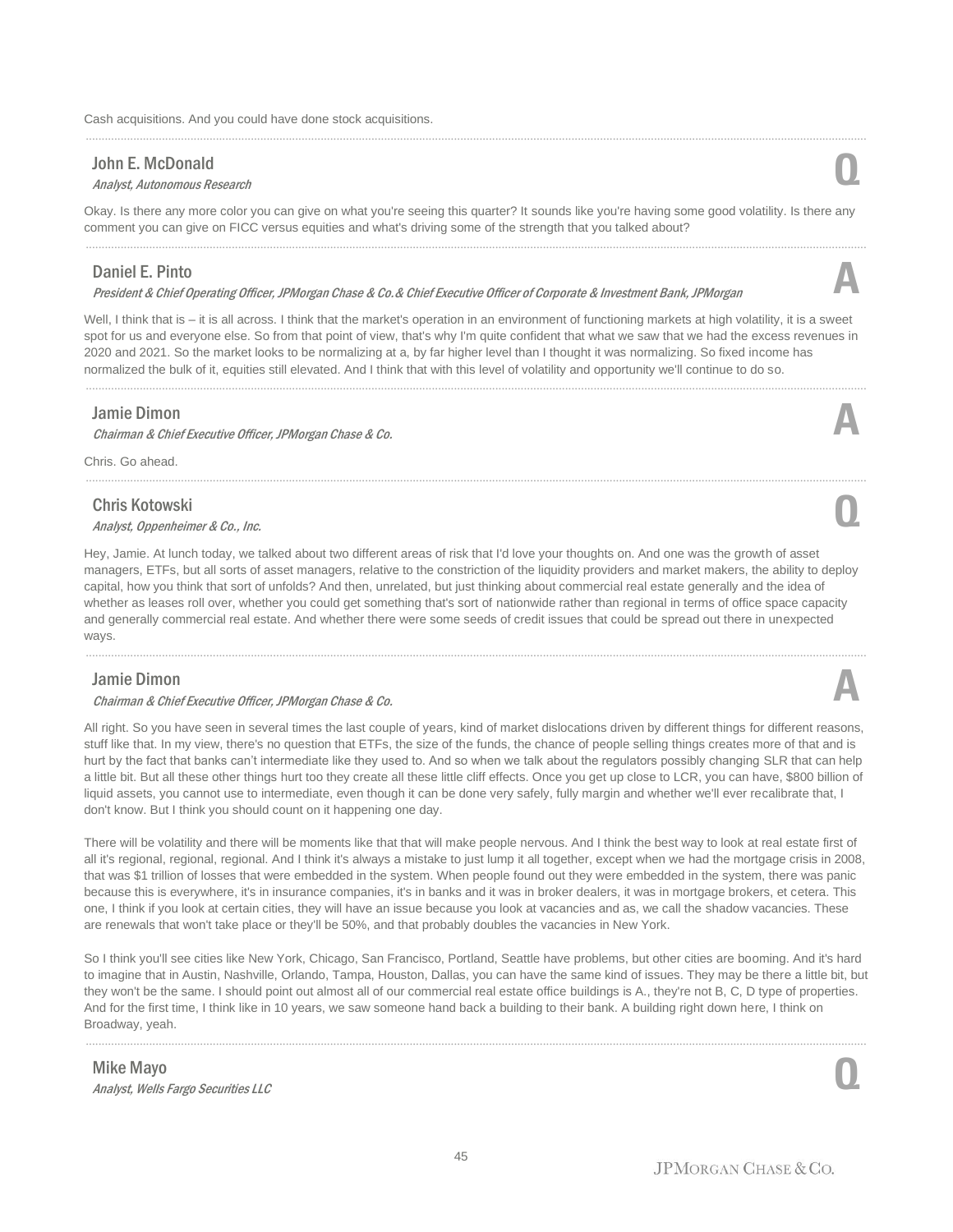Cash acquisitions. And you could have done stock acquisitions.

---

### John E. McDonald
*Analyst, Autonomous Research*

**Q**

Okay. Is there any more color you can give on what you're seeing this quarter? It sounds like you're having some good volatility. Is there any comment you can give on FICC versus equities and what's driving some of the strength that you talked about?

---

### Daniel E. Pinto
*President & Chief Operating Officer, JPMorgan Chase & Co.& Chief Executive Officer of Corporate & Investment Bank, JPMorgan*

**A**

Well, I think that is – it is all across. I think that the market's operation in an environment of functioning markets at high volatility, it is a sweet spot for us and everyone else. So from that point of view, that's why I'm quite confident that what we saw that we had the excess revenues in 2020 and 2021. So the market looks to be normalizing at a, by far higher level than I thought it was normalizing. So fixed income has normalized the bulk of it, equities still elevated. And I think that with this level of volatility and opportunity we'll continue to do so.

---

### Jamie Dimon
*Chairman & Chief Executive Officer, JPMorgan Chase & Co.*

**A**

Chris. Go ahead.

---

### Chris Kotowski
*Analyst, Oppenheimer & Co., Inc.*

**Q**

Hey, Jamie. At lunch today, we talked about two different areas of risk that I'd love your thoughts on. And one was the growth of asset managers, ETFs, but all sorts of asset managers, relative to the constriction of the liquidity providers and market makers, the ability to deploy capital, how you think that sort of unfolds? And then, unrelated, but just thinking about commercial real estate generally and the idea of whether as leases roll over, whether you could get something that's sort of nationwide rather than regional in terms of office space capacity and generally commercial real estate. And whether there were some seeds of credit issues that could be spread out there in unexpected ways.

---

### Jamie Dimon
*Chairman & Chief Executive Officer, JPMorgan Chase & Co.*

**A**

All right. So you have seen in several times the last couple of years, kind of market dislocations driven by different things for different reasons, stuff like that. In my view, there's no question that ETFs, the size of the funds, the chance of people selling things creates more of that and is hurt by the fact that banks can't intermediate like they used to. And so when we talk about the regulators possibly changing SLR that can help a little bit. But all these other things hurt too they create all these little cliff effects. Once you get up close to LCR, you can have, $800 billion of liquid assets, you cannot use to intermediate, even though it can be done very safely, fully margin and whether we'll ever recalibrate that, I don't know. But I think you should count on it happening one day.

There will be volatility and there will be moments like that that will make people nervous. And I think the best way to look at real estate first of all it's regional, regional, regional. And I think it's always a mistake to just lump it all together, except when we had the mortgage crisis in 2008, that was $1 trillion of losses that were embedded in the system. When people found out they were embedded in the system, there was panic because this is everywhere, it's in insurance companies, it's in banks and it was in broker dealers, it was in mortgage brokers, et cetera. This one, I think if you look at certain cities, they will have an issue because you look at vacancies and as, we call the shadow vacancies. These are renewals that won't take place or they'll be 50%, and that probably doubles the vacancies in New York.

So I think you'll see cities like New York, Chicago, San Francisco, Portland, Seattle have problems, but other cities are booming. And it's hard to imagine that in Austin, Nashville, Orlando, Tampa, Houston, Dallas, you can have the same kind of issues. They may be there a little bit, but they won't be the same. I should point out almost all of our commercial real estate office buildings is A., they're not B, C, D type of properties. And for the first time, I think like in 10 years, we saw someone hand back a building to their bank. A building right down here, I think on Broadway, yeah.

---

### Mike Mayo
*Analyst, Wells Fargo Securities LLC*

**Q**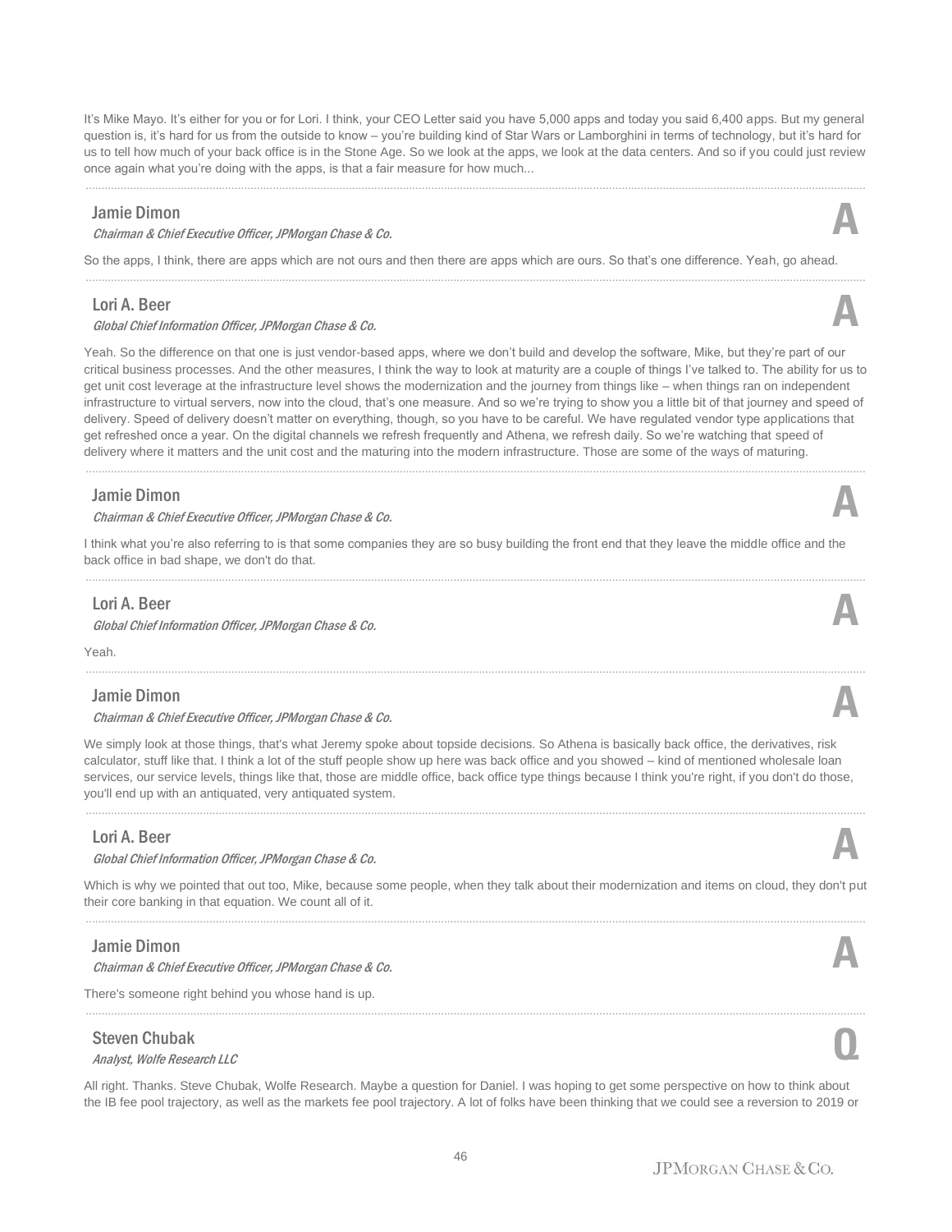It's Mike Mayo. It's either for you or for Lori. I think, your CEO Letter said you have 5,000 apps and today you said 6,400 apps. But my general question is, it's hard for us from the outside to know – you're building kind of Star Wars or Lamborghini in terms of technology, but it's hard for us to tell how much of your back office is in the Stone Age. So we look at the apps, we look at the data centers. And so if you could just review once again what you're doing with the apps, is that a fair measure for how much...

**Jamie Dimon**
*Chairman & Chief Executive Officer, JPMorgan Chase & Co.*

**A**

So the apps, I think, there are apps which are not ours and then there are apps which are ours. So that's one difference. Yeah, go ahead.

**Lori A. Beer**
*Global Chief Information Officer, JPMorgan Chase & Co.*

**A**

Yeah. So the difference on that one is just vendor-based apps, where we don't build and develop the software, Mike, but they're part of our critical business processes. And the other measures, I think the way to look at maturity are a couple of things I've talked to. The ability for us to get unit cost leverage at the infrastructure level shows the modernization and the journey from things like – when things ran on independent infrastructure to virtual servers, now into the cloud, that's one measure. And so we're trying to show you a little bit of that journey and speed of delivery. Speed of delivery doesn't matter on everything, though, so you have to be careful. We have regulated vendor type applications that get refreshed once a year. On the digital channels we refresh frequently and Athena, we refresh daily. So we're watching that speed of delivery where it matters and the unit cost and the maturing into the modern infrastructure. Those are some of the ways of maturing.

**Jamie Dimon**
*Chairman & Chief Executive Officer, JPMorgan Chase & Co.*

**A**

I think what you're also referring to is that some companies they are so busy building the front end that they leave the middle office and the back office in bad shape, we don't do that.

**Lori A. Beer**
*Global Chief Information Officer, JPMorgan Chase & Co.*

**A**

Yeah.

**Jamie Dimon**
*Chairman & Chief Executive Officer, JPMorgan Chase & Co.*

**A**

We simply look at those things, that's what Jeremy spoke about topside decisions. So Athena is basically back office, the derivatives, risk calculator, stuff like that. I think a lot of the stuff people show up here was back office and you showed – kind of mentioned wholesale loan services, our service levels, things like that, those are middle office, back office type things because I think you're right, if you don't do those, you'll end up with an antiquated, very antiquated system.

**Lori A. Beer**
*Global Chief Information Officer, JPMorgan Chase & Co.*

**A**

Which is why we pointed that out too, Mike, because some people, when they talk about their modernization and items on cloud, they don't put their core banking in that equation. We count all of it.

**Jamie Dimon**
*Chairman & Chief Executive Officer, JPMorgan Chase & Co.*

**A**

There's someone right behind you whose hand is up.

**Steven Chubak**
*Analyst, Wolfe Research LLC*

**Q**

All right. Thanks. Steve Chubak, Wolfe Research. Maybe a question for Daniel. I was hoping to get some perspective on how to think about the IB fee pool trajectory, as well as the markets fee pool trajectory. A lot of folks have been thinking that we could see a reversion to 2019 or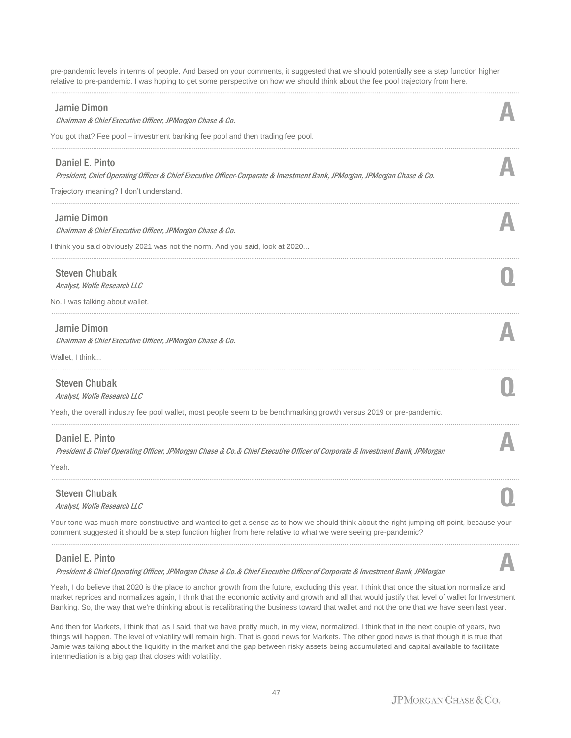pre-pandemic levels in terms of people. And based on your comments, it suggested that we should potentially see a step function higher relative to pre-pandemic. I was hoping to get some perspective on how we should think about the fee pool trajectory from here.

---

**Jamie Dimon**
*Chairman & Chief Executive Officer, JPMorgan Chase & Co.* **A**

You got that? Fee pool – investment banking fee pool and then trading fee pool.

---

**Daniel E. Pinto**
*President, Chief Operating Officer & Chief Executive Officer-Corporate & Investment Bank, JPMorgan, JPMorgan Chase & Co.* **A**

Trajectory meaning? I don't understand.

---

**Jamie Dimon**
*Chairman & Chief Executive Officer, JPMorgan Chase & Co.* **A**

I think you said obviously 2021 was not the norm. And you said, look at 2020...

---

**Steven Chubak**
*Analyst, Wolfe Research LLC* **Q**

No. I was talking about wallet.

---

**Jamie Dimon**
*Chairman & Chief Executive Officer, JPMorgan Chase & Co.* **A**

Wallet, I think...

---

**Steven Chubak**
*Analyst, Wolfe Research LLC* **Q**

Yeah, the overall industry fee pool wallet, most people seem to be benchmarking growth versus 2019 or pre-pandemic.

---

**Daniel E. Pinto**
*President & Chief Operating Officer, JPMorgan Chase & Co.& Chief Executive Officer of Corporate & Investment Bank, JPMorgan* **A**

Yeah.

---

**Steven Chubak**
*Analyst, Wolfe Research LLC* **Q**

Your tone was much more constructive and wanted to get a sense as to how we should think about the right jumping off point, because your comment suggested it should be a step function higher from here relative to what we were seeing pre-pandemic?

---

**Daniel E. Pinto**
*President & Chief Operating Officer, JPMorgan Chase & Co.& Chief Executive Officer of Corporate & Investment Bank, JPMorgan* **A**

Yeah, I do believe that 2020 is the place to anchor growth from the future, excluding this year. I think that once the situation normalize and market reprices and normalizes again, I think that the economic activity and growth and all that would justify that level of wallet for Investment Banking. So, the way that we're thinking about is recalibrating the business toward that wallet and not the one that we have seen last year.

And then for Markets, I think that, as I said, that we have pretty much, in my view, normalized. I think that in the next couple of years, two things will happen. The level of volatility will remain high. That is good news for Markets. The other good news is that though it is true that Jamie was talking about the liquidity in the market and the gap between risky assets being accumulated and capital available to facilitate intermediation is a big gap that closes with volatility.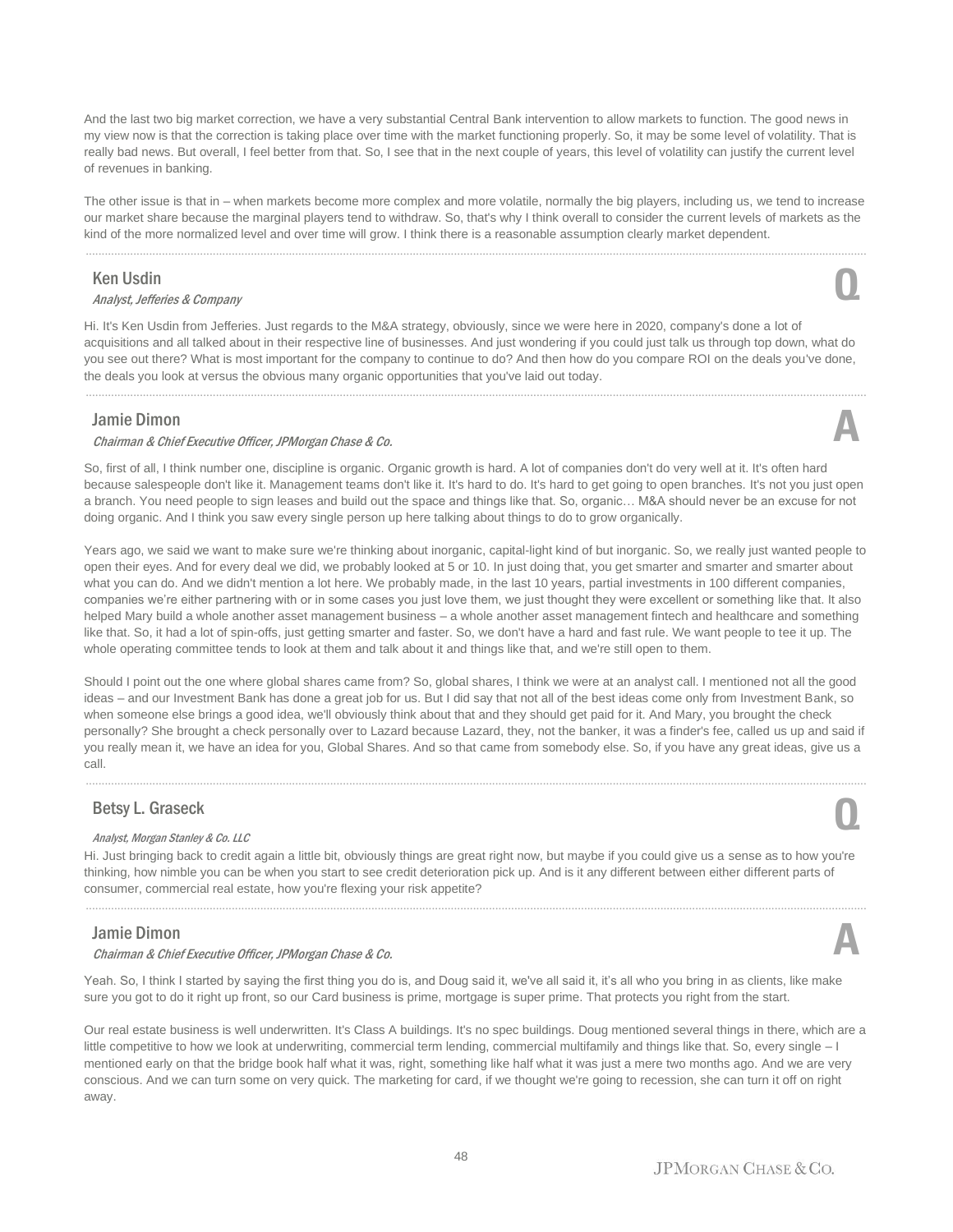And the last two big market correction, we have a very substantial Central Bank intervention to allow markets to function. The good news in my view now is that the correction is taking place over time with the market functioning properly. So, it may be some level of volatility. That is really bad news. But overall, I feel better from that. So, I see that in the next couple of years, this level of volatility can justify the current level of revenues in banking.

The other issue is that in – when markets become more complex and more volatile, normally the big players, including us, we tend to increase our market share because the marginal players tend to withdraw. So, that's why I think overall to consider the current levels of markets as the kind of the more normalized level and over time will grow. I think there is a reasonable assumption clearly market dependent.

---

### Ken Usdin
*Analyst, Jefferies & Company*

**Q**

Hi. It's Ken Usdin from Jefferies. Just regards to the M&A strategy, obviously, since we were here in 2020, company's done a lot of acquisitions and all talked about in their respective line of businesses. And just wondering if you could just talk us through top down, what do you see out there? What is most important for the company to continue to do? And then how do you compare ROI on the deals you've done, the deals you look at versus the obvious many organic opportunities that you've laid out today.

---

### Jamie Dimon
*Chairman & Chief Executive Officer, JPMorgan Chase & Co.*

**A**

So, first of all, I think number one, discipline is organic. Organic growth is hard. A lot of companies don't do very well at it. It's often hard because salespeople don't like it. Management teams don't like it. It's hard to do. It's hard to get going to open branches. It's not you just open a branch. You need people to sign leases and build out the space and things like that. So, organic… M&A should never be an excuse for not doing organic. And I think you saw every single person up here talking about things to do to grow organically.

Years ago, we said we want to make sure we're thinking about inorganic, capital-light kind of but inorganic. So, we really just wanted people to open their eyes. And for every deal we did, we probably looked at 5 or 10. In just doing that, you get smarter and smarter and smarter about what you can do. And we didn't mention a lot here. We probably made, in the last 10 years, partial investments in 100 different companies, companies we're either partnering with or in some cases you just love them, we just thought they were excellent or something like that. It also helped Mary build a whole another asset management business – a whole another asset management fintech and healthcare and something like that. So, it had a lot of spin-offs, just getting smarter and faster. So, we don't have a hard and fast rule. We want people to tee it up. The whole operating committee tends to look at them and talk about it and things like that, and we're still open to them.

Should I point out the one where global shares came from? So, global shares, I think we were at an analyst call. I mentioned not all the good ideas – and our Investment Bank has done a great job for us. But I did say that not all of the best ideas come only from Investment Bank, so when someone else brings a good idea, we'll obviously think about that and they should get paid for it. And Mary, you brought the check personally? She brought a check personally over to Lazard because Lazard, they, not the banker, it was a finder's fee, called us up and said if you really mean it, we have an idea for you, Global Shares. And so that came from somebody else. So, if you have any great ideas, give us a call.

---

### Betsy L. Graseck
*Analyst, Morgan Stanley & Co. LLC*

**Q**

Hi. Just bringing back to credit again a little bit, obviously things are great right now, but maybe if you could give us a sense as to how you're thinking, how nimble you can be when you start to see credit deterioration pick up. And is it any different between either different parts of consumer, commercial real estate, how you're flexing your risk appetite?

---

### Jamie Dimon
*Chairman & Chief Executive Officer, JPMorgan Chase & Co.*

**A**

Yeah. So, I think I started by saying the first thing you do is, and Doug said it, we've all said it, it's all who you bring in as clients, like make sure you got to do it right up front, so our Card business is prime, mortgage is super prime. That protects you right from the start.

Our real estate business is well underwritten. It's Class A buildings. It's no spec buildings. Doug mentioned several things in there, which are a little competitive to how we look at underwriting, commercial term lending, commercial multifamily and things like that. So, every single – I mentioned early on that the bridge book half what it was, right, something like half what it was just a mere two months ago. And we are very conscious. And we can turn some on very quick. The marketing for card, if we thought we're going to recession, she can turn it off on right away.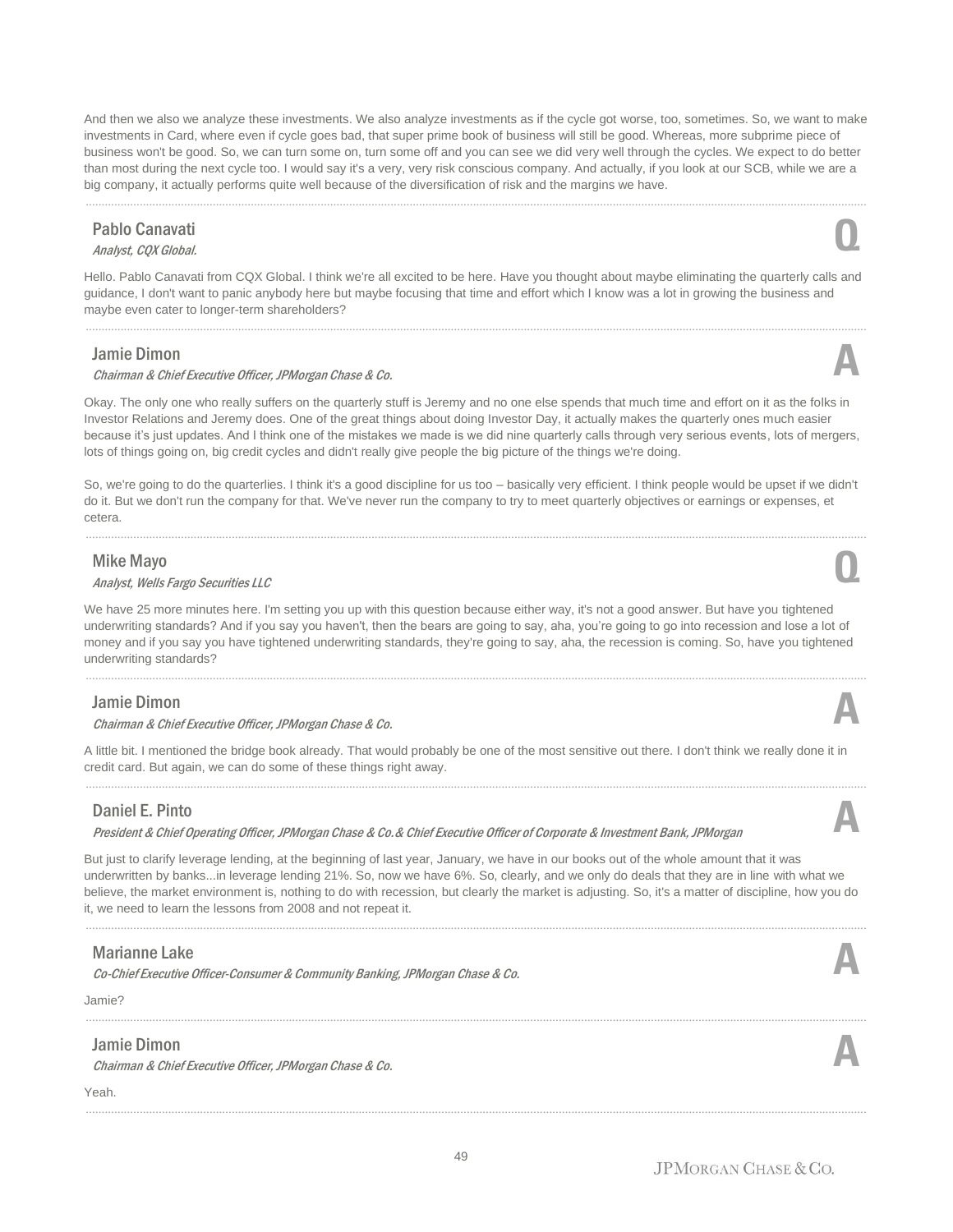And then we also we analyze these investments. We also analyze investments as if the cycle got worse, too, sometimes. So, we want to make investments in Card, where even if cycle goes bad, that super prime book of business will still be good. Whereas, more subprime piece of business won't be good. So, we can turn some on, turn some off and you can see we did very well through the cycles. We expect to do better than most during the next cycle too. I would say it's a very, very risk conscious company. And actually, if you look at our SCB, while we are a big company, it actually performs quite well because of the diversification of risk and the margins we have.

---

### Pablo Canavati **Q**
*Analyst, CQX Global.*

Hello. Pablo Canavati from CQX Global. I think we're all excited to be here. Have you thought about maybe eliminating the quarterly calls and guidance, I don't want to panic anybody here but maybe focusing that time and effort which I know was a lot in growing the business and maybe even cater to longer-term shareholders?

---

### Jamie Dimon **A**
*Chairman & Chief Executive Officer, JPMorgan Chase & Co.*

Okay. The only one who really suffers on the quarterly stuff is Jeremy and no one else spends that much time and effort on it as the folks in Investor Relations and Jeremy does. One of the great things about doing Investor Day, it actually makes the quarterly ones much easier because it's just updates. And I think one of the mistakes we made is we did nine quarterly calls through very serious events, lots of mergers, lots of things going on, big credit cycles and didn't really give people the big picture of the things we're doing.

So, we're going to do the quarterlies. I think it's a good discipline for us too – basically very efficient. I think people would be upset if we didn't do it. But we don't run the company for that. We've never run the company to try to meet quarterly objectives or earnings or expenses, et cetera.

---

### Mike Mayo **Q**
*Analyst, Wells Fargo Securities LLC*

We have 25 more minutes here. I'm setting you up with this question because either way, it's not a good answer. But have you tightened underwriting standards? And if you say you haven't, then the bears are going to say, aha, you're going to go into recession and lose a lot of money and if you say you have tightened underwriting standards, they're going to say, aha, the recession is coming. So, have you tightened underwriting standards?

---

### Jamie Dimon **A**
*Chairman & Chief Executive Officer, JPMorgan Chase & Co.*

A little bit. I mentioned the bridge book already. That would probably be one of the most sensitive out there. I don't think we really done it in credit card. But again, we can do some of these things right away.

---

### Daniel E. Pinto **A**
*President & Chief Operating Officer, JPMorgan Chase & Co.& Chief Executive Officer of Corporate & Investment Bank, JPMorgan*

But just to clarify leverage lending, at the beginning of last year, January, we have in our books out of the whole amount that it was underwritten by banks...in leverage lending 21%. So, now we have 6%. So, clearly, and we only do deals that they are in line with what we believe, the market environment is, nothing to do with recession, but clearly the market is adjusting. So, it's a matter of discipline, how you do it, we need to learn the lessons from 2008 and not repeat it.

---

### Marianne Lake **A**
*Co-Chief Executive Officer-Consumer & Community Banking, JPMorgan Chase & Co.*

Jamie?

---

### Jamie Dimon **A**
*Chairman & Chief Executive Officer, JPMorgan Chase & Co.*

Yeah.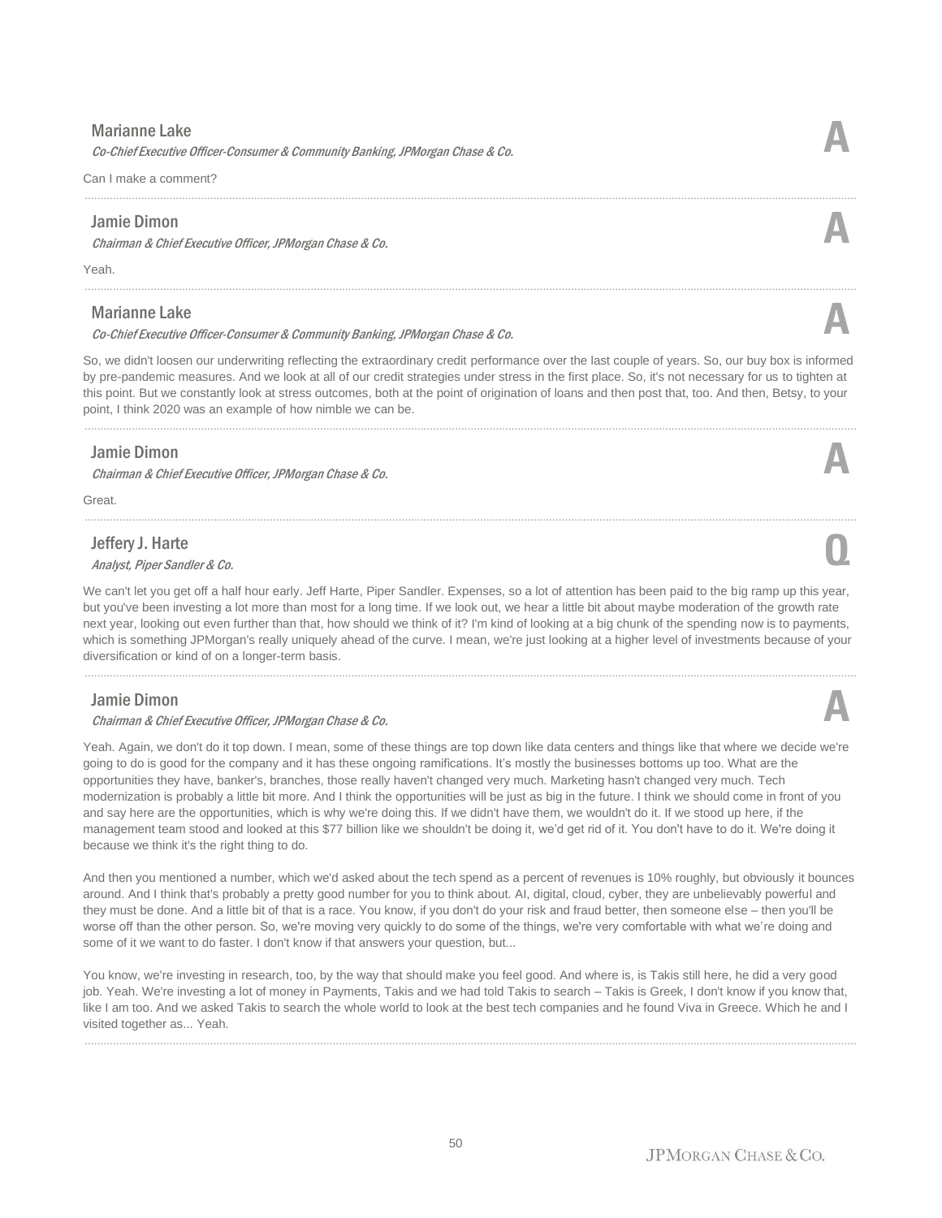**Marianne Lake**
*Co-Chief Executive Officer-Consumer & Community Banking, JPMorgan Chase & Co.*

**A**

Can I make a comment?

---

**Jamie Dimon**
*Chairman & Chief Executive Officer, JPMorgan Chase & Co.*

**A**

Yeah.

---

**Marianne Lake**
*Co-Chief Executive Officer-Consumer & Community Banking, JPMorgan Chase & Co.*

**A**

So, we didn't loosen our underwriting reflecting the extraordinary credit performance over the last couple of years. So, our buy box is informed by pre-pandemic measures. And we look at all of our credit strategies under stress in the first place. So, it's not necessary for us to tighten at this point. But we constantly look at stress outcomes, both at the point of origination of loans and then post that, too. And then, Betsy, to your point, I think 2020 was an example of how nimble we can be.

---

**Jamie Dimon**
*Chairman & Chief Executive Officer, JPMorgan Chase & Co.*

**A**

Great.

---

**Jeffery J. Harte**
*Analyst, Piper Sandler & Co.*

**Q**

We can't let you get off a half hour early. Jeff Harte, Piper Sandler. Expenses, so a lot of attention has been paid to the big ramp up this year, but you've been investing a lot more than most for a long time. If we look out, we hear a little bit about maybe moderation of the growth rate next year, looking out even further than that, how should we think of it? I'm kind of looking at a big chunk of the spending now is to payments, which is something JPMorgan's really uniquely ahead of the curve. I mean, we're just looking at a higher level of investments because of your diversification or kind of on a longer-term basis.

---

**Jamie Dimon**
*Chairman & Chief Executive Officer, JPMorgan Chase & Co.*

**A**

Yeah. Again, we don't do it top down. I mean, some of these things are top down like data centers and things like that where we decide we're going to do is good for the company and it has these ongoing ramifications. It's mostly the businesses bottoms up too. What are the opportunities they have, banker's, branches, those really haven't changed very much. Marketing hasn't changed very much. Tech modernization is probably a little bit more. And I think the opportunities will be just as big in the future. I think we should come in front of you and say here are the opportunities, which is why we're doing this. If we didn't have them, we wouldn't do it. If we stood up here, if the management team stood and looked at this $77 billion like we shouldn't be doing it, we'd get rid of it. You don't have to do it. We're doing it because we think it's the right thing to do.

And then you mentioned a number, which we'd asked about the tech spend as a percent of revenues is 10% roughly, but obviously it bounces around. And I think that's probably a pretty good number for you to think about. AI, digital, cloud, cyber, they are unbelievably powerful and they must be done. And a little bit of that is a race. You know, if you don't do your risk and fraud better, then someone else – then you'll be worse off than the other person. So, we're moving very quickly to do some of the things, we're very comfortable with what we're doing and some of it we want to do faster. I don't know if that answers your question, but...

You know, we're investing in research, too, by the way that should make you feel good. And where is, is Takis still here, he did a very good job. Yeah. We're investing a lot of money in Payments, Takis and we had told Takis to search – Takis is Greek, I don't know if you know that, like I am too. And we asked Takis to search the whole world to look at the best tech companies and he found Viva in Greece. Which he and I visited together as... Yeah.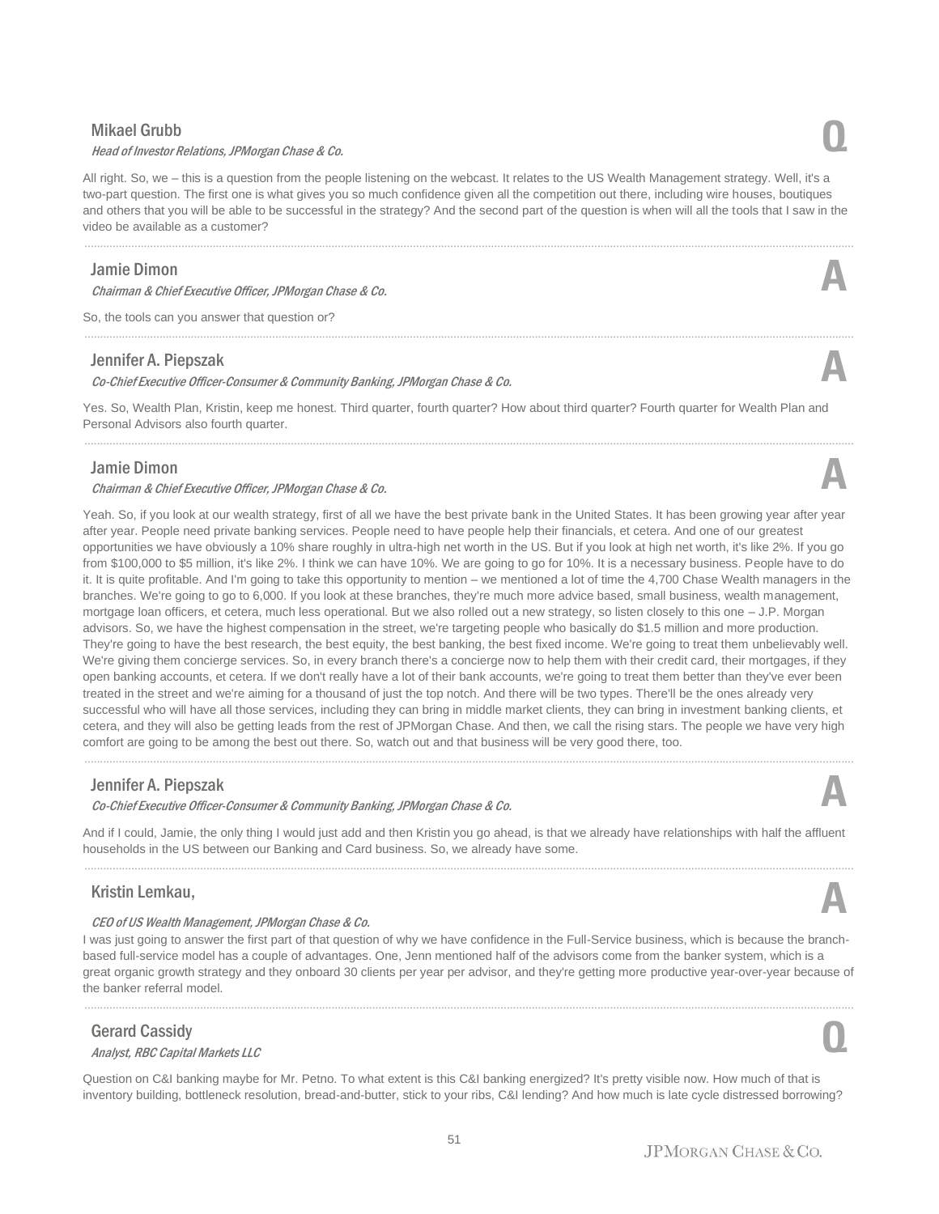**Mikael Grubb**
*Head of Investor Relations, JPMorgan Chase & Co.*

**Q**

All right. So, we – this is a question from the people listening on the webcast. It relates to the US Wealth Management strategy. Well, it's a two-part question. The first one is what gives you so much confidence given all the competition out there, including wire houses, boutiques and others that you will be able to be successful in the strategy? And the second part of the question is when will all the tools that I saw in the video be available as a customer?

---

**Jamie Dimon**
*Chairman & Chief Executive Officer, JPMorgan Chase & Co.*

**A**

So, the tools can you answer that question or?

---

**Jennifer A. Piepszak**
*Co-Chief Executive Officer-Consumer & Community Banking, JPMorgan Chase & Co.*

**A**

Yes. So, Wealth Plan, Kristin, keep me honest. Third quarter, fourth quarter? How about third quarter? Fourth quarter for Wealth Plan and Personal Advisors also fourth quarter.

---

**Jamie Dimon**
*Chairman & Chief Executive Officer, JPMorgan Chase & Co.*

**A**

Yeah. So, if you look at our wealth strategy, first of all we have the best private bank in the United States. It has been growing year after year after year. People need private banking services. People need to have people help their financials, et cetera. And one of our greatest opportunities we have obviously a 10% share roughly in ultra-high net worth in the US. But if you look at high net worth, it's like 2%. If you go from $100,000 to $5 million, it's like 2%. I think we can have 10%. We are going to go for 10%. It is a necessary business. People have to do it. It is quite profitable. And I'm going to take this opportunity to mention – we mentioned a lot of time the 4,700 Chase Wealth managers in the branches. We're going to go to 6,000. If you look at these branches, they're much more advice based, small business, wealth management, mortgage loan officers, et cetera, much less operational. But we also rolled out a new strategy, so listen closely to this one – J.P. Morgan advisors. So, we have the highest compensation in the street, we're targeting people who basically do $1.5 million and more production. They're going to have the best research, the best equity, the best banking, the best fixed income. We're going to treat them unbelievably well. We're giving them concierge services. So, in every branch there's a concierge now to help them with their credit card, their mortgages, if they open banking accounts, et cetera. If we don't really have a lot of their bank accounts, we're going to treat them better than they've ever been treated in the street and we're aiming for a thousand of just the top notch. And there will be two types. There'll be the ones already very successful who will have all those services, including they can bring in middle market clients, they can bring in investment banking clients, et cetera, and they will also be getting leads from the rest of JPMorgan Chase. And then, we call the rising stars. The people we have very high comfort are going to be among the best out there. So, watch out and that business will be very good there, too.

---

**Jennifer A. Piepszak**
*Co-Chief Executive Officer-Consumer & Community Banking, JPMorgan Chase & Co.*

**A**

And if I could, Jamie, the only thing I would just add and then Kristin you go ahead, is that we already have relationships with half the affluent households in the US between our Banking and Card business. So, we already have some.

---

**Kristin Lemkau,**
*CEO of US Wealth Management, JPMorgan Chase & Co.*

**A**

I was just going to answer the first part of that question of why we have confidence in the Full-Service business, which is because the branch-based full-service model has a couple of advantages. One, Jenn mentioned half of the advisors come from the banker system, which is a great organic growth strategy and they onboard 30 clients per year per advisor, and they're getting more productive year-over-year because of the banker referral model.

---

**Gerard Cassidy**
*Analyst, RBC Capital Markets LLC*

**Q**

Question on C&I banking maybe for Mr. Petno. To what extent is this C&I banking energized? It's pretty visible now. How much of that is inventory building, bottleneck resolution, bread-and-butter, stick to your ribs, C&I lending? And how much is late cycle distressed borrowing?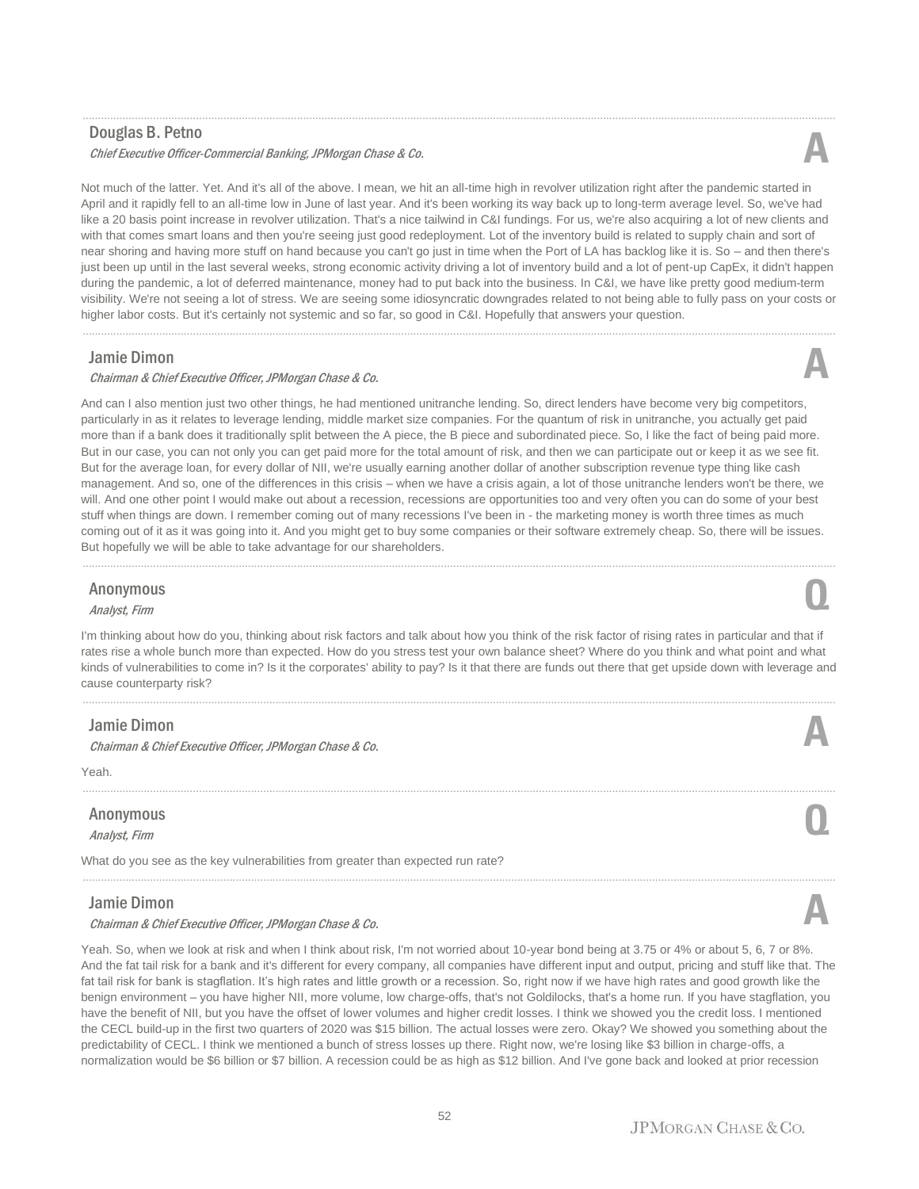**Douglas B. Petno**
*Chief Executive Officer-Commercial Banking, JPMorgan Chase & Co.*

**A**

Not much of the latter. Yet. And it's all of the above. I mean, we hit an all-time high in revolver utilization right after the pandemic started in April and it rapidly fell to an all-time low in June of last year. And it's been working its way back up to long-term average level. So, we've had like a 20 basis point increase in revolver utilization. That's a nice tailwind in C&I fundings. For us, we're also acquiring a lot of new clients and with that comes smart loans and then you're seeing just good redeployment. Lot of the inventory build is related to supply chain and sort of near shoring and having more stuff on hand because you can't go just in time when the Port of LA has backlog like it is. So – and then there's just been up until in the last several weeks, strong economic activity driving a lot of inventory build and a lot of pent-up CapEx, it didn't happen during the pandemic, a lot of deferred maintenance, money had to put back into the business. In C&I, we have like pretty good medium-term visibility. We're not seeing a lot of stress. We are seeing some idiosyncratic downgrades related to not being able to fully pass on your costs or higher labor costs. But it's certainly not systemic and so far, so good in C&I. Hopefully that answers your question.

---

**Jamie Dimon**
*Chairman & Chief Executive Officer, JPMorgan Chase & Co.*

**A**

And can I also mention just two other things, he had mentioned unitranche lending. So, direct lenders have become very big competitors, particularly in as it relates to leverage lending, middle market size companies. For the quantum of risk in unitranche, you actually get paid more than if a bank does it traditionally split between the A piece, the B piece and subordinated piece. So, I like the fact of being paid more. But in our case, you can not only you can get paid more for the total amount of risk, and then we can participate out or keep it as we see fit. But for the average loan, for every dollar of NII, we're usually earning another dollar of another subscription revenue type thing like cash management. And so, one of the differences in this crisis – when we have a crisis again, a lot of those unitranche lenders won't be there, we will. And one other point I would make out about a recession, recessions are opportunities too and very often you can do some of your best stuff when things are down. I remember coming out of many recessions I've been in - the marketing money is worth three times as much coming out of it as it was going into it. And you might get to buy some companies or their software extremely cheap. So, there will be issues. But hopefully we will be able to take advantage for our shareholders.

---

**Anonymous**
*Analyst, Firm*

**Q**

I'm thinking about how do you, thinking about risk factors and talk about how you think of the risk factor of rising rates in particular and that if rates rise a whole bunch more than expected. How do you stress test your own balance sheet? Where do you think and what point and what kinds of vulnerabilities to come in? Is it the corporates' ability to pay? Is it that there are funds out there that get upside down with leverage and cause counterparty risk?

---

**Jamie Dimon**
*Chairman & Chief Executive Officer, JPMorgan Chase & Co.*

**A**

Yeah.

---

**Anonymous**
*Analyst, Firm*

**Q**

What do you see as the key vulnerabilities from greater than expected run rate?

---

**Jamie Dimon**
*Chairman & Chief Executive Officer, JPMorgan Chase & Co.*

**A**

Yeah. So, when we look at risk and when I think about risk, I'm not worried about 10-year bond being at 3.75 or 4% or about 5, 6, 7 or 8%. And the fat tail risk for a bank and it's different for every company, all companies have different input and output, pricing and stuff like that. The fat tail risk for bank is stagflation. It's high rates and little growth or a recession. So, right now if we have high rates and good growth like the benign environment – you have higher NII, more volume, low charge-offs, that's not Goldilocks, that's a home run. If you have stagflation, you have the benefit of NII, but you have the offset of lower volumes and higher credit losses. I think we showed you the credit loss. I mentioned the CECL build-up in the first two quarters of 2020 was $15 billion. The actual losses were zero. Okay? We showed you something about the predictability of CECL. I think we mentioned a bunch of stress losses up there. Right now, we're losing like $3 billion in charge-offs, a normalization would be $6 billion or $7 billion. A recession could be as high as $12 billion. And I've gone back and looked at prior recession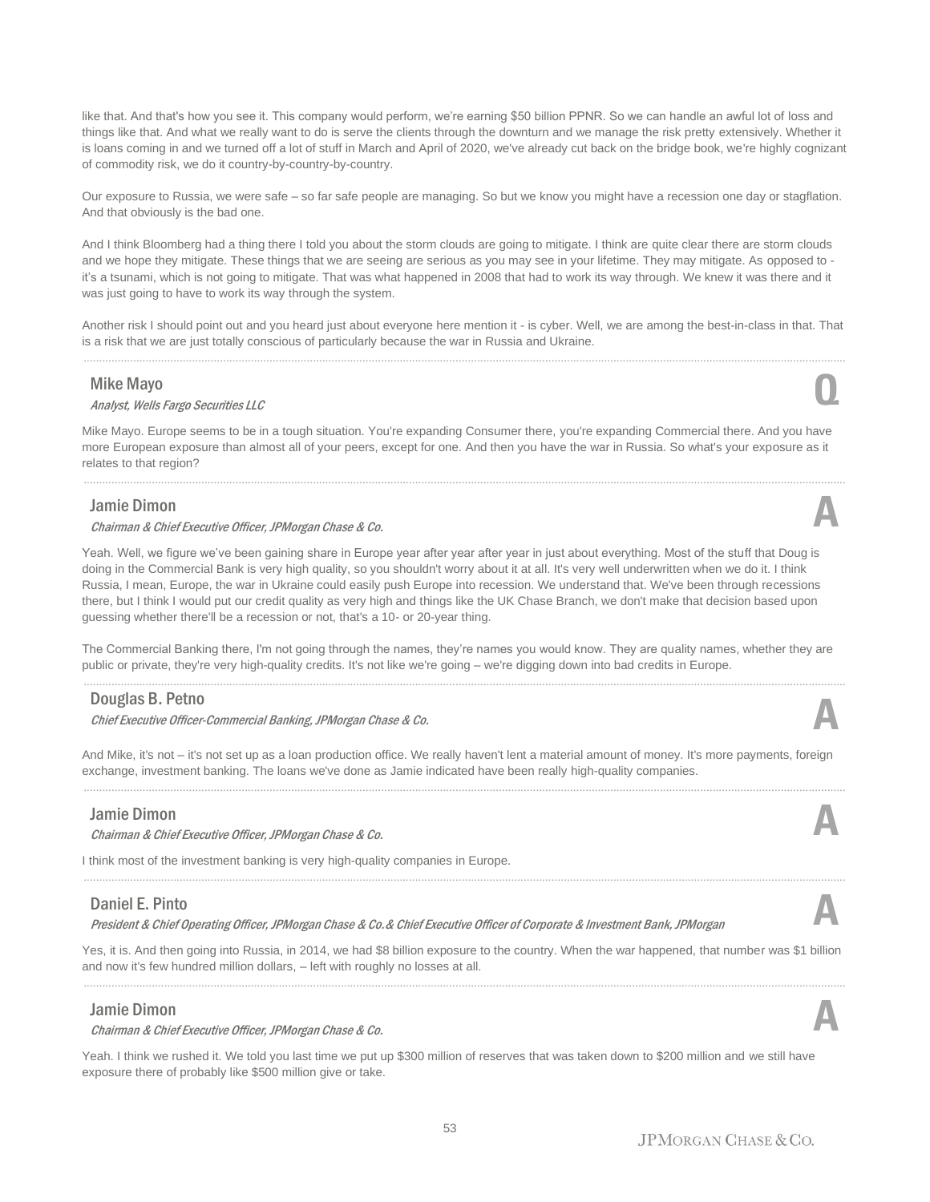like that. And that's how you see it. This company would perform, we're earning $50 billion PPNR. So we can handle an awful lot of loss and things like that. And what we really want to do is serve the clients through the downturn and we manage the risk pretty extensively. Whether it is loans coming in and we turned off a lot of stuff in March and April of 2020, we've already cut back on the bridge book, we're highly cognizant of commodity risk, we do it country-by-country-by-country.

Our exposure to Russia, we were safe – so far safe people are managing. So but we know you might have a recession one day or stagflation. And that obviously is the bad one.

And I think Bloomberg had a thing there I told you about the storm clouds are going to mitigate. I think are quite clear there are storm clouds and we hope they mitigate. These things that we are seeing are serious as you may see in your lifetime. They may mitigate. As opposed to - it's a tsunami, which is not going to mitigate. That was what happened in 2008 that had to work its way through. We knew it was there and it was just going to have to work its way through the system.

Another risk I should point out and you heard just about everyone here mention it - is cyber. Well, we are among the best-in-class in that. That is a risk that we are just totally conscious of particularly because the war in Russia and Ukraine.

---

### Mike Mayo
*Analyst, Wells Fargo Securities LLC* **Q**

Mike Mayo. Europe seems to be in a tough situation. You're expanding Consumer there, you're expanding Commercial there. And you have more European exposure than almost all of your peers, except for one. And then you have the war in Russia. So what's your exposure as it relates to that region?

---

### Jamie Dimon
*Chairman & Chief Executive Officer, JPMorgan Chase & Co.* **A**

Yeah. Well, we figure we've been gaining share in Europe year after year after year in just about everything. Most of the stuff that Doug is doing in the Commercial Bank is very high quality, so you shouldn't worry about it at all. It's very well underwritten when we do it. I think Russia, I mean, Europe, the war in Ukraine could easily push Europe into recession. We understand that. We've been through recessions there, but I think I would put our credit quality as very high and things like the UK Chase Branch, we don't make that decision based upon guessing whether there'll be a recession or not, that's a 10- or 20-year thing.

The Commercial Banking there, I'm not going through the names, they're names you would know. They are quality names, whether they are public or private, they're very high-quality credits. It's not like we're going – we're digging down into bad credits in Europe.

---

### Douglas B. Petno
*Chief Executive Officer-Commercial Banking, JPMorgan Chase & Co.* **A**

And Mike, it's not – it's not set up as a loan production office. We really haven't lent a material amount of money. It's more payments, foreign exchange, investment banking. The loans we've done as Jamie indicated have been really high-quality companies.

---

### Jamie Dimon
*Chairman & Chief Executive Officer, JPMorgan Chase & Co.* **A**

I think most of the investment banking is very high-quality companies in Europe.

---

### Daniel E. Pinto
*President & Chief Operating Officer, JPMorgan Chase & Co.& Chief Executive Officer of Corporate & Investment Bank, JPMorgan* **A**

Yes, it is. And then going into Russia, in 2014, we had $8 billion exposure to the country. When the war happened, that number was $1 billion and now it's few hundred million dollars, – left with roughly no losses at all.

---

### Jamie Dimon
*Chairman & Chief Executive Officer, JPMorgan Chase & Co.* **A**

Yeah. I think we rushed it. We told you last time we put up $300 million of reserves that was taken down to $200 million and we still have exposure there of probably like $500 million give or take.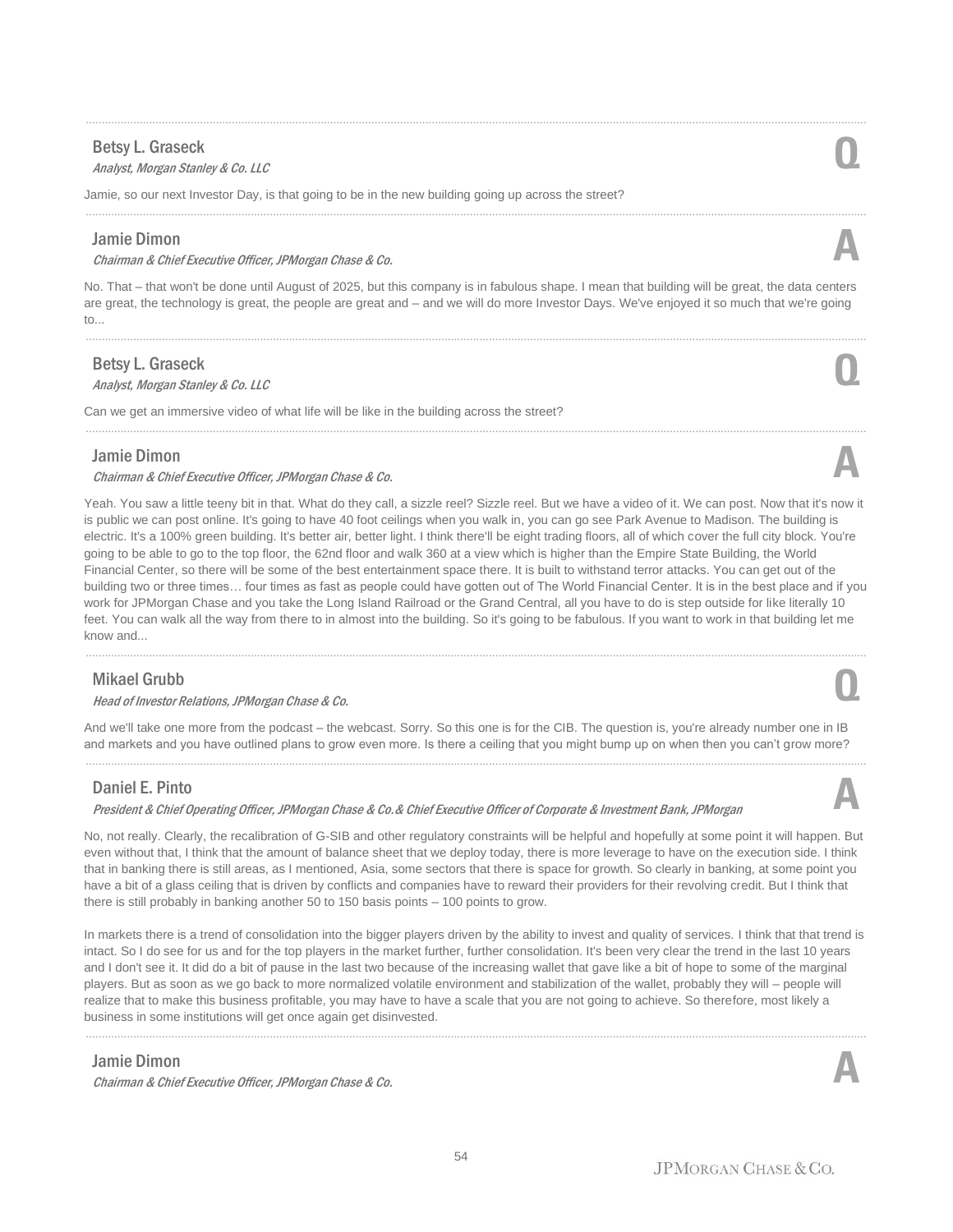**Betsy L. Graseck**
*Analyst, Morgan Stanley & Co. LLC*

**Q**

Jamie, so our next Investor Day, is that going to be in the new building going up across the street?

---

**Jamie Dimon**
*Chairman & Chief Executive Officer, JPMorgan Chase & Co.*

**A**

No. That – that won't be done until August of 2025, but this company is in fabulous shape. I mean that building will be great, the data centers are great, the technology is great, the people are great and – and we will do more Investor Days. We've enjoyed it so much that we're going to...

---

**Betsy L. Graseck**
*Analyst, Morgan Stanley & Co. LLC*

**Q**

Can we get an immersive video of what life will be like in the building across the street?

---

**Jamie Dimon**
*Chairman & Chief Executive Officer, JPMorgan Chase & Co.*

**A**

Yeah. You saw a little teeny bit in that. What do they call, a sizzle reel? Sizzle reel. But we have a video of it. We can post. Now that it's now it is public we can post online. It's going to have 40 foot ceilings when you walk in, you can go see Park Avenue to Madison. The building is electric. It's a 100% green building. It's better air, better light. I think there'll be eight trading floors, all of which cover the full city block. You're going to be able to go to the top floor, the 62nd floor and walk 360 at a view which is higher than the Empire State Building, the World Financial Center, so there will be some of the best entertainment space there. It is built to withstand terror attacks. You can get out of the building two or three times… four times as fast as people could have gotten out of The World Financial Center. It is in the best place and if you work for JPMorgan Chase and you take the Long Island Railroad or the Grand Central, all you have to do is step outside for like literally 10 feet. You can walk all the way from there to in almost into the building. So it's going to be fabulous. If you want to work in that building let me know and...

---

**Mikael Grubb**
*Head of Investor Relations, JPMorgan Chase & Co.*

**Q**

And we'll take one more from the podcast – the webcast. Sorry. So this one is for the CIB. The question is, you're already number one in IB and markets and you have outlined plans to grow even more. Is there a ceiling that you might bump up on when then you can't grow more?

---

**Daniel E. Pinto**
*President & Chief Operating Officer, JPMorgan Chase & Co.& Chief Executive Officer of Corporate & Investment Bank, JPMorgan*

**A**

No, not really. Clearly, the recalibration of G-SIB and other regulatory constraints will be helpful and hopefully at some point it will happen. But even without that, I think that the amount of balance sheet that we deploy today, there is more leverage to have on the execution side. I think that in banking there is still areas, as I mentioned, Asia, some sectors that there is space for growth. So clearly in banking, at some point you have a bit of a glass ceiling that is driven by conflicts and companies have to reward their providers for their revolving credit. But I think that there is still probably in banking another 50 to 150 basis points – 100 points to grow.

In markets there is a trend of consolidation into the bigger players driven by the ability to invest and quality of services. I think that that trend is intact. So I do see for us and for the top players in the market further, further consolidation. It's been very clear the trend in the last 10 years and I don't see it. It did do a bit of pause in the last two because of the increasing wallet that gave like a bit of hope to some of the marginal players. But as soon as we go back to more normalized volatile environment and stabilization of the wallet, probably they will – people will realize that to make this business profitable, you may have to have a scale that you are not going to achieve. So therefore, most likely a business in some institutions will get once again get disinvested.

---

**Jamie Dimon**
*Chairman & Chief Executive Officer, JPMorgan Chase & Co.*

**A**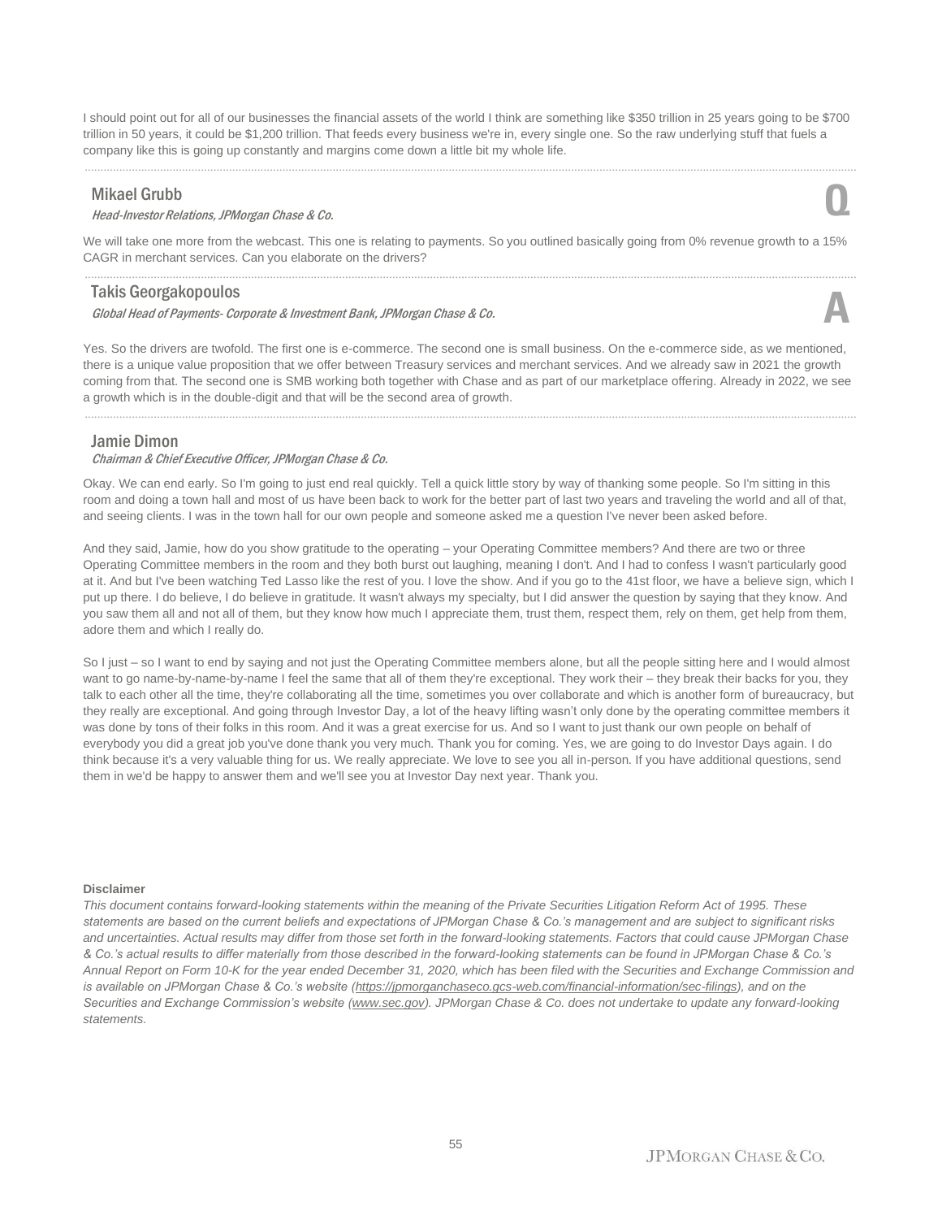I should point out for all of our businesses the financial assets of the world I think are something like $350 trillion in 25 years going to be $700 trillion in 50 years, it could be $1,200 trillion. That feeds every business we're in, every single one. So the raw underlying stuff that fuels a company like this is going up constantly and margins come down a little bit my whole life.

---

### Mikael Grubb

*Head-Investor Relations, JPMorgan Chase & Co.*

**Q**

We will take one more from the webcast. This one is relating to payments. So you outlined basically going from 0% revenue growth to a 15% CAGR in merchant services. Can you elaborate on the drivers?

---

### Takis Georgakopoulos

*Global Head of Payments- Corporate & Investment Bank, JPMorgan Chase & Co.*

**A**

Yes. So the drivers are twofold. The first one is e-commerce. The second one is small business. On the e-commerce side, as we mentioned, there is a unique value proposition that we offer between Treasury services and merchant services. And we already saw in 2021 the growth coming from that. The second one is SMB working both together with Chase and as part of our marketplace offering. Already in 2022, we see a growth which is in the double-digit and that will be the second area of growth.

---

### Jamie Dimon

*Chairman & Chief Executive Officer, JPMorgan Chase & Co.*

Okay. We can end early. So I'm going to just end real quickly. Tell a quick little story by way of thanking some people. So I'm sitting in this room and doing a town hall and most of us have been back to work for the better part of last two years and traveling the world and all of that, and seeing clients. I was in the town hall for our own people and someone asked me a question I've never been asked before.

And they said, Jamie, how do you show gratitude to the operating – your Operating Committee members? And there are two or three Operating Committee members in the room and they both burst out laughing, meaning I don't. And I had to confess I wasn't particularly good at it. And but I've been watching Ted Lasso like the rest of you. I love the show. And if you go to the 41st floor, we have a believe sign, which I put up there. I do believe, I do believe in gratitude. It wasn't always my specialty, but I did answer the question by saying that they know. And you saw them all and not all of them, but they know how much I appreciate them, trust them, respect them, rely on them, get help from them, adore them and which I really do.

So I just – so I want to end by saying and not just the Operating Committee members alone, but all the people sitting here and I would almost want to go name-by-name-by-name I feel the same that all of them they're exceptional. They work their – they break their backs for you, they talk to each other all the time, they're collaborating all the time, sometimes you over collaborate and which is another form of bureaucracy, but they really are exceptional. And going through Investor Day, a lot of the heavy lifting wasn't only done by the operating committee members it was done by tons of their folks in this room. And it was a great exercise for us. And so I want to just thank our own people on behalf of everybody you did a great job you've done thank you very much. Thank you for coming. Yes, we are going to do Investor Days again. I do think because it's a very valuable thing for us. We really appreciate. We love to see you all in-person. If you have additional questions, send them in we'd be happy to answer them and we'll see you at Investor Day next year. Thank you.

**Disclaimer**

*This document contains forward-looking statements within the meaning of the Private Securities Litigation Reform Act of 1995. These statements are based on the current beliefs and expectations of JPMorgan Chase & Co.'s management and are subject to significant risks and uncertainties. Actual results may differ from those set forth in the forward-looking statements. Factors that could cause JPMorgan Chase & Co.'s actual results to differ materially from those described in the forward-looking statements can be found in JPMorgan Chase & Co.'s Annual Report on Form 10-K for the year ended December 31, 2020, which has been filed with the Securities and Exchange Commission and is available on JPMorgan Chase & Co.'s website (https://jpmorganchaseco.gcs-web.com/financial-information/sec-filings), and on the Securities and Exchange Commission's website (www.sec.gov). JPMorgan Chase & Co. does not undertake to update any forward-looking statements.*